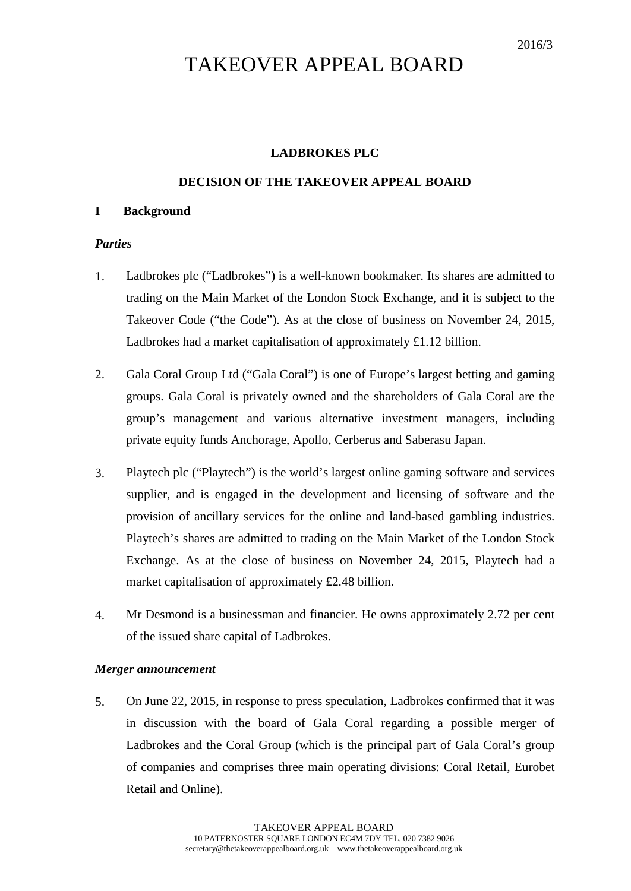2016/3

# TAKEOVER APPEAL BOARD

**LADBROKES PLC**

**DECISION OF THE TAKEOVER APPEAL BOARD**

## I Background

### *Parties*

1. Ladbrokes plc (“Ladbrokes”) is a well-known bookmaker. Its shares are admitted to trading on the Main Market of the London Stock Exchange, and it is subject to the Takeover Code (“the Code”). As at the close of business on November 24, 2015, Ladbrokes had a market capitalisation of approximately £1.12 billion.

2. Gala Coral Group Ltd (“Gala Coral”) is one of Europe’s largest betting and gaming groups. Gala Coral is privately owned and the shareholders of Gala Coral are the group’s management and various alternative investment managers, including private equity funds Anchorage, Apollo, Cerberus and Saberasu Japan.

3. Playtech plc (“Playtech”) is the world’s largest online gaming software and services supplier, and is engaged in the development and licensing of software and the provision of ancillary services for the online and land-based gambling industries. Playtech’s shares are admitted to trading on the Main Market of the London Stock Exchange. As at the close of business on November 24, 2015, Playtech had a market capitalisation of approximately £2.48 billion.

4. Mr Desmond is a businessman and financier. He owns approximately 2.72 per cent of the issued share capital of Ladbrokes.

### *Merger announcement*

5. On June 22, 2015, in response to press speculation, Ladbrokes confirmed that it was in discussion with the board of Gala Coral regarding a possible merger of Ladbrokes and the Coral Group (which is the principal part of Gala Coral’s group of companies and comprises three main operating divisions: Coral Retail, Eurobet Retail and Online).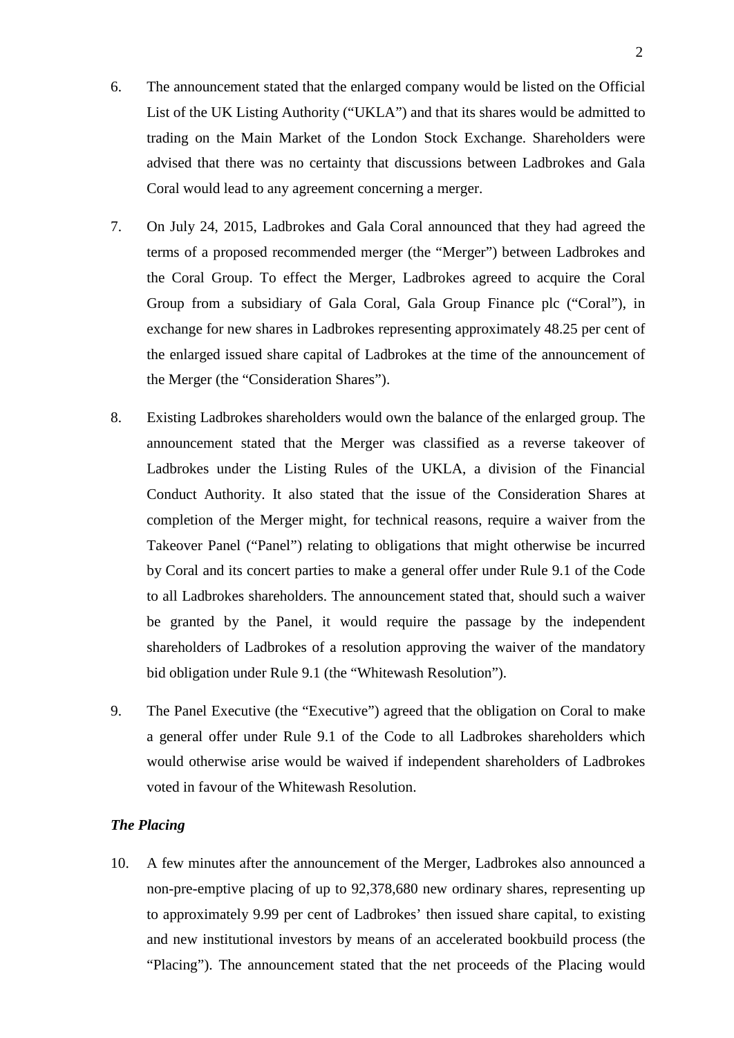6. The announcement stated that the enlarged company would be listed on the Official List of the UK Listing Authority ("UKLA") and that its shares would be admitted to trading on the Main Market of the London Stock Exchange. Shareholders were advised that there was no certainty that discussions between Ladbrokes and Gala Coral would lead to any agreement concerning a merger.

7. On July 24, 2015, Ladbrokes and Gala Coral announced that they had agreed the terms of a proposed recommended merger (the "Merger") between Ladbrokes and the Coral Group. To effect the Merger, Ladbrokes agreed to acquire the Coral Group from a subsidiary of Gala Coral, Gala Group Finance plc ("Coral"), in exchange for new shares in Ladbrokes representing approximately 48.25 per cent of the enlarged issued share capital of Ladbrokes at the time of the announcement of the Merger (the "Consideration Shares").

8. Existing Ladbrokes shareholders would own the balance of the enlarged group. The announcement stated that the Merger was classified as a reverse takeover of Ladbrokes under the Listing Rules of the UKLA, a division of the Financial Conduct Authority. It also stated that the issue of the Consideration Shares at completion of the Merger might, for technical reasons, require a waiver from the Takeover Panel ("Panel") relating to obligations that might otherwise be incurred by Coral and its concert parties to make a general offer under Rule 9.1 of the Code to all Ladbrokes shareholders. The announcement stated that, should such a waiver be granted by the Panel, it would require the passage by the independent shareholders of Ladbrokes of a resolution approving the waiver of the mandatory bid obligation under Rule 9.1 (the "Whitewash Resolution").

9. The Panel Executive (the "Executive") agreed that the obligation on Coral to make a general offer under Rule 9.1 of the Code to all Ladbrokes shareholders which would otherwise arise would be waived if independent shareholders of Ladbrokes voted in favour of the Whitewash Resolution.

***The Placing***

10. A few minutes after the announcement of the Merger, Ladbrokes also announced a non-pre-emptive placing of up to 92,378,680 new ordinary shares, representing up to approximately 9.99 per cent of Ladbrokes' then issued share capital, to existing and new institutional investors by means of an accelerated bookbuild process (the "Placing"). The announcement stated that the net proceeds of the Placing would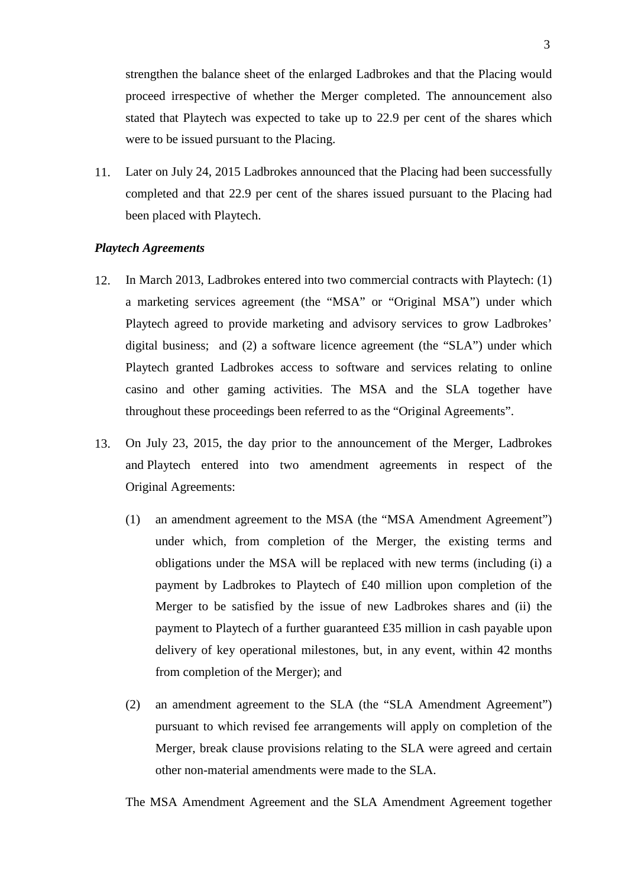strengthen the balance sheet of the enlarged Ladbrokes and that the Placing would proceed irrespective of whether the Merger completed. The announcement also stated that Playtech was expected to take up to 22.9 per cent of the shares which were to be issued pursuant to the Placing.

11. Later on July 24, 2015 Ladbrokes announced that the Placing had been successfully completed and that 22.9 per cent of the shares issued pursuant to the Placing had been placed with Playtech.

***Playtech Agreements***

12. In March 2013, Ladbrokes entered into two commercial contracts with Playtech: (1) a marketing services agreement (the "MSA" or "Original MSA") under which Playtech agreed to provide marketing and advisory services to grow Ladbrokes' digital business; and (2) a software licence agreement (the "SLA") under which Playtech granted Ladbrokes access to software and services relating to online casino and other gaming activities. The MSA and the SLA together have throughout these proceedings been referred to as the "Original Agreements".

13. On July 23, 2015, the day prior to the announcement of the Merger, Ladbrokes and Playtech entered into two amendment agreements in respect of the Original Agreements:

    (1) an amendment agreement to the MSA (the "MSA Amendment Agreement") under which, from completion of the Merger, the existing terms and obligations under the MSA will be replaced with new terms (including (i) a payment by Ladbrokes to Playtech of £40 million upon completion of the Merger to be satisfied by the issue of new Ladbrokes shares and (ii) the payment to Playtech of a further guaranteed £35 million in cash payable upon delivery of key operational milestones, but, in any event, within 42 months from completion of the Merger); and

    (2) an amendment agreement to the SLA (the "SLA Amendment Agreement") pursuant to which revised fee arrangements will apply on completion of the Merger, break clause provisions relating to the SLA were agreed and certain other non-material amendments were made to the SLA.

    The MSA Amendment Agreement and the SLA Amendment Agreement together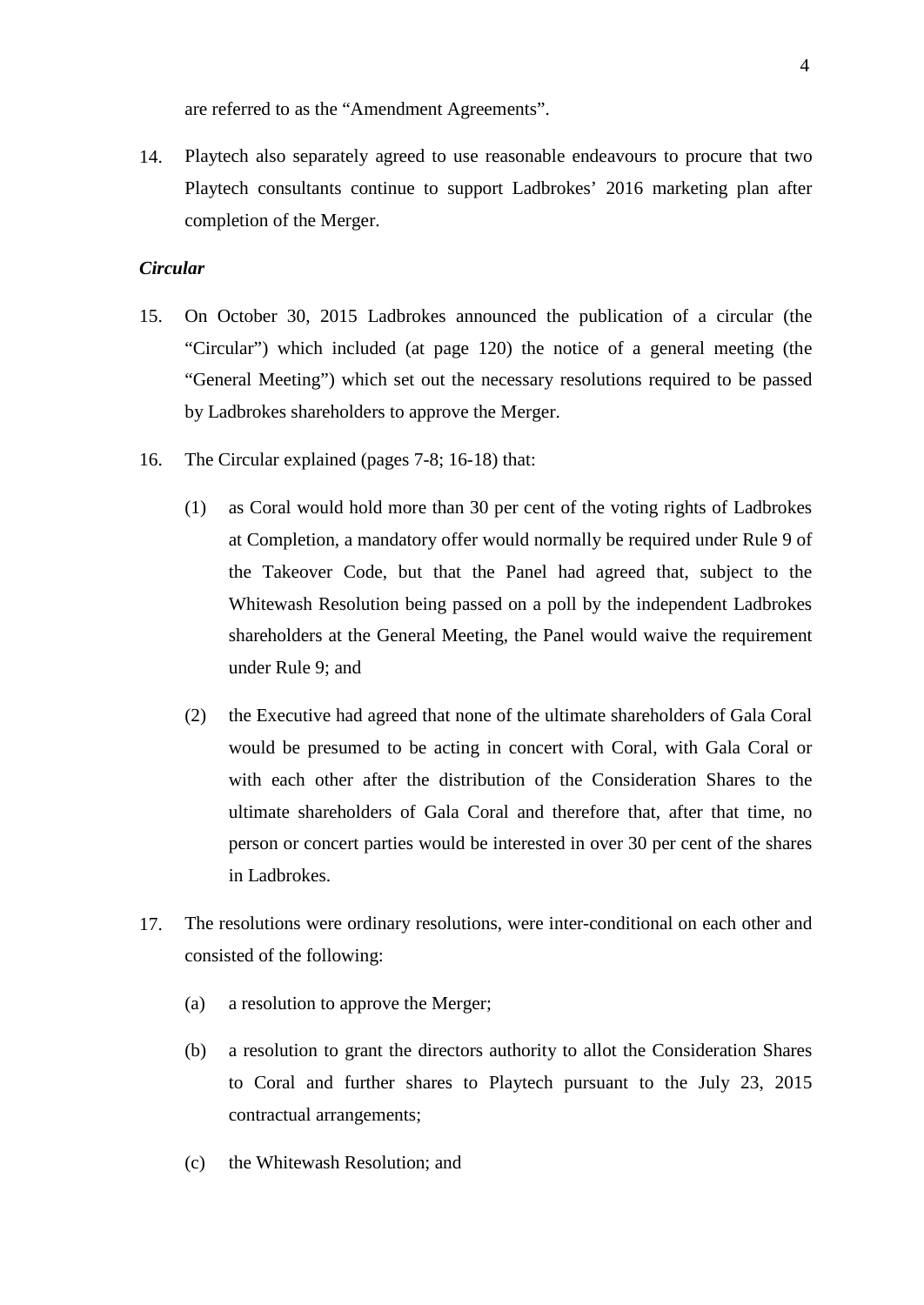are referred to as the "Amendment Agreements".

14. Playtech also separately agreed to use reasonable endeavours to procure that two Playtech consultants continue to support Ladbrokes' 2016 marketing plan after completion of the Merger.

***Circular***

15. On October 30, 2015 Ladbrokes announced the publication of a circular (the "Circular") which included (at page 120) the notice of a general meeting (the "General Meeting") which set out the necessary resolutions required to be passed by Ladbrokes shareholders to approve the Merger.

16. The Circular explained (pages 7-8; 16-18) that:

    (1) as Coral would hold more than 30 per cent of the voting rights of Ladbrokes at Completion, a mandatory offer would normally be required under Rule 9 of the Takeover Code, but that the Panel had agreed that, subject to the Whitewash Resolution being passed on a poll by the independent Ladbrokes shareholders at the General Meeting, the Panel would waive the requirement under Rule 9; and

    (2) the Executive had agreed that none of the ultimate shareholders of Gala Coral would be presumed to be acting in concert with Coral, with Gala Coral or with each other after the distribution of the Consideration Shares to the ultimate shareholders of Gala Coral and therefore that, after that time, no person or concert parties would be interested in over 30 per cent of the shares in Ladbrokes.

17. The resolutions were ordinary resolutions, were inter-conditional on each other and consisted of the following:

    (a) a resolution to approve the Merger;

    (b) a resolution to grant the directors authority to allot the Consideration Shares to Coral and further shares to Playtech pursuant to the July 23, 2015 contractual arrangements;

    (c) the Whitewash Resolution; and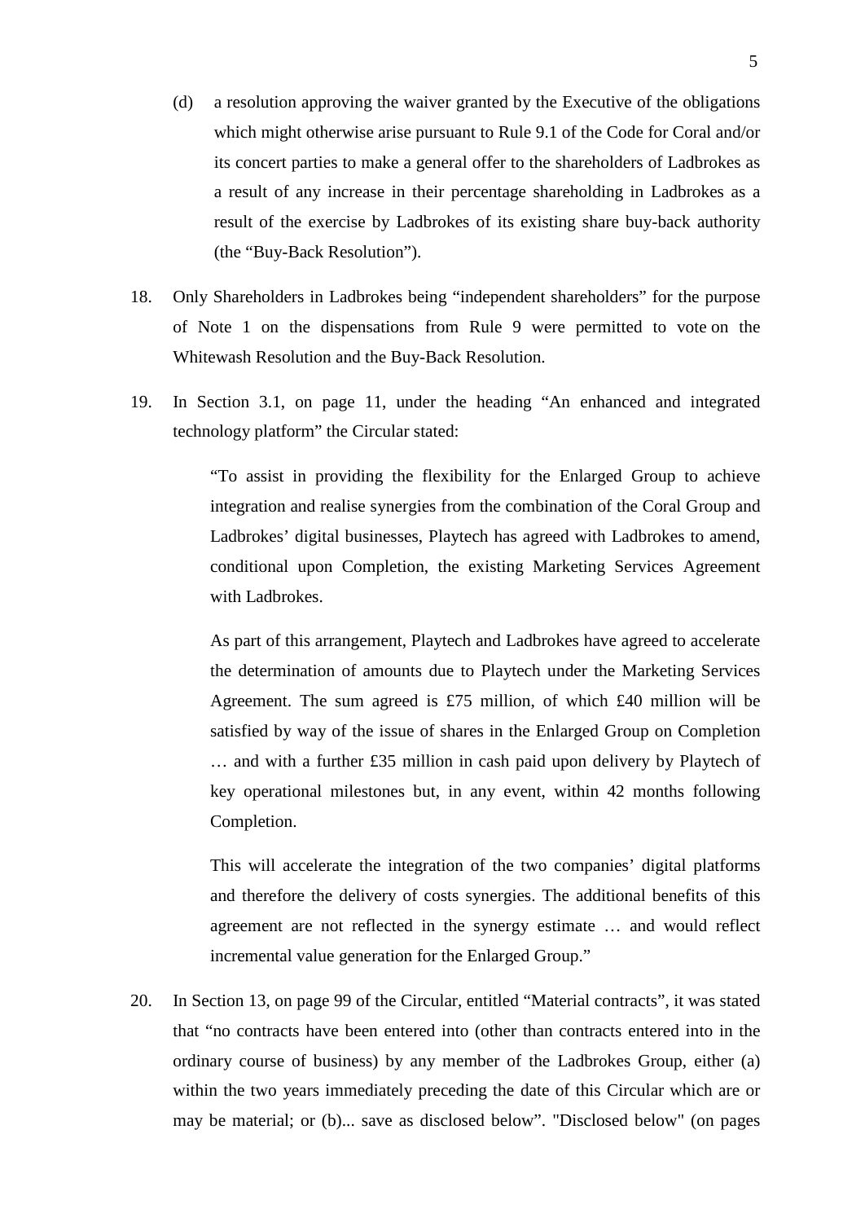(d) a resolution approving the waiver granted by the Executive of the obligations which might otherwise arise pursuant to Rule 9.1 of the Code for Coral and/or its concert parties to make a general offer to the shareholders of Ladbrokes as a result of any increase in their percentage shareholding in Ladbrokes as a result of the exercise by Ladbrokes of its existing share buy-back authority (the "Buy-Back Resolution").

18. Only Shareholders in Ladbrokes being "independent shareholders" for the purpose of Note 1 on the dispensations from Rule 9 were permitted to vote on the Whitewash Resolution and the Buy-Back Resolution.

19. In Section 3.1, on page 11, under the heading "An enhanced and integrated technology platform" the Circular stated:

> "To assist in providing the flexibility for the Enlarged Group to achieve integration and realise synergies from the combination of the Coral Group and Ladbrokes' digital businesses, Playtech has agreed with Ladbrokes to amend, conditional upon Completion, the existing Marketing Services Agreement with Ladbrokes.
>
> As part of this arrangement, Playtech and Ladbrokes have agreed to accelerate the determination of amounts due to Playtech under the Marketing Services Agreement. The sum agreed is £75 million, of which £40 million will be satisfied by way of the issue of shares in the Enlarged Group on Completion … and with a further £35 million in cash paid upon delivery by Playtech of key operational milestones but, in any event, within 42 months following Completion.
>
> This will accelerate the integration of the two companies' digital platforms and therefore the delivery of costs synergies. The additional benefits of this agreement are not reflected in the synergy estimate … and would reflect incremental value generation for the Enlarged Group."

20. In Section 13, on page 99 of the Circular, entitled "Material contracts", it was stated that "no contracts have been entered into (other than contracts entered into in the ordinary course of business) by any member of the Ladbrokes Group, either (a) within the two years immediately preceding the date of this Circular which are or may be material; or (b)... save as disclosed below". "Disclosed below" (on pages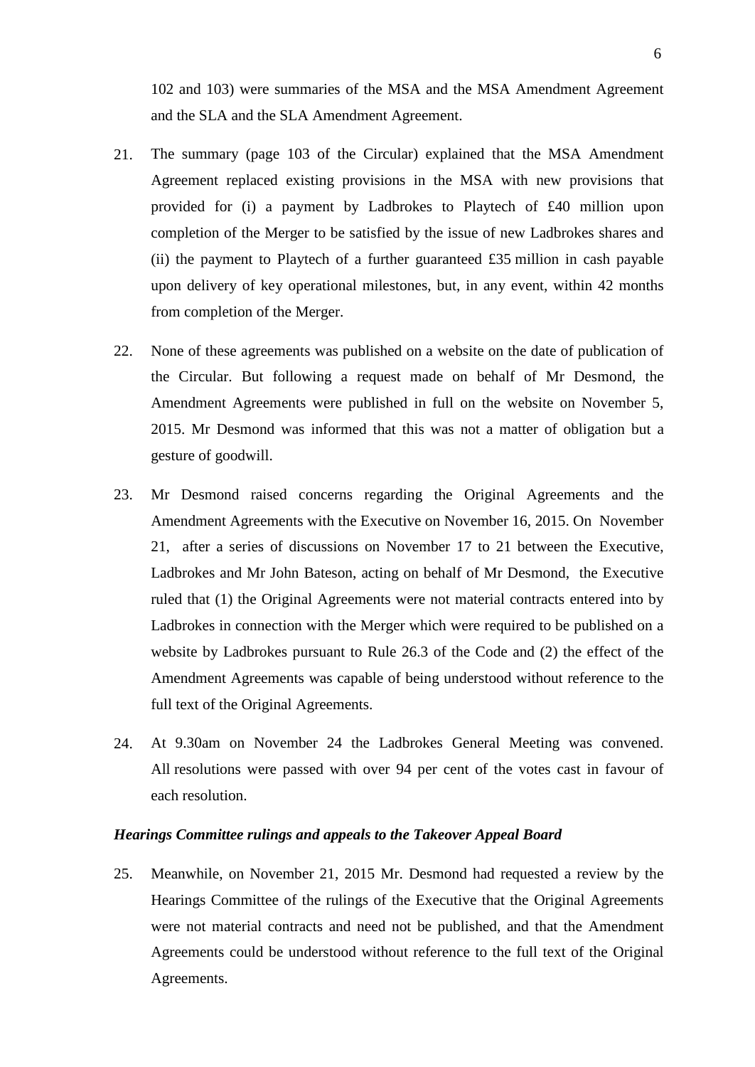102 and 103) were summaries of the MSA and the MSA Amendment Agreement and the SLA and the SLA Amendment Agreement.

21. The summary (page 103 of the Circular) explained that the MSA Amendment Agreement replaced existing provisions in the MSA with new provisions that provided for (i) a payment by Ladbrokes to Playtech of £40 million upon completion of the Merger to be satisfied by the issue of new Ladbrokes shares and (ii) the payment to Playtech of a further guaranteed £35 million in cash payable upon delivery of key operational milestones, but, in any event, within 42 months from completion of the Merger.

22. None of these agreements was published on a website on the date of publication of the Circular. But following a request made on behalf of Mr Desmond, the Amendment Agreements were published in full on the website on November 5, 2015. Mr Desmond was informed that this was not a matter of obligation but a gesture of goodwill.

23. Mr Desmond raised concerns regarding the Original Agreements and the Amendment Agreements with the Executive on November 16, 2015. On November 21, after a series of discussions on November 17 to 21 between the Executive, Ladbrokes and Mr John Bateson, acting on behalf of Mr Desmond, the Executive ruled that (1) the Original Agreements were not material contracts entered into by Ladbrokes in connection with the Merger which were required to be published on a website by Ladbrokes pursuant to Rule 26.3 of the Code and (2) the effect of the Amendment Agreements was capable of being understood without reference to the full text of the Original Agreements.

24. At 9.30am on November 24 the Ladbrokes General Meeting was convened. All resolutions were passed with over 94 per cent of the votes cast in favour of each resolution.

### *Hearings Committee rulings and appeals to the Takeover Appeal Board*

25. Meanwhile, on November 21, 2015 Mr. Desmond had requested a review by the Hearings Committee of the rulings of the Executive that the Original Agreements were not material contracts and need not be published, and that the Amendment Agreements could be understood without reference to the full text of the Original Agreements.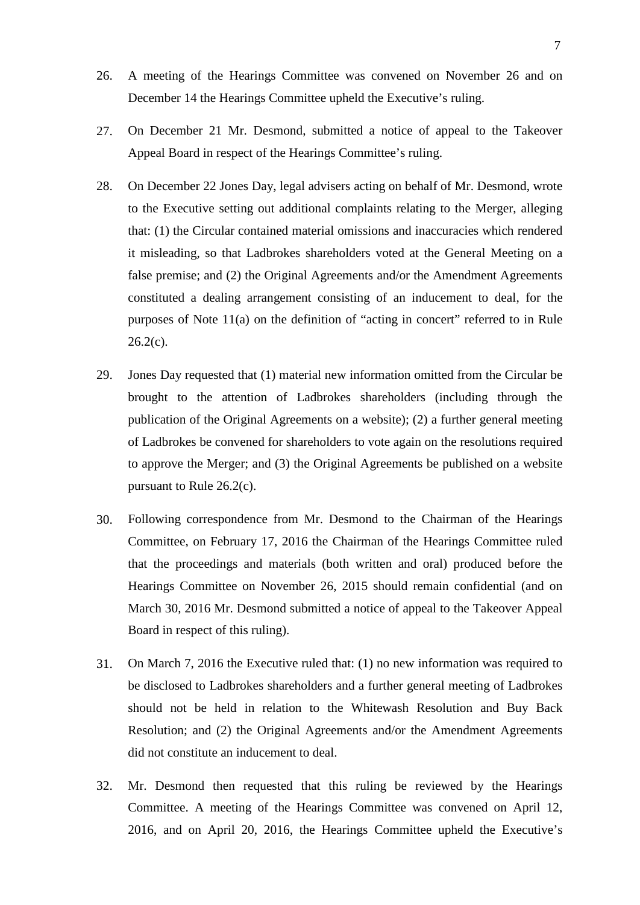26. A meeting of the Hearings Committee was convened on November 26 and on December 14 the Hearings Committee upheld the Executive's ruling.

27. On December 21 Mr. Desmond, submitted a notice of appeal to the Takeover Appeal Board in respect of the Hearings Committee's ruling.

28. On December 22 Jones Day, legal advisers acting on behalf of Mr. Desmond, wrote to the Executive setting out additional complaints relating to the Merger, alleging that: (1) the Circular contained material omissions and inaccuracies which rendered it misleading, so that Ladbrokes shareholders voted at the General Meeting on a false premise; and (2) the Original Agreements and/or the Amendment Agreements constituted a dealing arrangement consisting of an inducement to deal, for the purposes of Note 11(a) on the definition of "acting in concert" referred to in Rule 26.2(c).

29. Jones Day requested that (1) material new information omitted from the Circular be brought to the attention of Ladbrokes shareholders (including through the publication of the Original Agreements on a website); (2) a further general meeting of Ladbrokes be convened for shareholders to vote again on the resolutions required to approve the Merger; and (3) the Original Agreements be published on a website pursuant to Rule 26.2(c).

30. Following correspondence from Mr. Desmond to the Chairman of the Hearings Committee, on February 17, 2016 the Chairman of the Hearings Committee ruled that the proceedings and materials (both written and oral) produced before the Hearings Committee on November 26, 2015 should remain confidential (and on March 30, 2016 Mr. Desmond submitted a notice of appeal to the Takeover Appeal Board in respect of this ruling).

31. On March 7, 2016 the Executive ruled that: (1) no new information was required to be disclosed to Ladbrokes shareholders and a further general meeting of Ladbrokes should not be held in relation to the Whitewash Resolution and Buy Back Resolution; and (2) the Original Agreements and/or the Amendment Agreements did not constitute an inducement to deal.

32. Mr. Desmond then requested that this ruling be reviewed by the Hearings Committee. A meeting of the Hearings Committee was convened on April 12, 2016, and on April 20, 2016, the Hearings Committee upheld the Executive's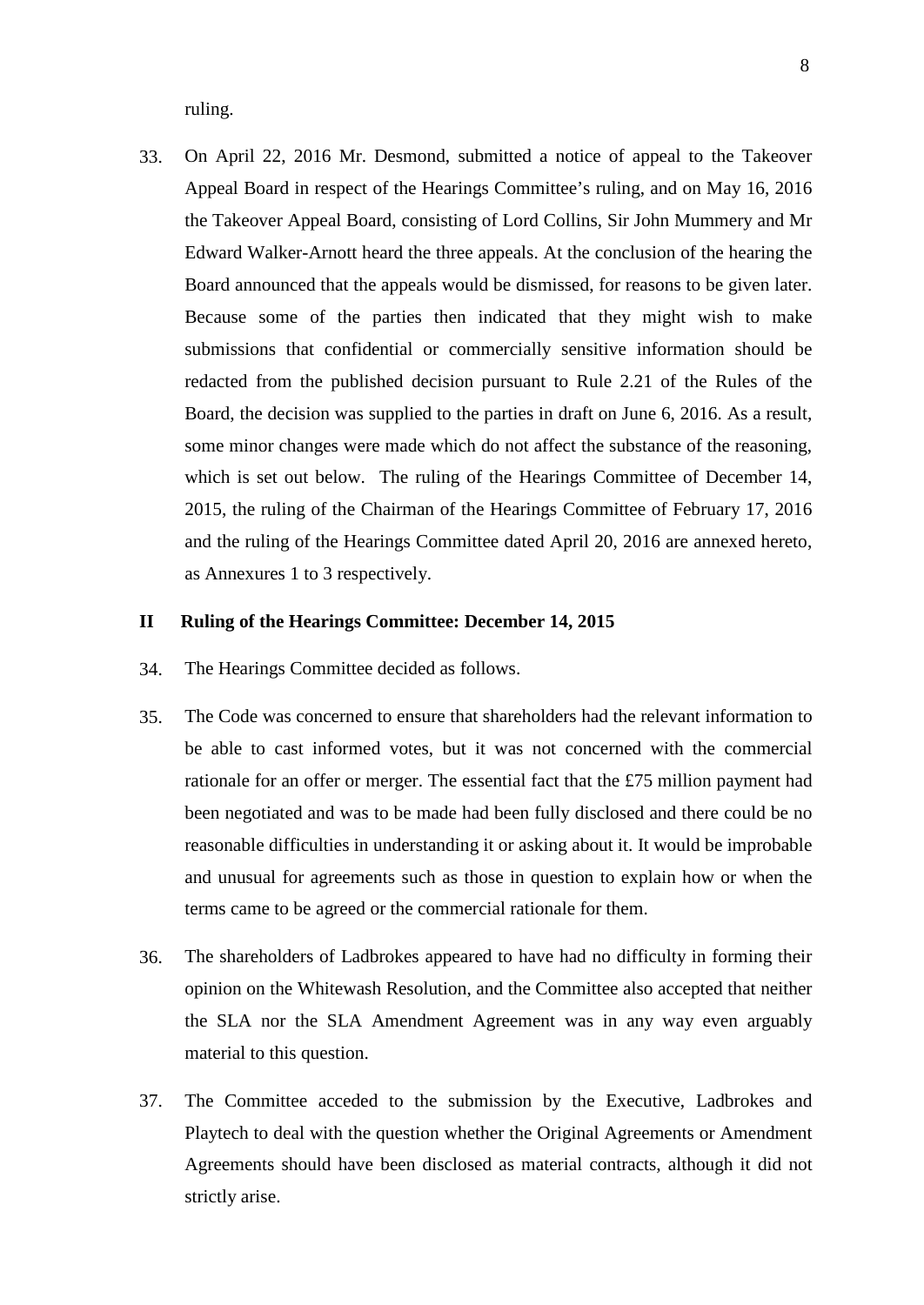ruling.

33. On April 22, 2016 Mr. Desmond, submitted a notice of appeal to the Takeover Appeal Board in respect of the Hearings Committee's ruling, and on May 16, 2016 the Takeover Appeal Board, consisting of Lord Collins, Sir John Mummery and Mr Edward Walker-Arnott heard the three appeals. At the conclusion of the hearing the Board announced that the appeals would be dismissed, for reasons to be given later. Because some of the parties then indicated that they might wish to make submissions that confidential or commercially sensitive information should be redacted from the published decision pursuant to Rule 2.21 of the Rules of the Board, the decision was supplied to the parties in draft on June 6, 2016. As a result, some minor changes were made which do not affect the substance of the reasoning, which is set out below. The ruling of the Hearings Committee of December 14, 2015, the ruling of the Chairman of the Hearings Committee of February 17, 2016 and the ruling of the Hearings Committee dated April 20, 2016 are annexed hereto, as Annexures 1 to 3 respectively.

## II Ruling of the Hearings Committee: December 14, 2015

34. The Hearings Committee decided as follows.

35. The Code was concerned to ensure that shareholders had the relevant information to be able to cast informed votes, but it was not concerned with the commercial rationale for an offer or merger. The essential fact that the £75 million payment had been negotiated and was to be made had been fully disclosed and there could be no reasonable difficulties in understanding it or asking about it. It would be improbable and unusual for agreements such as those in question to explain how or when the terms came to be agreed or the commercial rationale for them.

36. The shareholders of Ladbrokes appeared to have had no difficulty in forming their opinion on the Whitewash Resolution, and the Committee also accepted that neither the SLA nor the SLA Amendment Agreement was in any way even arguably material to this question.

37. The Committee acceded to the submission by the Executive, Ladbrokes and Playtech to deal with the question whether the Original Agreements or Amendment Agreements should have been disclosed as material contracts, although it did not strictly arise.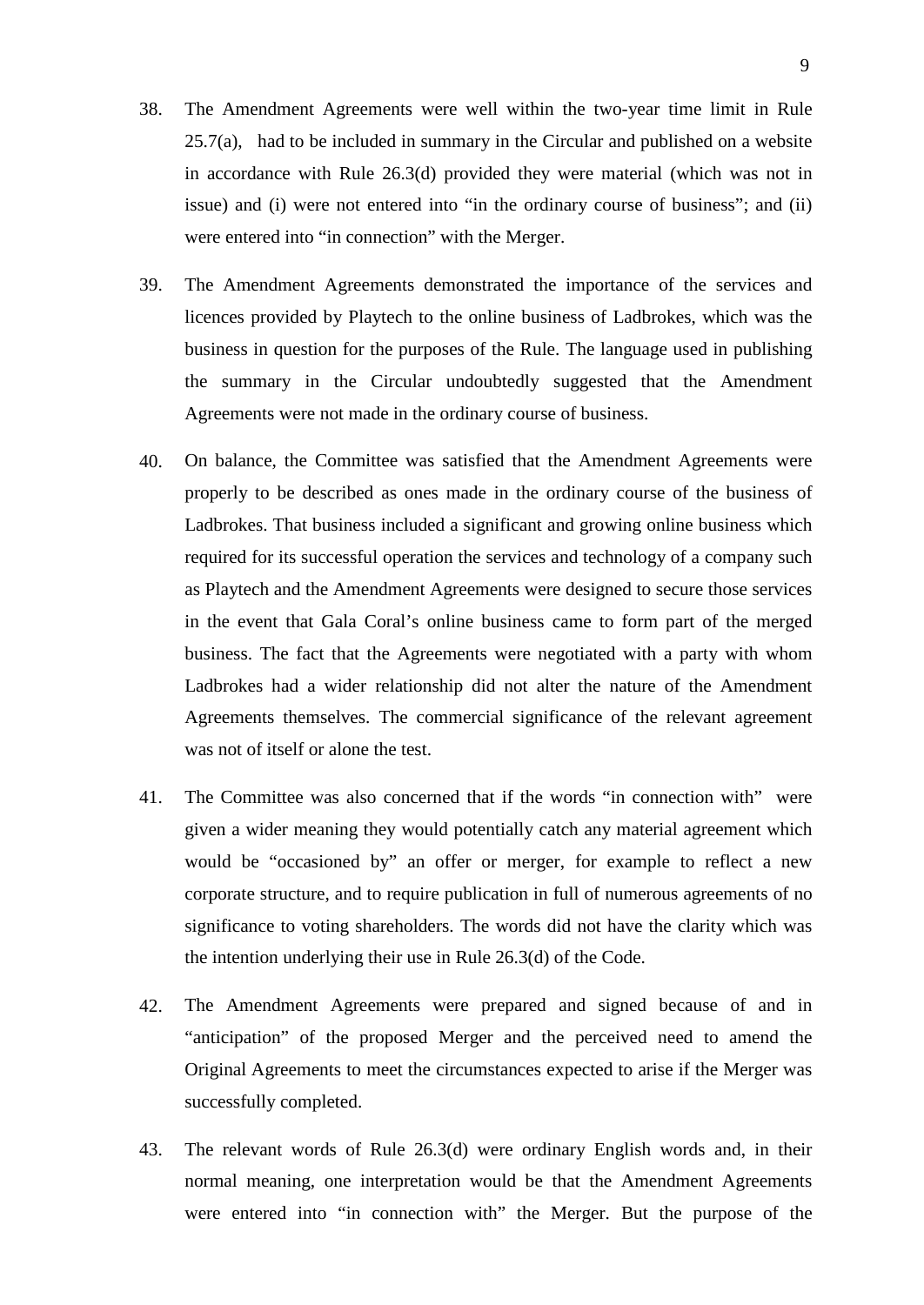38. The Amendment Agreements were well within the two-year time limit in Rule 25.7(a), had to be included in summary in the Circular and published on a website in accordance with Rule 26.3(d) provided they were material (which was not in issue) and (i) were not entered into "in the ordinary course of business"; and (ii) were entered into "in connection" with the Merger.

39. The Amendment Agreements demonstrated the importance of the services and licences provided by Playtech to the online business of Ladbrokes, which was the business in question for the purposes of the Rule. The language used in publishing the summary in the Circular undoubtedly suggested that the Amendment Agreements were not made in the ordinary course of business.

40. On balance, the Committee was satisfied that the Amendment Agreements were properly to be described as ones made in the ordinary course of the business of Ladbrokes. That business included a significant and growing online business which required for its successful operation the services and technology of a company such as Playtech and the Amendment Agreements were designed to secure those services in the event that Gala Coral's online business came to form part of the merged business. The fact that the Agreements were negotiated with a party with whom Ladbrokes had a wider relationship did not alter the nature of the Amendment Agreements themselves. The commercial significance of the relevant agreement was not of itself or alone the test.

41. The Committee was also concerned that if the words "in connection with" were given a wider meaning they would potentially catch any material agreement which would be "occasioned by" an offer or merger, for example to reflect a new corporate structure, and to require publication in full of numerous agreements of no significance to voting shareholders. The words did not have the clarity which was the intention underlying their use in Rule 26.3(d) of the Code.

42. The Amendment Agreements were prepared and signed because of and in "anticipation" of the proposed Merger and the perceived need to amend the Original Agreements to meet the circumstances expected to arise if the Merger was successfully completed.

43. The relevant words of Rule 26.3(d) were ordinary English words and, in their normal meaning, one interpretation would be that the Amendment Agreements were entered into "in connection with" the Merger. But the purpose of the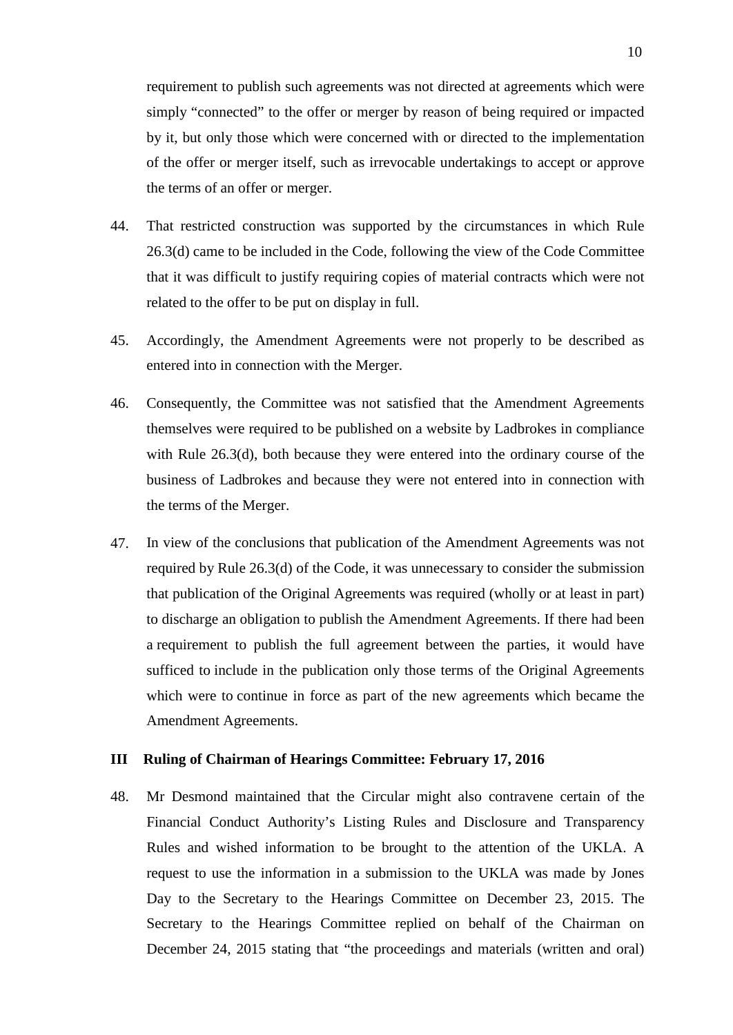requirement to publish such agreements was not directed at agreements which were simply "connected" to the offer or merger by reason of being required or impacted by it, but only those which were concerned with or directed to the implementation of the offer or merger itself, such as irrevocable undertakings to accept or approve the terms of an offer or merger.

44. That restricted construction was supported by the circumstances in which Rule 26.3(d) came to be included in the Code, following the view of the Code Committee that it was difficult to justify requiring copies of material contracts which were not related to the offer to be put on display in full.

45. Accordingly, the Amendment Agreements were not properly to be described as entered into in connection with the Merger.

46. Consequently, the Committee was not satisfied that the Amendment Agreements themselves were required to be published on a website by Ladbrokes in compliance with Rule 26.3(d), both because they were entered into the ordinary course of the business of Ladbrokes and because they were not entered into in connection with the terms of the Merger.

47. In view of the conclusions that publication of the Amendment Agreements was not required by Rule 26.3(d) of the Code, it was unnecessary to consider the submission that publication of the Original Agreements was required (wholly or at least in part) to discharge an obligation to publish the Amendment Agreements. If there had been a requirement to publish the full agreement between the parties, it would have sufficed to include in the publication only those terms of the Original Agreements which were to continue in force as part of the new agreements which became the Amendment Agreements.

## III Ruling of Chairman of Hearings Committee: February 17, 2016

48. Mr Desmond maintained that the Circular might also contravene certain of the Financial Conduct Authority's Listing Rules and Disclosure and Transparency Rules and wished information to be brought to the attention of the UKLA. A request to use the information in a submission to the UKLA was made by Jones Day to the Secretary to the Hearings Committee on December 23, 2015. The Secretary to the Hearings Committee replied on behalf of the Chairman on December 24, 2015 stating that "the proceedings and materials (written and oral)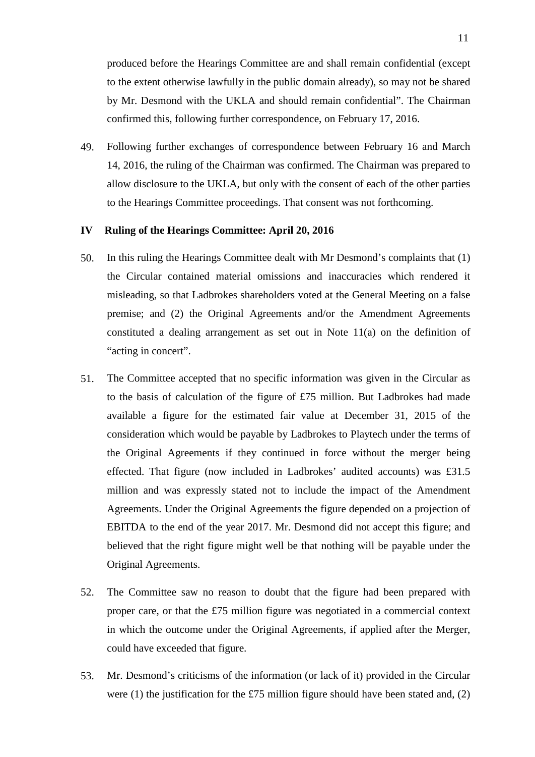produced before the Hearings Committee are and shall remain confidential (except to the extent otherwise lawfully in the public domain already), so may not be shared by Mr. Desmond with the UKLA and should remain confidential". The Chairman confirmed this, following further correspondence, on February 17, 2016.

49. Following further exchanges of correspondence between February 16 and March 14, 2016, the ruling of the Chairman was confirmed. The Chairman was prepared to allow disclosure to the UKLA, but only with the consent of each of the other parties to the Hearings Committee proceedings. That consent was not forthcoming.

## IV Ruling of the Hearings Committee: April 20, 2016

50. In this ruling the Hearings Committee dealt with Mr Desmond's complaints that (1) the Circular contained material omissions and inaccuracies which rendered it misleading, so that Ladbrokes shareholders voted at the General Meeting on a false premise; and (2) the Original Agreements and/or the Amendment Agreements constituted a dealing arrangement as set out in Note 11(a) on the definition of "acting in concert".

51. The Committee accepted that no specific information was given in the Circular as to the basis of calculation of the figure of £75 million. But Ladbrokes had made available a figure for the estimated fair value at December 31, 2015 of the consideration which would be payable by Ladbrokes to Playtech under the terms of the Original Agreements if they continued in force without the merger being effected. That figure (now included in Ladbrokes' audited accounts) was £31.5 million and was expressly stated not to include the impact of the Amendment Agreements. Under the Original Agreements the figure depended on a projection of EBITDA to the end of the year 2017. Mr. Desmond did not accept this figure; and believed that the right figure might well be that nothing will be payable under the Original Agreements.

52. The Committee saw no reason to doubt that the figure had been prepared with proper care, or that the £75 million figure was negotiated in a commercial context in which the outcome under the Original Agreements, if applied after the Merger, could have exceeded that figure.

53. Mr. Desmond's criticisms of the information (or lack of it) provided in the Circular were (1) the justification for the £75 million figure should have been stated and, (2)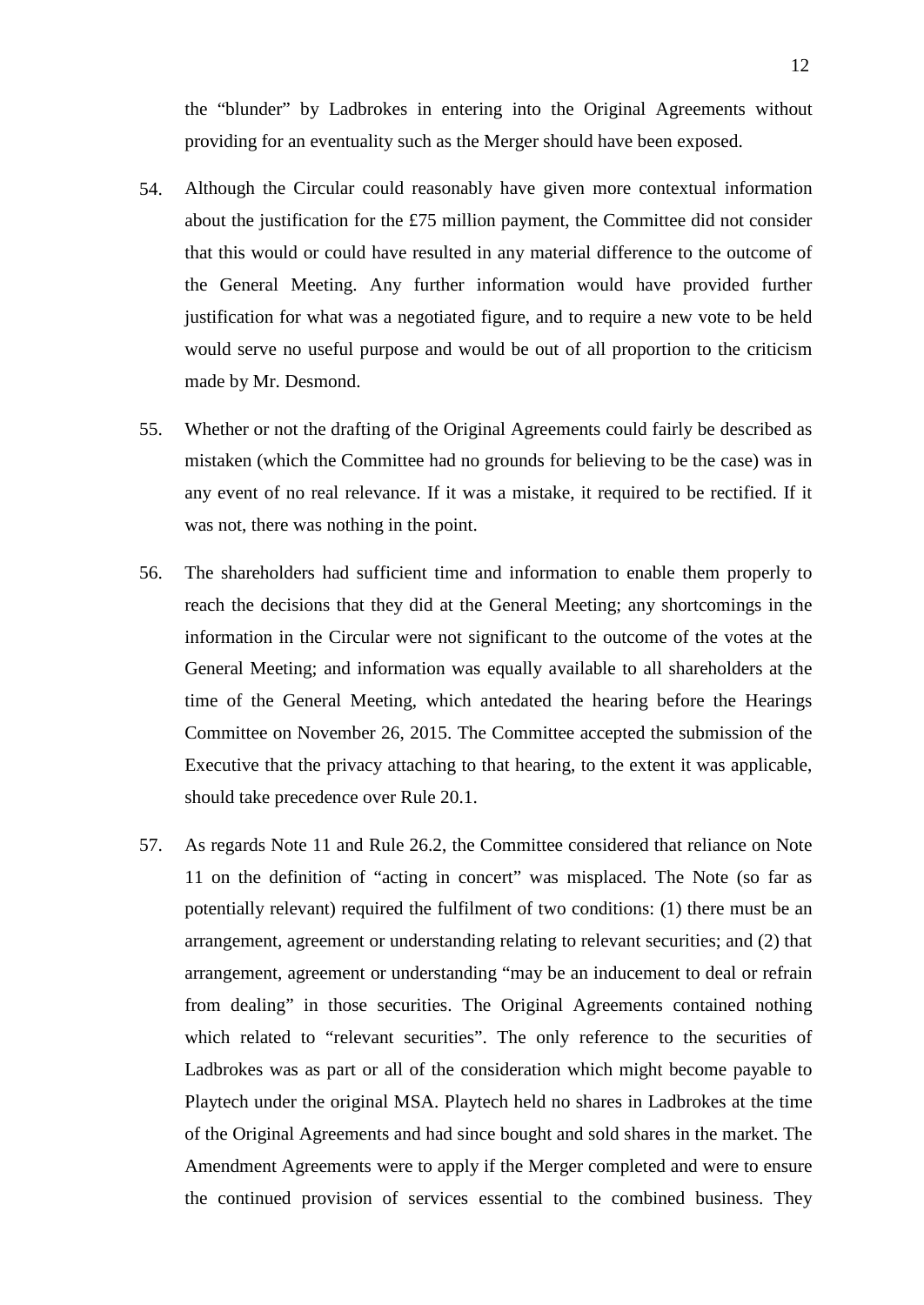the "blunder" by Ladbrokes in entering into the Original Agreements without providing for an eventuality such as the Merger should have been exposed.

54. Although the Circular could reasonably have given more contextual information about the justification for the £75 million payment, the Committee did not consider that this would or could have resulted in any material difference to the outcome of the General Meeting. Any further information would have provided further justification for what was a negotiated figure, and to require a new vote to be held would serve no useful purpose and would be out of all proportion to the criticism made by Mr. Desmond.

55. Whether or not the drafting of the Original Agreements could fairly be described as mistaken (which the Committee had no grounds for believing to be the case) was in any event of no real relevance. If it was a mistake, it required to be rectified. If it was not, there was nothing in the point.

56. The shareholders had sufficient time and information to enable them properly to reach the decisions that they did at the General Meeting; any shortcomings in the information in the Circular were not significant to the outcome of the votes at the General Meeting; and information was equally available to all shareholders at the time of the General Meeting, which antedated the hearing before the Hearings Committee on November 26, 2015. The Committee accepted the submission of the Executive that the privacy attaching to that hearing, to the extent it was applicable, should take precedence over Rule 20.1.

57. As regards Note 11 and Rule 26.2, the Committee considered that reliance on Note 11 on the definition of "acting in concert" was misplaced. The Note (so far as potentially relevant) required the fulfilment of two conditions: (1) there must be an arrangement, agreement or understanding relating to relevant securities; and (2) that arrangement, agreement or understanding "may be an inducement to deal or refrain from dealing" in those securities. The Original Agreements contained nothing which related to "relevant securities". The only reference to the securities of Ladbrokes was as part or all of the consideration which might become payable to Playtech under the original MSA. Playtech held no shares in Ladbrokes at the time of the Original Agreements and had since bought and sold shares in the market. The Amendment Agreements were to apply if the Merger completed and were to ensure the continued provision of services essential to the combined business. They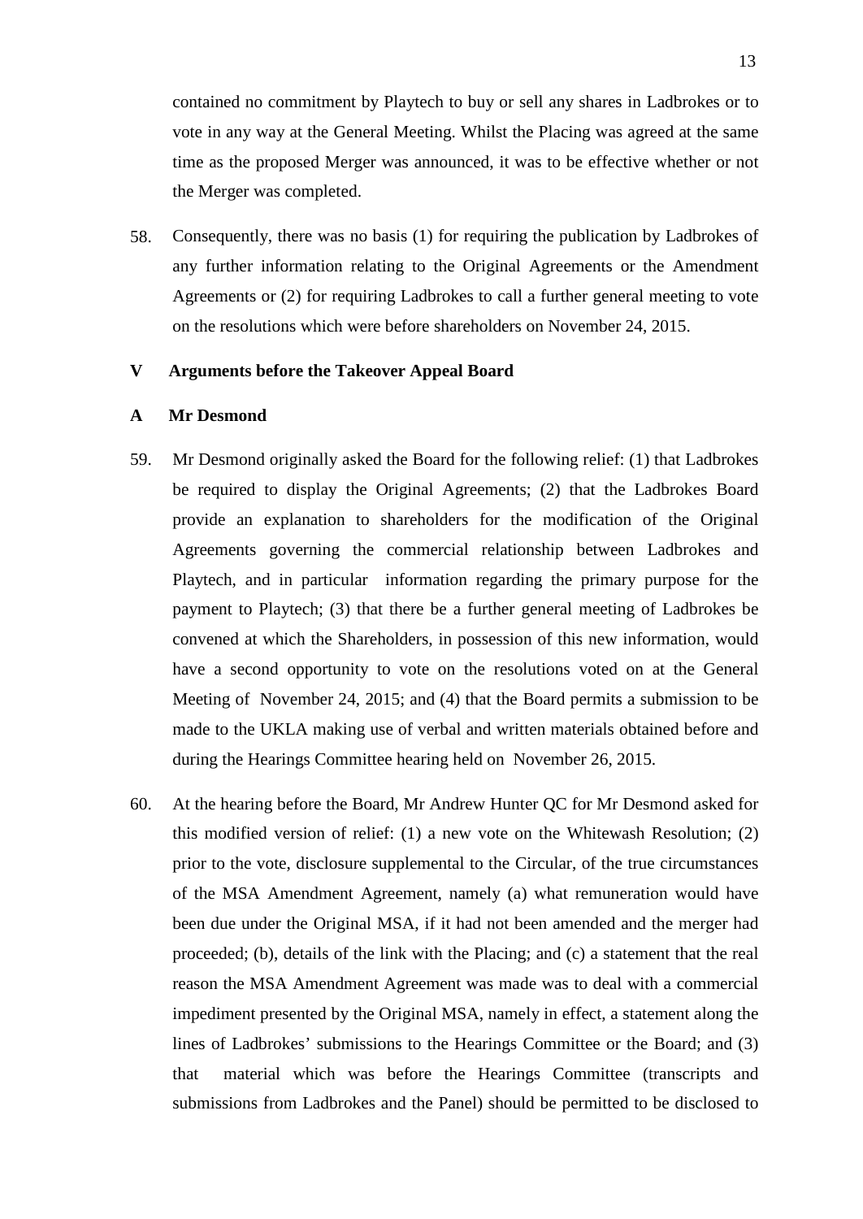contained no commitment by Playtech to buy or sell any shares in Ladbrokes or to vote in any way at the General Meeting. Whilst the Placing was agreed at the same time as the proposed Merger was announced, it was to be effective whether or not the Merger was completed.

58. Consequently, there was no basis (1) for requiring the publication by Ladbrokes of any further information relating to the Original Agreements or the Amendment Agreements or (2) for requiring Ladbrokes to call a further general meeting to vote on the resolutions which were before shareholders on November 24, 2015.

## V Arguments before the Takeover Appeal Board

### A Mr Desmond

59. Mr Desmond originally asked the Board for the following relief: (1) that Ladbrokes be required to display the Original Agreements; (2) that the Ladbrokes Board provide an explanation to shareholders for the modification of the Original Agreements governing the commercial relationship between Ladbrokes and Playtech, and in particular information regarding the primary purpose for the payment to Playtech; (3) that there be a further general meeting of Ladbrokes be convened at which the Shareholders, in possession of this new information, would have a second opportunity to vote on the resolutions voted on at the General Meeting of November 24, 2015; and (4) that the Board permits a submission to be made to the UKLA making use of verbal and written materials obtained before and during the Hearings Committee hearing held on November 26, 2015.

60. At the hearing before the Board, Mr Andrew Hunter QC for Mr Desmond asked for this modified version of relief: (1) a new vote on the Whitewash Resolution; (2) prior to the vote, disclosure supplemental to the Circular, of the true circumstances of the MSA Amendment Agreement, namely (a) what remuneration would have been due under the Original MSA, if it had not been amended and the merger had proceeded; (b), details of the link with the Placing; and (c) a statement that the real reason the MSA Amendment Agreement was made was to deal with a commercial impediment presented by the Original MSA, namely in effect, a statement along the lines of Ladbrokes' submissions to the Hearings Committee or the Board; and (3) that material which was before the Hearings Committee (transcripts and submissions from Ladbrokes and the Panel) should be permitted to be disclosed to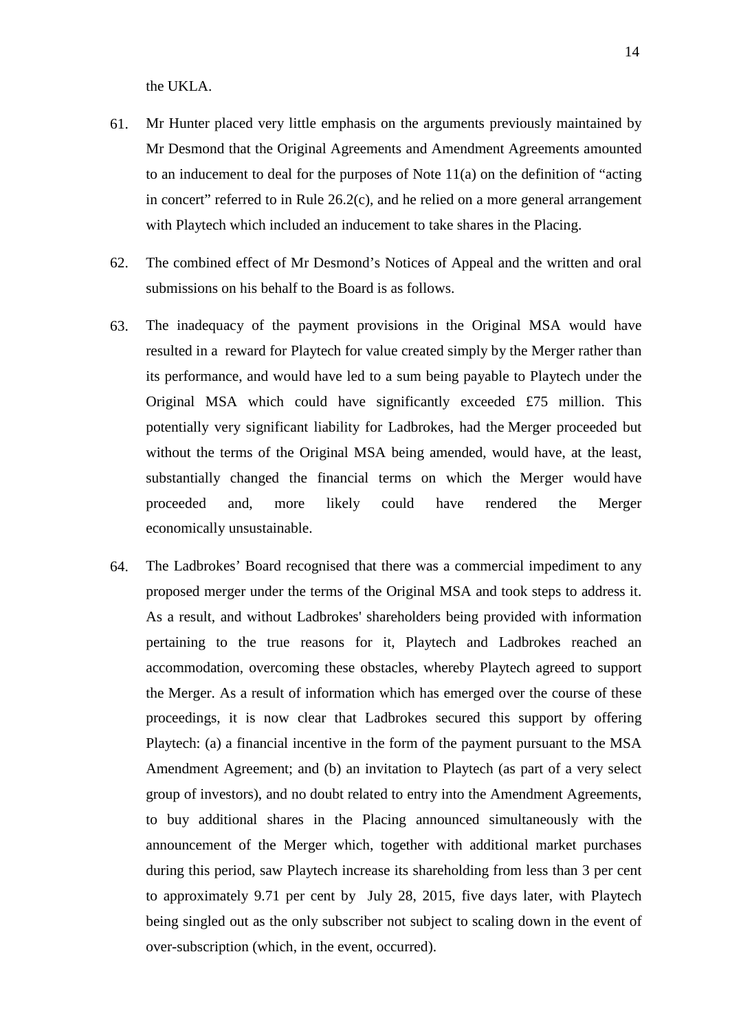the UKLA.

61. Mr Hunter placed very little emphasis on the arguments previously maintained by Mr Desmond that the Original Agreements and Amendment Agreements amounted to an inducement to deal for the purposes of Note 11(a) on the definition of "acting in concert" referred to in Rule 26.2(c), and he relied on a more general arrangement with Playtech which included an inducement to take shares in the Placing.

62. The combined effect of Mr Desmond's Notices of Appeal and the written and oral submissions on his behalf to the Board is as follows.

63. The inadequacy of the payment provisions in the Original MSA would have resulted in a reward for Playtech for value created simply by the Merger rather than its performance, and would have led to a sum being payable to Playtech under the Original MSA which could have significantly exceeded £75 million. This potentially very significant liability for Ladbrokes, had the Merger proceeded but without the terms of the Original MSA being amended, would have, at the least, substantially changed the financial terms on which the Merger would have proceeded and, more likely could have rendered the Merger economically unsustainable.

64. The Ladbrokes' Board recognised that there was a commercial impediment to any proposed merger under the terms of the Original MSA and took steps to address it. As a result, and without Ladbrokes' shareholders being provided with information pertaining to the true reasons for it, Playtech and Ladbrokes reached an accommodation, overcoming these obstacles, whereby Playtech agreed to support the Merger. As a result of information which has emerged over the course of these proceedings, it is now clear that Ladbrokes secured this support by offering Playtech: (a) a financial incentive in the form of the payment pursuant to the MSA Amendment Agreement; and (b) an invitation to Playtech (as part of a very select group of investors), and no doubt related to entry into the Amendment Agreements, to buy additional shares in the Placing announced simultaneously with the announcement of the Merger which, together with additional market purchases during this period, saw Playtech increase its shareholding from less than 3 per cent to approximately 9.71 per cent by July 28, 2015, five days later, with Playtech being singled out as the only subscriber not subject to scaling down in the event of over-subscription (which, in the event, occurred).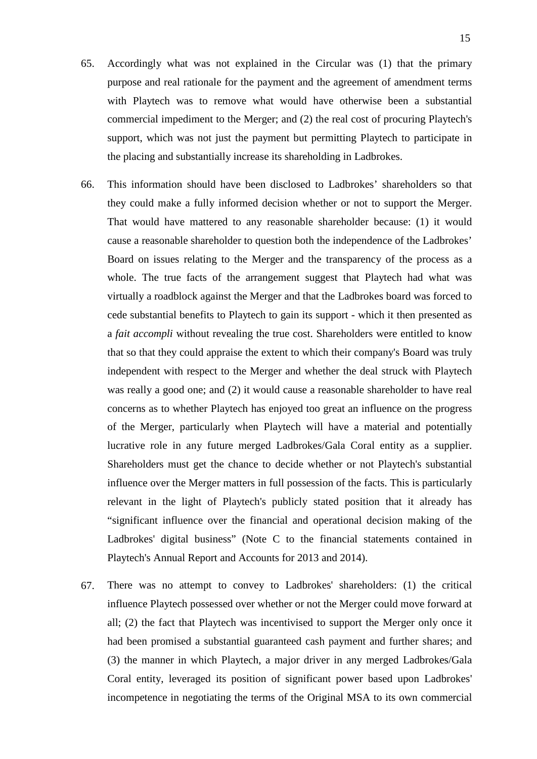65. Accordingly what was not explained in the Circular was (1) that the primary purpose and real rationale for the payment and the agreement of amendment terms with Playtech was to remove what would have otherwise been a substantial commercial impediment to the Merger; and (2) the real cost of procuring Playtech's support, which was not just the payment but permitting Playtech to participate in the placing and substantially increase its shareholding in Ladbrokes.

66. This information should have been disclosed to Ladbrokes' shareholders so that they could make a fully informed decision whether or not to support the Merger. That would have mattered to any reasonable shareholder because: (1) it would cause a reasonable shareholder to question both the independence of the Ladbrokes' Board on issues relating to the Merger and the transparency of the process as a whole. The true facts of the arrangement suggest that Playtech had what was virtually a roadblock against the Merger and that the Ladbrokes board was forced to cede substantial benefits to Playtech to gain its support - which it then presented as a *fait accompli* without revealing the true cost. Shareholders were entitled to know that so that they could appraise the extent to which their company's Board was truly independent with respect to the Merger and whether the deal struck with Playtech was really a good one; and (2) it would cause a reasonable shareholder to have real concerns as to whether Playtech has enjoyed too great an influence on the progress of the Merger, particularly when Playtech will have a material and potentially lucrative role in any future merged Ladbrokes/Gala Coral entity as a supplier. Shareholders must get the chance to decide whether or not Playtech's substantial influence over the Merger matters in full possession of the facts. This is particularly relevant in the light of Playtech's publicly stated position that it already has "significant influence over the financial and operational decision making of the Ladbrokes' digital business" (Note C to the financial statements contained in Playtech's Annual Report and Accounts for 2013 and 2014).

67. There was no attempt to convey to Ladbrokes' shareholders: (1) the critical influence Playtech possessed over whether or not the Merger could move forward at all; (2) the fact that Playtech was incentivised to support the Merger only once it had been promised a substantial guaranteed cash payment and further shares; and (3) the manner in which Playtech, a major driver in any merged Ladbrokes/Gala Coral entity, leveraged its position of significant power based upon Ladbrokes' incompetence in negotiating the terms of the Original MSA to its own commercial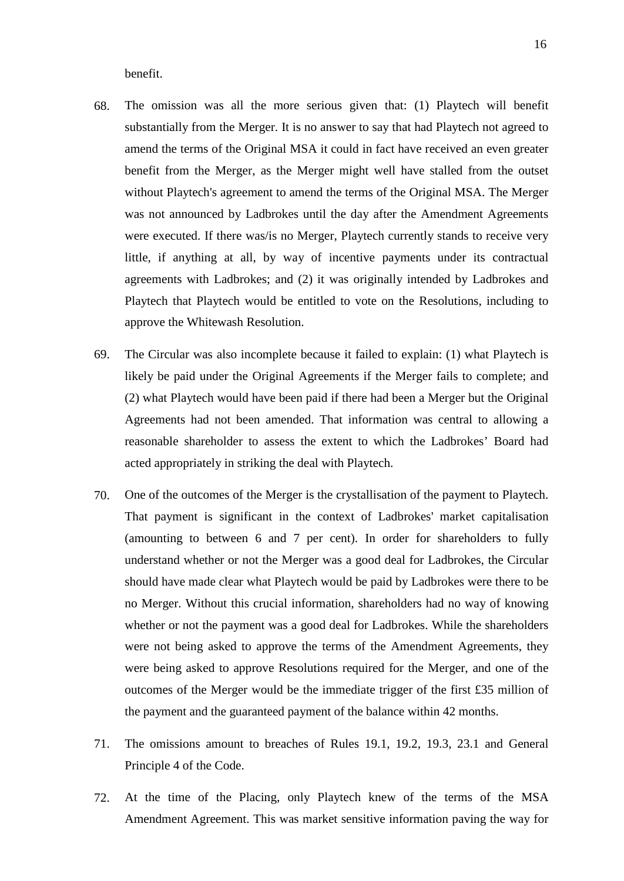benefit.

68. The omission was all the more serious given that: (1) Playtech will benefit substantially from the Merger. It is no answer to say that had Playtech not agreed to amend the terms of the Original MSA it could in fact have received an even greater benefit from the Merger, as the Merger might well have stalled from the outset without Playtech's agreement to amend the terms of the Original MSA. The Merger was not announced by Ladbrokes until the day after the Amendment Agreements were executed. If there was/is no Merger, Playtech currently stands to receive very little, if anything at all, by way of incentive payments under its contractual agreements with Ladbrokes; and (2) it was originally intended by Ladbrokes and Playtech that Playtech would be entitled to vote on the Resolutions, including to approve the Whitewash Resolution.

69. The Circular was also incomplete because it failed to explain: (1) what Playtech is likely be paid under the Original Agreements if the Merger fails to complete; and (2) what Playtech would have been paid if there had been a Merger but the Original Agreements had not been amended. That information was central to allowing a reasonable shareholder to assess the extent to which the Ladbrokes' Board had acted appropriately in striking the deal with Playtech.

70. One of the outcomes of the Merger is the crystallisation of the payment to Playtech. That payment is significant in the context of Ladbrokes' market capitalisation (amounting to between 6 and 7 per cent). In order for shareholders to fully understand whether or not the Merger was a good deal for Ladbrokes, the Circular should have made clear what Playtech would be paid by Ladbrokes were there to be no Merger. Without this crucial information, shareholders had no way of knowing whether or not the payment was a good deal for Ladbrokes. While the shareholders were not being asked to approve the terms of the Amendment Agreements, they were being asked to approve Resolutions required for the Merger, and one of the outcomes of the Merger would be the immediate trigger of the first £35 million of the payment and the guaranteed payment of the balance within 42 months.

71. The omissions amount to breaches of Rules 19.1, 19.2, 19.3, 23.1 and General Principle 4 of the Code.

72. At the time of the Placing, only Playtech knew of the terms of the MSA Amendment Agreement. This was market sensitive information paving the way for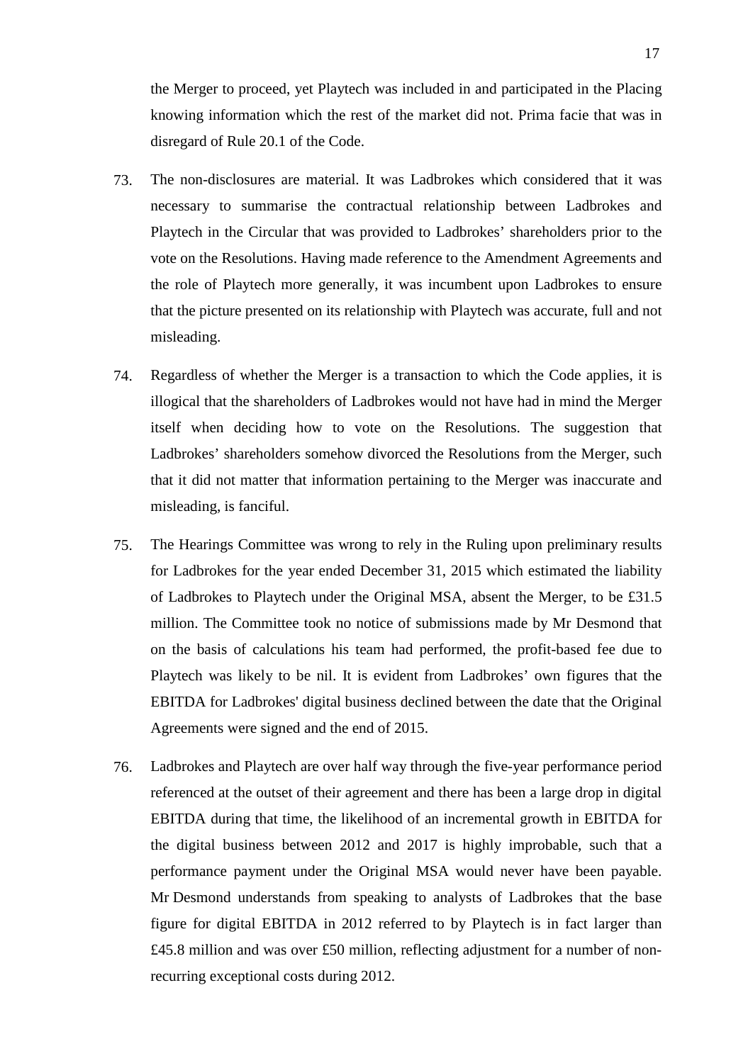the Merger to proceed, yet Playtech was included in and participated in the Placing knowing information which the rest of the market did not. Prima facie that was in disregard of Rule 20.1 of the Code.

73. The non-disclosures are material. It was Ladbrokes which considered that it was necessary to summarise the contractual relationship between Ladbrokes and Playtech in the Circular that was provided to Ladbrokes' shareholders prior to the vote on the Resolutions. Having made reference to the Amendment Agreements and the role of Playtech more generally, it was incumbent upon Ladbrokes to ensure that the picture presented on its relationship with Playtech was accurate, full and not misleading.

74. Regardless of whether the Merger is a transaction to which the Code applies, it is illogical that the shareholders of Ladbrokes would not have had in mind the Merger itself when deciding how to vote on the Resolutions. The suggestion that Ladbrokes' shareholders somehow divorced the Resolutions from the Merger, such that it did not matter that information pertaining to the Merger was inaccurate and misleading, is fanciful.

75. The Hearings Committee was wrong to rely in the Ruling upon preliminary results for Ladbrokes for the year ended December 31, 2015 which estimated the liability of Ladbrokes to Playtech under the Original MSA, absent the Merger, to be £31.5 million. The Committee took no notice of submissions made by Mr Desmond that on the basis of calculations his team had performed, the profit-based fee due to Playtech was likely to be nil. It is evident from Ladbrokes' own figures that the EBITDA for Ladbrokes' digital business declined between the date that the Original Agreements were signed and the end of 2015.

76. Ladbrokes and Playtech are over half way through the five-year performance period referenced at the outset of their agreement and there has been a large drop in digital EBITDA during that time, the likelihood of an incremental growth in EBITDA for the digital business between 2012 and 2017 is highly improbable, such that a performance payment under the Original MSA would never have been payable. Mr Desmond understands from speaking to analysts of Ladbrokes that the base figure for digital EBITDA in 2012 referred to by Playtech is in fact larger than £45.8 million and was over £50 million, reflecting adjustment for a number of non-recurring exceptional costs during 2012.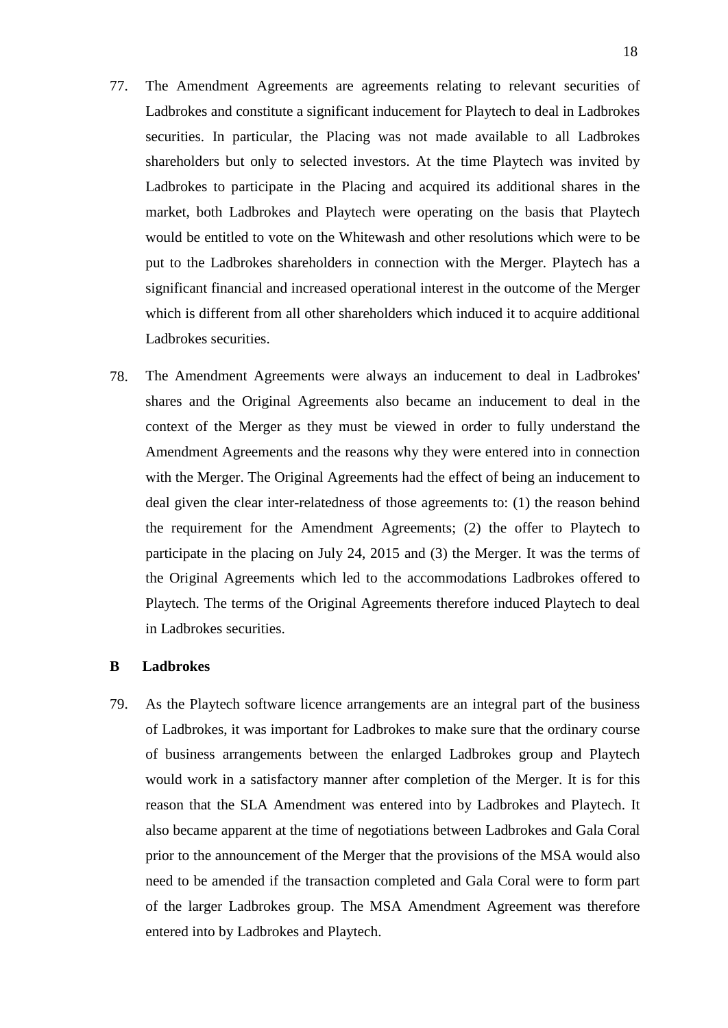77. The Amendment Agreements are agreements relating to relevant securities of Ladbrokes and constitute a significant inducement for Playtech to deal in Ladbrokes securities. In particular, the Placing was not made available to all Ladbrokes shareholders but only to selected investors. At the time Playtech was invited by Ladbrokes to participate in the Placing and acquired its additional shares in the market, both Ladbrokes and Playtech were operating on the basis that Playtech would be entitled to vote on the Whitewash and other resolutions which were to be put to the Ladbrokes shareholders in connection with the Merger. Playtech has a significant financial and increased operational interest in the outcome of the Merger which is different from all other shareholders which induced it to acquire additional Ladbrokes securities.

78. The Amendment Agreements were always an inducement to deal in Ladbrokes' shares and the Original Agreements also became an inducement to deal in the context of the Merger as they must be viewed in order to fully understand the Amendment Agreements and the reasons why they were entered into in connection with the Merger. The Original Agreements had the effect of being an inducement to deal given the clear inter-relatedness of those agreements to: (1) the reason behind the requirement for the Amendment Agreements; (2) the offer to Playtech to participate in the placing on July 24, 2015 and (3) the Merger. It was the terms of the Original Agreements which led to the accommodations Ladbrokes offered to Playtech. The terms of the Original Agreements therefore induced Playtech to deal in Ladbrokes securities.

## B Ladbrokes

79. As the Playtech software licence arrangements are an integral part of the business of Ladbrokes, it was important for Ladbrokes to make sure that the ordinary course of business arrangements between the enlarged Ladbrokes group and Playtech would work in a satisfactory manner after completion of the Merger. It is for this reason that the SLA Amendment was entered into by Ladbrokes and Playtech. It also became apparent at the time of negotiations between Ladbrokes and Gala Coral prior to the announcement of the Merger that the provisions of the MSA would also need to be amended if the transaction completed and Gala Coral were to form part of the larger Ladbrokes group. The MSA Amendment Agreement was therefore entered into by Ladbrokes and Playtech.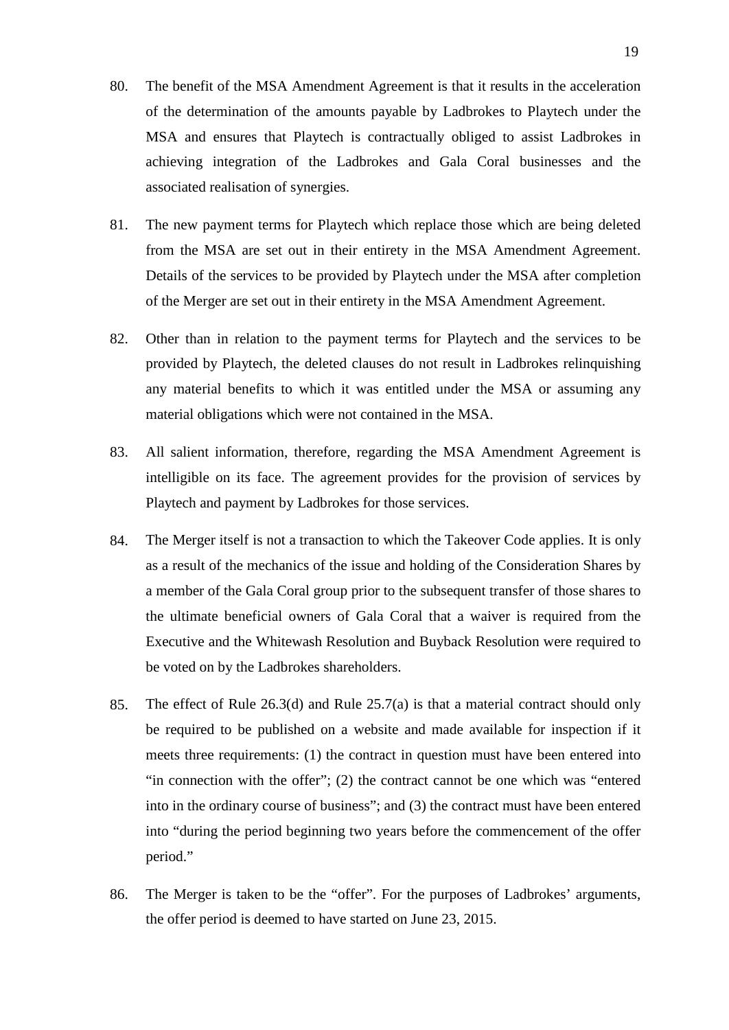80. The benefit of the MSA Amendment Agreement is that it results in the acceleration of the determination of the amounts payable by Ladbrokes to Playtech under the MSA and ensures that Playtech is contractually obliged to assist Ladbrokes in achieving integration of the Ladbrokes and Gala Coral businesses and the associated realisation of synergies.

81. The new payment terms for Playtech which replace those which are being deleted from the MSA are set out in their entirety in the MSA Amendment Agreement. Details of the services to be provided by Playtech under the MSA after completion of the Merger are set out in their entirety in the MSA Amendment Agreement.

82. Other than in relation to the payment terms for Playtech and the services to be provided by Playtech, the deleted clauses do not result in Ladbrokes relinquishing any material benefits to which it was entitled under the MSA or assuming any material obligations which were not contained in the MSA.

83. All salient information, therefore, regarding the MSA Amendment Agreement is intelligible on its face. The agreement provides for the provision of services by Playtech and payment by Ladbrokes for those services.

84. The Merger itself is not a transaction to which the Takeover Code applies. It is only as a result of the mechanics of the issue and holding of the Consideration Shares by a member of the Gala Coral group prior to the subsequent transfer of those shares to the ultimate beneficial owners of Gala Coral that a waiver is required from the Executive and the Whitewash Resolution and Buyback Resolution were required to be voted on by the Ladbrokes shareholders.

85. The effect of Rule 26.3(d) and Rule 25.7(a) is that a material contract should only be required to be published on a website and made available for inspection if it meets three requirements: (1) the contract in question must have been entered into "in connection with the offer"; (2) the contract cannot be one which was "entered into in the ordinary course of business"; and (3) the contract must have been entered into "during the period beginning two years before the commencement of the offer period."

86. The Merger is taken to be the "offer". For the purposes of Ladbrokes' arguments, the offer period is deemed to have started on June 23, 2015.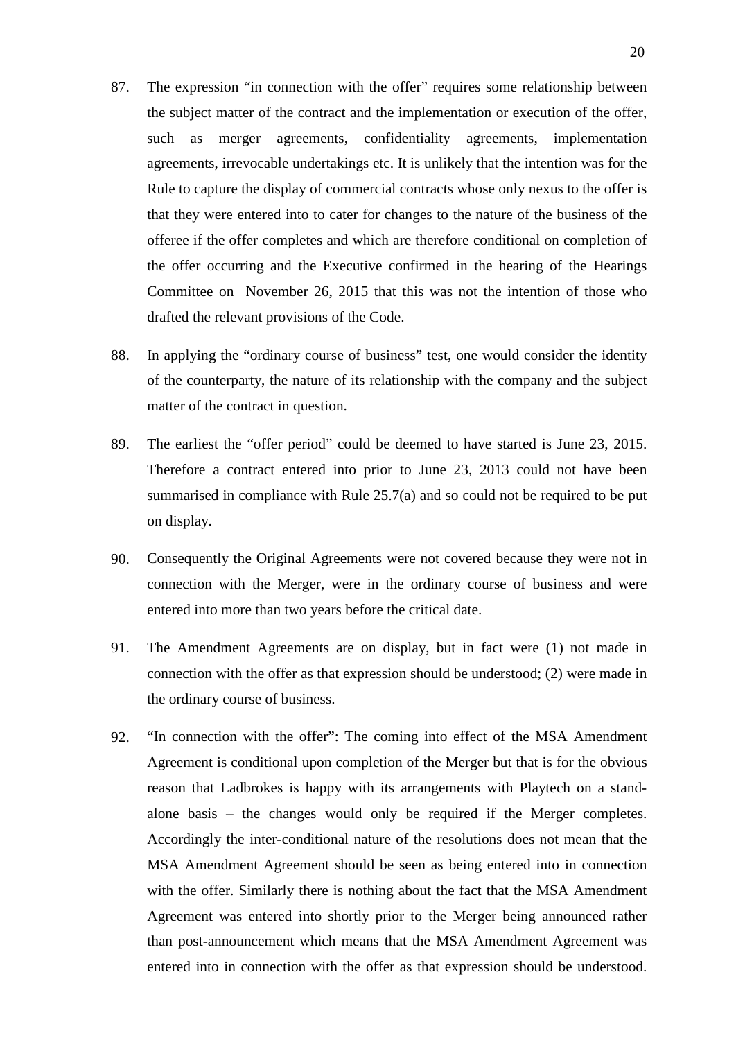87. The expression "in connection with the offer" requires some relationship between the subject matter of the contract and the implementation or execution of the offer, such as merger agreements, confidentiality agreements, implementation agreements, irrevocable undertakings etc. It is unlikely that the intention was for the Rule to capture the display of commercial contracts whose only nexus to the offer is that they were entered into to cater for changes to the nature of the business of the offeree if the offer completes and which are therefore conditional on completion of the offer occurring and the Executive confirmed in the hearing of the Hearings Committee on November 26, 2015 that this was not the intention of those who drafted the relevant provisions of the Code.

88. In applying the "ordinary course of business" test, one would consider the identity of the counterparty, the nature of its relationship with the company and the subject matter of the contract in question.

89. The earliest the "offer period" could be deemed to have started is June 23, 2015. Therefore a contract entered into prior to June 23, 2013 could not have been summarised in compliance with Rule 25.7(a) and so could not be required to be put on display.

90. Consequently the Original Agreements were not covered because they were not in connection with the Merger, were in the ordinary course of business and were entered into more than two years before the critical date.

91. The Amendment Agreements are on display, but in fact were (1) not made in connection with the offer as that expression should be understood; (2) were made in the ordinary course of business.

92. "In connection with the offer": The coming into effect of the MSA Amendment Agreement is conditional upon completion of the Merger but that is for the obvious reason that Ladbrokes is happy with its arrangements with Playtech on a stand-alone basis – the changes would only be required if the Merger completes. Accordingly the inter-conditional nature of the resolutions does not mean that the MSA Amendment Agreement should be seen as being entered into in connection with the offer. Similarly there is nothing about the fact that the MSA Amendment Agreement was entered into shortly prior to the Merger being announced rather than post-announcement which means that the MSA Amendment Agreement was entered into in connection with the offer as that expression should be understood.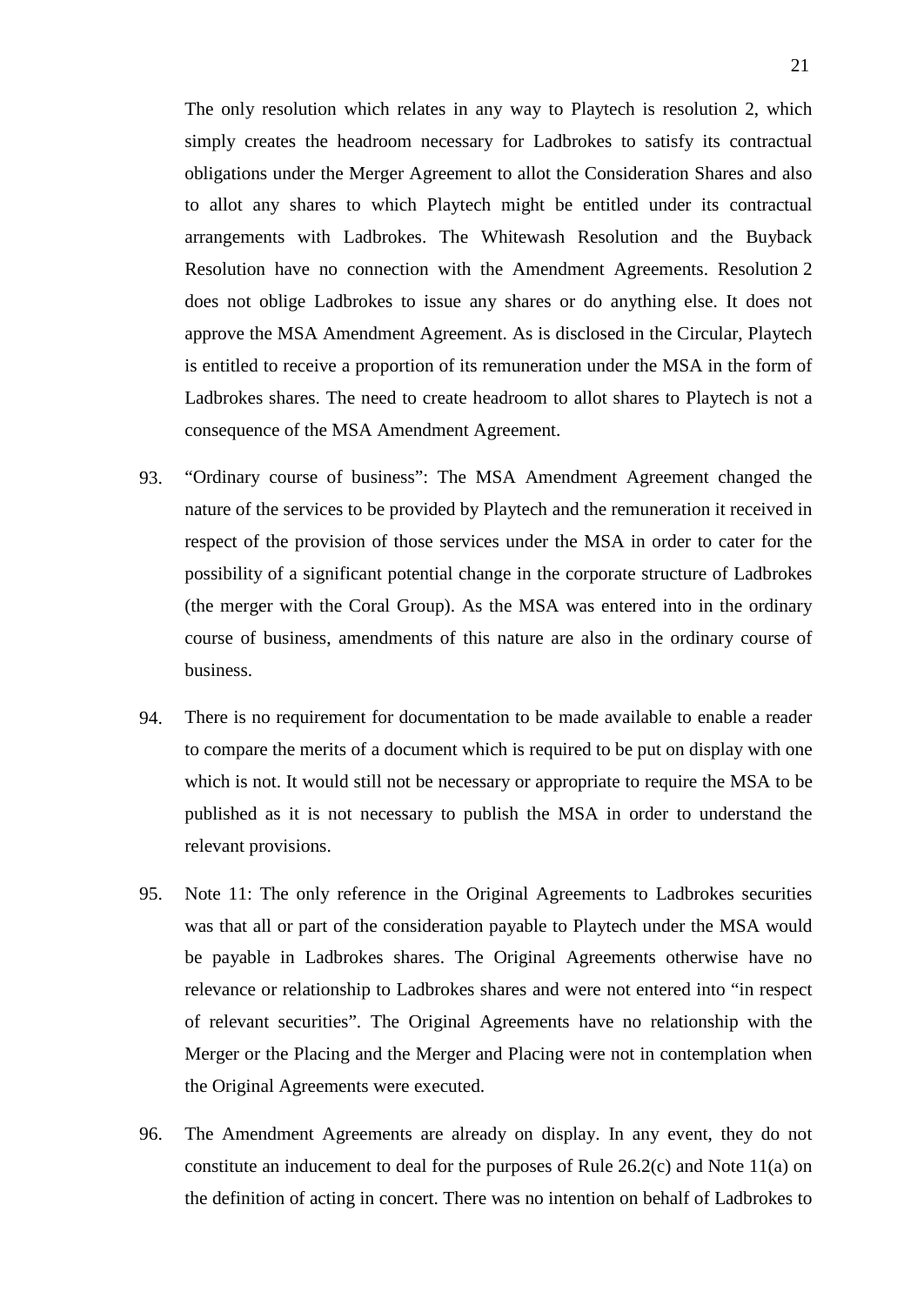The only resolution which relates in any way to Playtech is resolution 2, which simply creates the headroom necessary for Ladbrokes to satisfy its contractual obligations under the Merger Agreement to allot the Consideration Shares and also to allot any shares to which Playtech might be entitled under its contractual arrangements with Ladbrokes. The Whitewash Resolution and the Buyback Resolution have no connection with the Amendment Agreements. Resolution 2 does not oblige Ladbrokes to issue any shares or do anything else. It does not approve the MSA Amendment Agreement. As is disclosed in the Circular, Playtech is entitled to receive a proportion of its remuneration under the MSA in the form of Ladbrokes shares. The need to create headroom to allot shares to Playtech is not a consequence of the MSA Amendment Agreement.

93. "Ordinary course of business": The MSA Amendment Agreement changed the nature of the services to be provided by Playtech and the remuneration it received in respect of the provision of those services under the MSA in order to cater for the possibility of a significant potential change in the corporate structure of Ladbrokes (the merger with the Coral Group). As the MSA was entered into in the ordinary course of business, amendments of this nature are also in the ordinary course of business.

94. There is no requirement for documentation to be made available to enable a reader to compare the merits of a document which is required to be put on display with one which is not. It would still not be necessary or appropriate to require the MSA to be published as it is not necessary to publish the MSA in order to understand the relevant provisions.

95. Note 11: The only reference in the Original Agreements to Ladbrokes securities was that all or part of the consideration payable to Playtech under the MSA would be payable in Ladbrokes shares. The Original Agreements otherwise have no relevance or relationship to Ladbrokes shares and were not entered into "in respect of relevant securities". The Original Agreements have no relationship with the Merger or the Placing and the Merger and Placing were not in contemplation when the Original Agreements were executed.

96. The Amendment Agreements are already on display. In any event, they do not constitute an inducement to deal for the purposes of Rule 26.2(c) and Note 11(a) on the definition of acting in concert. There was no intention on behalf of Ladbrokes to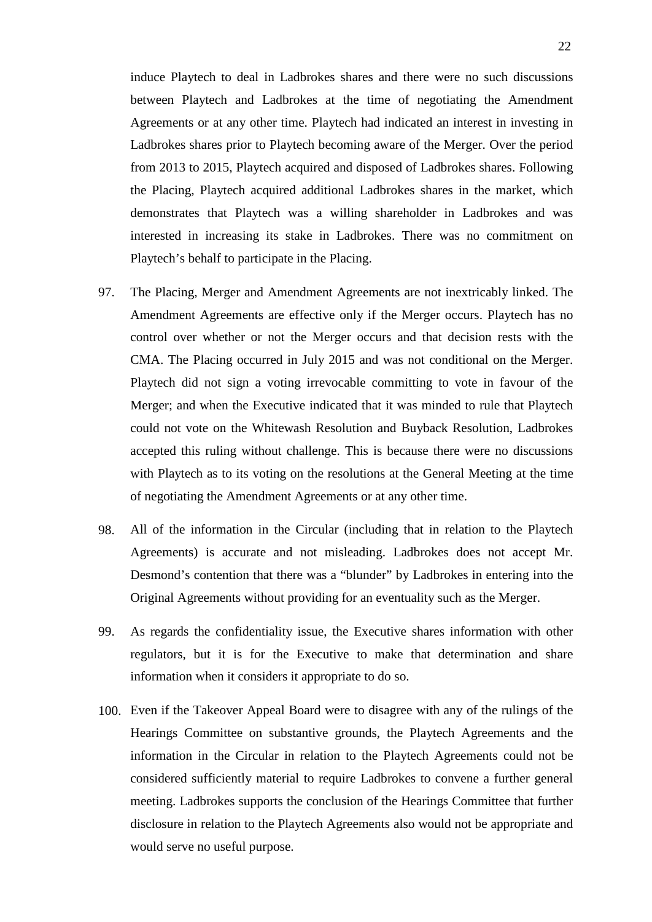induce Playtech to deal in Ladbrokes shares and there were no such discussions between Playtech and Ladbrokes at the time of negotiating the Amendment Agreements or at any other time. Playtech had indicated an interest in investing in Ladbrokes shares prior to Playtech becoming aware of the Merger. Over the period from 2013 to 2015, Playtech acquired and disposed of Ladbrokes shares. Following the Placing, Playtech acquired additional Ladbrokes shares in the market, which demonstrates that Playtech was a willing shareholder in Ladbrokes and was interested in increasing its stake in Ladbrokes. There was no commitment on Playtech's behalf to participate in the Placing.

97. The Placing, Merger and Amendment Agreements are not inextricably linked. The Amendment Agreements are effective only if the Merger occurs. Playtech has no control over whether or not the Merger occurs and that decision rests with the CMA. The Placing occurred in July 2015 and was not conditional on the Merger. Playtech did not sign a voting irrevocable committing to vote in favour of the Merger; and when the Executive indicated that it was minded to rule that Playtech could not vote on the Whitewash Resolution and Buyback Resolution, Ladbrokes accepted this ruling without challenge. This is because there were no discussions with Playtech as to its voting on the resolutions at the General Meeting at the time of negotiating the Amendment Agreements or at any other time.

98. All of the information in the Circular (including that in relation to the Playtech Agreements) is accurate and not misleading. Ladbrokes does not accept Mr. Desmond's contention that there was a "blunder" by Ladbrokes in entering into the Original Agreements without providing for an eventuality such as the Merger.

99. As regards the confidentiality issue, the Executive shares information with other regulators, but it is for the Executive to make that determination and share information when it considers it appropriate to do so.

100. Even if the Takeover Appeal Board were to disagree with any of the rulings of the Hearings Committee on substantive grounds, the Playtech Agreements and the information in the Circular in relation to the Playtech Agreements could not be considered sufficiently material to require Ladbrokes to convene a further general meeting. Ladbrokes supports the conclusion of the Hearings Committee that further disclosure in relation to the Playtech Agreements also would not be appropriate and would serve no useful purpose.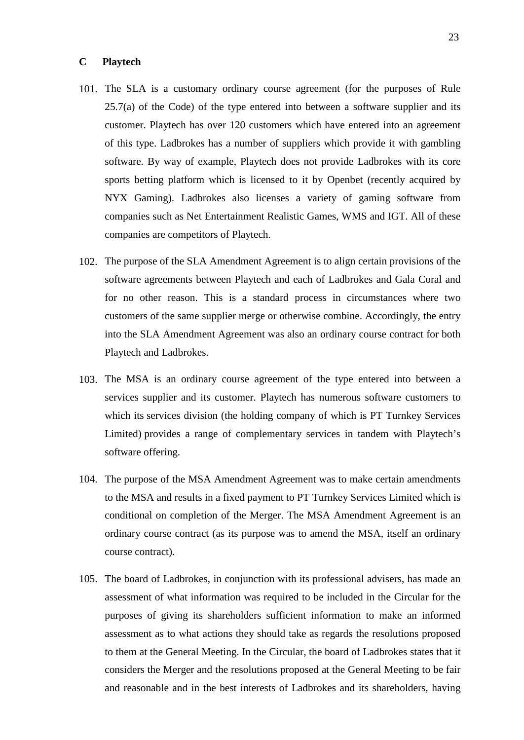## C Playtech

101. The SLA is a customary ordinary course agreement (for the purposes of Rule 25.7(a) of the Code) of the type entered into between a software supplier and its customer. Playtech has over 120 customers which have entered into an agreement of this type. Ladbrokes has a number of suppliers which provide it with gambling software. By way of example, Playtech does not provide Ladbrokes with its core sports betting platform which is licensed to it by Openbet (recently acquired by NYX Gaming). Ladbrokes also licenses a variety of gaming software from companies such as Net Entertainment Realistic Games, WMS and IGT. All of these companies are competitors of Playtech.

102. The purpose of the SLA Amendment Agreement is to align certain provisions of the software agreements between Playtech and each of Ladbrokes and Gala Coral and for no other reason. This is a standard process in circumstances where two customers of the same supplier merge or otherwise combine. Accordingly, the entry into the SLA Amendment Agreement was also an ordinary course contract for both Playtech and Ladbrokes.

103. The MSA is an ordinary course agreement of the type entered into between a services supplier and its customer. Playtech has numerous software customers to which its services division (the holding company of which is PT Turnkey Services Limited) provides a range of complementary services in tandem with Playtech's software offering.

104. The purpose of the MSA Amendment Agreement was to make certain amendments to the MSA and results in a fixed payment to PT Turnkey Services Limited which is conditional on completion of the Merger. The MSA Amendment Agreement is an ordinary course contract (as its purpose was to amend the MSA, itself an ordinary course contract).

105. The board of Ladbrokes, in conjunction with its professional advisers, has made an assessment of what information was required to be included in the Circular for the purposes of giving its shareholders sufficient information to make an informed assessment as to what actions they should take as regards the resolutions proposed to them at the General Meeting. In the Circular, the board of Ladbrokes states that it considers the Merger and the resolutions proposed at the General Meeting to be fair and reasonable and in the best interests of Ladbrokes and its shareholders, having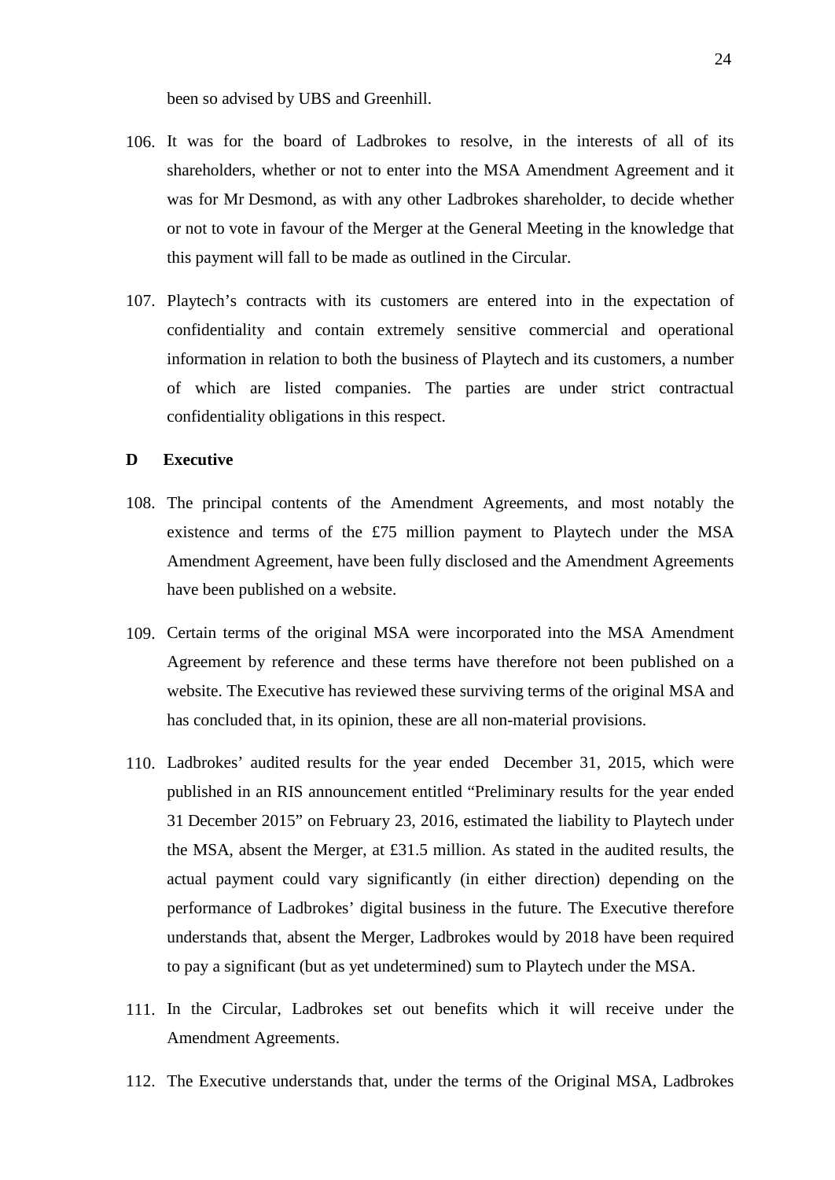been so advised by UBS and Greenhill.

106. It was for the board of Ladbrokes to resolve, in the interests of all of its shareholders, whether or not to enter into the MSA Amendment Agreement and it was for Mr Desmond, as with any other Ladbrokes shareholder, to decide whether or not to vote in favour of the Merger at the General Meeting in the knowledge that this payment will fall to be made as outlined in the Circular.

107. Playtech's contracts with its customers are entered into in the expectation of confidentiality and contain extremely sensitive commercial and operational information in relation to both the business of Playtech and its customers, a number of which are listed companies. The parties are under strict contractual confidentiality obligations in this respect.

## D Executive

108. The principal contents of the Amendment Agreements, and most notably the existence and terms of the £75 million payment to Playtech under the MSA Amendment Agreement, have been fully disclosed and the Amendment Agreements have been published on a website.

109. Certain terms of the original MSA were incorporated into the MSA Amendment Agreement by reference and these terms have therefore not been published on a website. The Executive has reviewed these surviving terms of the original MSA and has concluded that, in its opinion, these are all non-material provisions.

110. Ladbrokes' audited results for the year ended December 31, 2015, which were published in an RIS announcement entitled "Preliminary results for the year ended 31 December 2015" on February 23, 2016, estimated the liability to Playtech under the MSA, absent the Merger, at £31.5 million. As stated in the audited results, the actual payment could vary significantly (in either direction) depending on the performance of Ladbrokes' digital business in the future. The Executive therefore understands that, absent the Merger, Ladbrokes would by 2018 have been required to pay a significant (but as yet undetermined) sum to Playtech under the MSA.

111. In the Circular, Ladbrokes set out benefits which it will receive under the Amendment Agreements.

112. The Executive understands that, under the terms of the Original MSA, Ladbrokes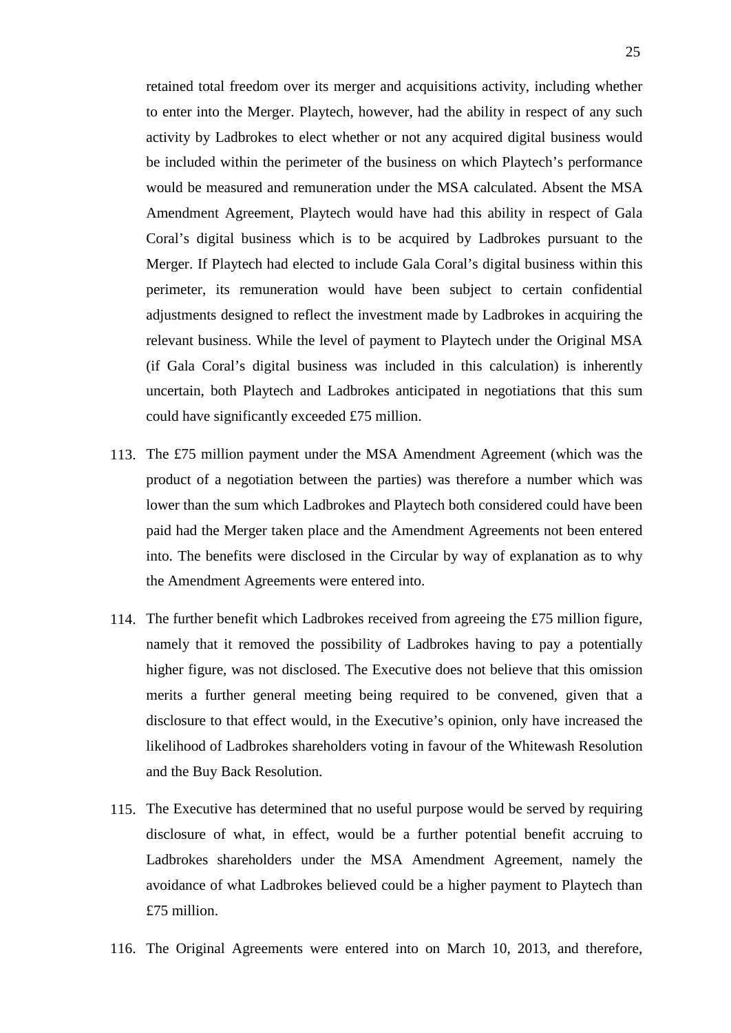retained total freedom over its merger and acquisitions activity, including whether to enter into the Merger. Playtech, however, had the ability in respect of any such activity by Ladbrokes to elect whether or not any acquired digital business would be included within the perimeter of the business on which Playtech's performance would be measured and remuneration under the MSA calculated. Absent the MSA Amendment Agreement, Playtech would have had this ability in respect of Gala Coral's digital business which is to be acquired by Ladbrokes pursuant to the Merger. If Playtech had elected to include Gala Coral's digital business within this perimeter, its remuneration would have been subject to certain confidential adjustments designed to reflect the investment made by Ladbrokes in acquiring the relevant business. While the level of payment to Playtech under the Original MSA (if Gala Coral's digital business was included in this calculation) is inherently uncertain, both Playtech and Ladbrokes anticipated in negotiations that this sum could have significantly exceeded £75 million.

113. The £75 million payment under the MSA Amendment Agreement (which was the product of a negotiation between the parties) was therefore a number which was lower than the sum which Ladbrokes and Playtech both considered could have been paid had the Merger taken place and the Amendment Agreements not been entered into. The benefits were disclosed in the Circular by way of explanation as to why the Amendment Agreements were entered into.

114. The further benefit which Ladbrokes received from agreeing the £75 million figure, namely that it removed the possibility of Ladbrokes having to pay a potentially higher figure, was not disclosed. The Executive does not believe that this omission merits a further general meeting being required to be convened, given that a disclosure to that effect would, in the Executive's opinion, only have increased the likelihood of Ladbrokes shareholders voting in favour of the Whitewash Resolution and the Buy Back Resolution.

115. The Executive has determined that no useful purpose would be served by requiring disclosure of what, in effect, would be a further potential benefit accruing to Ladbrokes shareholders under the MSA Amendment Agreement, namely the avoidance of what Ladbrokes believed could be a higher payment to Playtech than £75 million.

116. The Original Agreements were entered into on March 10, 2013, and therefore,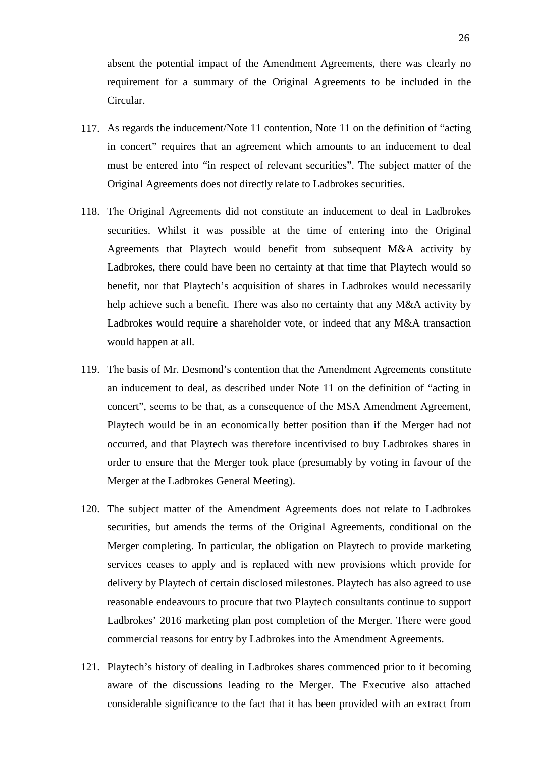absent the potential impact of the Amendment Agreements, there was clearly no requirement for a summary of the Original Agreements to be included in the Circular.

117. As regards the inducement/Note 11 contention, Note 11 on the definition of "acting in concert" requires that an agreement which amounts to an inducement to deal must be entered into "in respect of relevant securities". The subject matter of the Original Agreements does not directly relate to Ladbrokes securities.

118. The Original Agreements did not constitute an inducement to deal in Ladbrokes securities. Whilst it was possible at the time of entering into the Original Agreements that Playtech would benefit from subsequent M&A activity by Ladbrokes, there could have been no certainty at that time that Playtech would so benefit, nor that Playtech's acquisition of shares in Ladbrokes would necessarily help achieve such a benefit. There was also no certainty that any M&A activity by Ladbrokes would require a shareholder vote, or indeed that any M&A transaction would happen at all.

119. The basis of Mr. Desmond's contention that the Amendment Agreements constitute an inducement to deal, as described under Note 11 on the definition of "acting in concert", seems to be that, as a consequence of the MSA Amendment Agreement, Playtech would be in an economically better position than if the Merger had not occurred, and that Playtech was therefore incentivised to buy Ladbrokes shares in order to ensure that the Merger took place (presumably by voting in favour of the Merger at the Ladbrokes General Meeting).

120. The subject matter of the Amendment Agreements does not relate to Ladbrokes securities, but amends the terms of the Original Agreements, conditional on the Merger completing. In particular, the obligation on Playtech to provide marketing services ceases to apply and is replaced with new provisions which provide for delivery by Playtech of certain disclosed milestones. Playtech has also agreed to use reasonable endeavours to procure that two Playtech consultants continue to support Ladbrokes' 2016 marketing plan post completion of the Merger. There were good commercial reasons for entry by Ladbrokes into the Amendment Agreements.

121. Playtech's history of dealing in Ladbrokes shares commenced prior to it becoming aware of the discussions leading to the Merger. The Executive also attached considerable significance to the fact that it has been provided with an extract from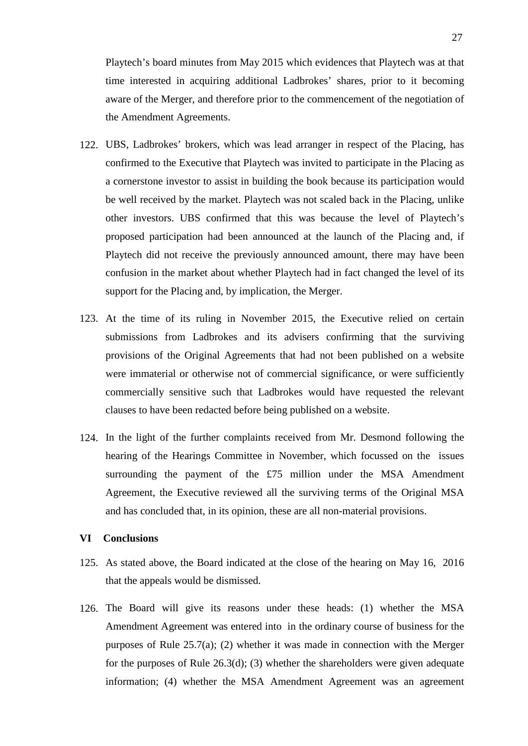Playtech's board minutes from May 2015 which evidences that Playtech was at that time interested in acquiring additional Ladbrokes' shares, prior to it becoming aware of the Merger, and therefore prior to the commencement of the negotiation of the Amendment Agreements.

122. UBS, Ladbrokes' brokers, which was lead arranger in respect of the Placing, has confirmed to the Executive that Playtech was invited to participate in the Placing as a cornerstone investor to assist in building the book because its participation would be well received by the market. Playtech was not scaled back in the Placing, unlike other investors. UBS confirmed that this was because the level of Playtech's proposed participation had been announced at the launch of the Placing and, if Playtech did not receive the previously announced amount, there may have been confusion in the market about whether Playtech had in fact changed the level of its support for the Placing and, by implication, the Merger.

123. At the time of its ruling in November 2015, the Executive relied on certain submissions from Ladbrokes and its advisers confirming that the surviving provisions of the Original Agreements that had not been published on a website were immaterial or otherwise not of commercial significance, or were sufficiently commercially sensitive such that Ladbrokes would have requested the relevant clauses to have been redacted before being published on a website.

124. In the light of the further complaints received from Mr. Desmond following the hearing of the Hearings Committee in November, which focussed on the issues surrounding the payment of the £75 million under the MSA Amendment Agreement, the Executive reviewed all the surviving terms of the Original MSA and has concluded that, in its opinion, these are all non-material provisions.

## VI Conclusions

125. As stated above, the Board indicated at the close of the hearing on May 16, 2016 that the appeals would be dismissed.

126. The Board will give its reasons under these heads: (1) whether the MSA Amendment Agreement was entered into in the ordinary course of business for the purposes of Rule 25.7(a); (2) whether it was made in connection with the Merger for the purposes of Rule 26.3(d); (3) whether the shareholders were given adequate information; (4) whether the MSA Amendment Agreement was an agreement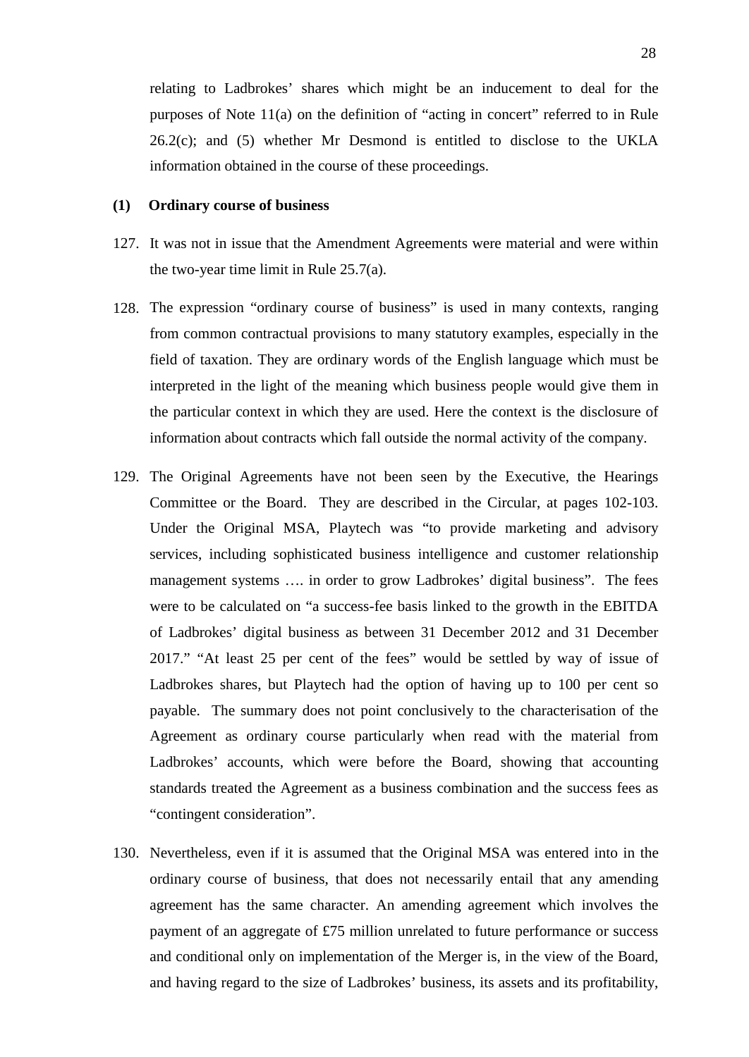relating to Ladbrokes' shares which might be an inducement to deal for the purposes of Note 11(a) on the definition of "acting in concert" referred to in Rule 26.2(c); and (5) whether Mr Desmond is entitled to disclose to the UKLA information obtained in the course of these proceedings.

**(1) Ordinary course of business**

127. It was not in issue that the Amendment Agreements were material and were within the two-year time limit in Rule 25.7(a).

128. The expression "ordinary course of business" is used in many contexts, ranging from common contractual provisions to many statutory examples, especially in the field of taxation. They are ordinary words of the English language which must be interpreted in the light of the meaning which business people would give them in the particular context in which they are used. Here the context is the disclosure of information about contracts which fall outside the normal activity of the company.

129. The Original Agreements have not been seen by the Executive, the Hearings Committee or the Board. They are described in the Circular, at pages 102-103. Under the Original MSA, Playtech was "to provide marketing and advisory services, including sophisticated business intelligence and customer relationship management systems …. in order to grow Ladbrokes' digital business". The fees were to be calculated on "a success-fee basis linked to the growth in the EBITDA of Ladbrokes' digital business as between 31 December 2012 and 31 December 2017." "At least 25 per cent of the fees" would be settled by way of issue of Ladbrokes shares, but Playtech had the option of having up to 100 per cent so payable. The summary does not point conclusively to the characterisation of the Agreement as ordinary course particularly when read with the material from Ladbrokes' accounts, which were before the Board, showing that accounting standards treated the Agreement as a business combination and the success fees as "contingent consideration".

130. Nevertheless, even if it is assumed that the Original MSA was entered into in the ordinary course of business, that does not necessarily entail that any amending agreement has the same character. An amending agreement which involves the payment of an aggregate of £75 million unrelated to future performance or success and conditional only on implementation of the Merger is, in the view of the Board, and having regard to the size of Ladbrokes' business, its assets and its profitability,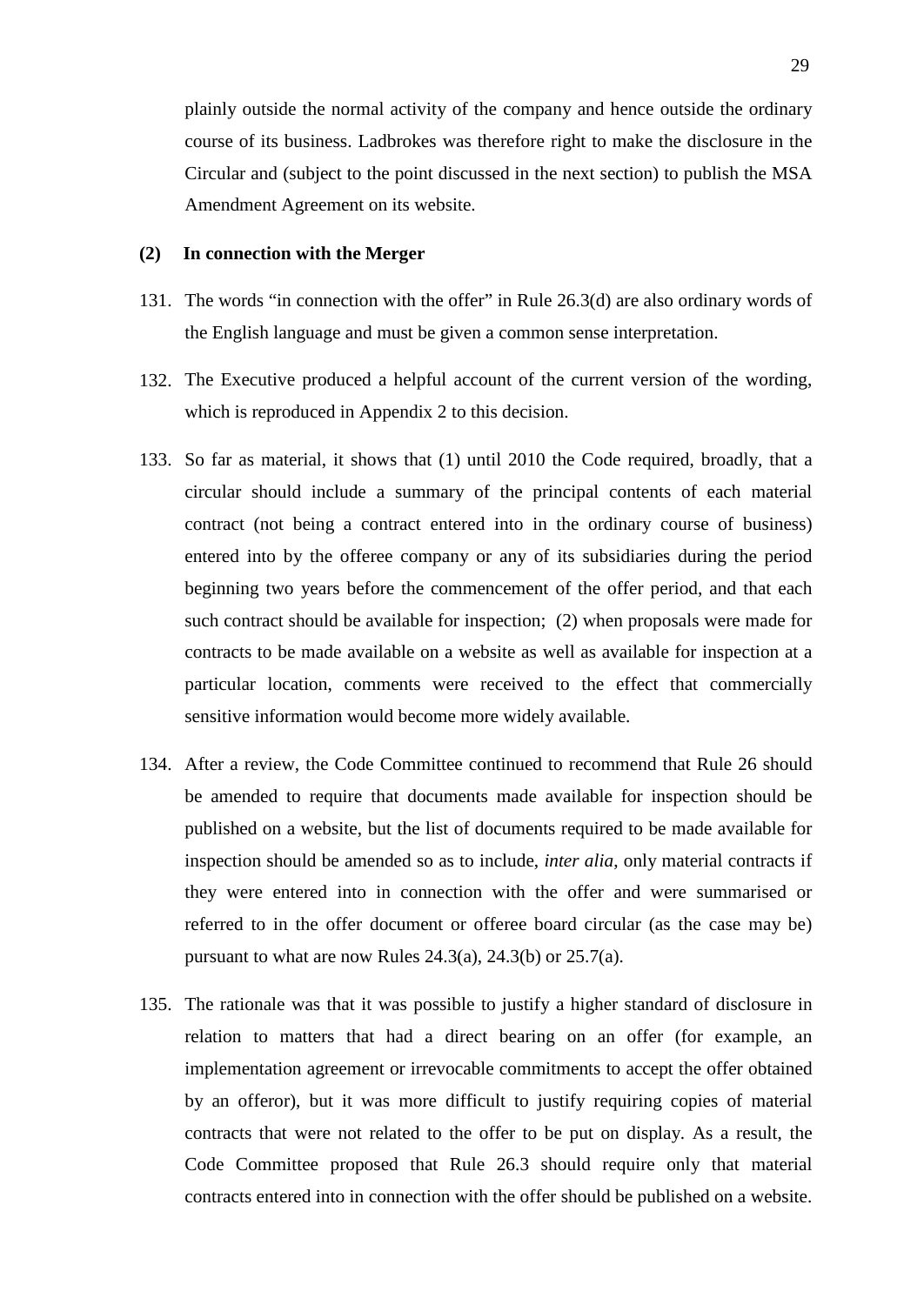plainly outside the normal activity of the company and hence outside the ordinary course of its business. Ladbrokes was therefore right to make the disclosure in the Circular and (subject to the point discussed in the next section) to publish the MSA Amendment Agreement on its website.

**(2) In connection with the Merger**

131. The words "in connection with the offer" in Rule 26.3(d) are also ordinary words of the English language and must be given a common sense interpretation.

132. The Executive produced a helpful account of the current version of the wording, which is reproduced in Appendix 2 to this decision.

133. So far as material, it shows that (1) until 2010 the Code required, broadly, that a circular should include a summary of the principal contents of each material contract (not being a contract entered into in the ordinary course of business) entered into by the offeree company or any of its subsidiaries during the period beginning two years before the commencement of the offer period, and that each such contract should be available for inspection; (2) when proposals were made for contracts to be made available on a website as well as available for inspection at a particular location, comments were received to the effect that commercially sensitive information would become more widely available.

134. After a review, the Code Committee continued to recommend that Rule 26 should be amended to require that documents made available for inspection should be published on a website, but the list of documents required to be made available for inspection should be amended so as to include, *inter alia*, only material contracts if they were entered into in connection with the offer and were summarised or referred to in the offer document or offeree board circular (as the case may be) pursuant to what are now Rules 24.3(a), 24.3(b) or 25.7(a).

135. The rationale was that it was possible to justify a higher standard of disclosure in relation to matters that had a direct bearing on an offer (for example, an implementation agreement or irrevocable commitments to accept the offer obtained by an offeror), but it was more difficult to justify requiring copies of material contracts that were not related to the offer to be put on display. As a result, the Code Committee proposed that Rule 26.3 should require only that material contracts entered into in connection with the offer should be published on a website.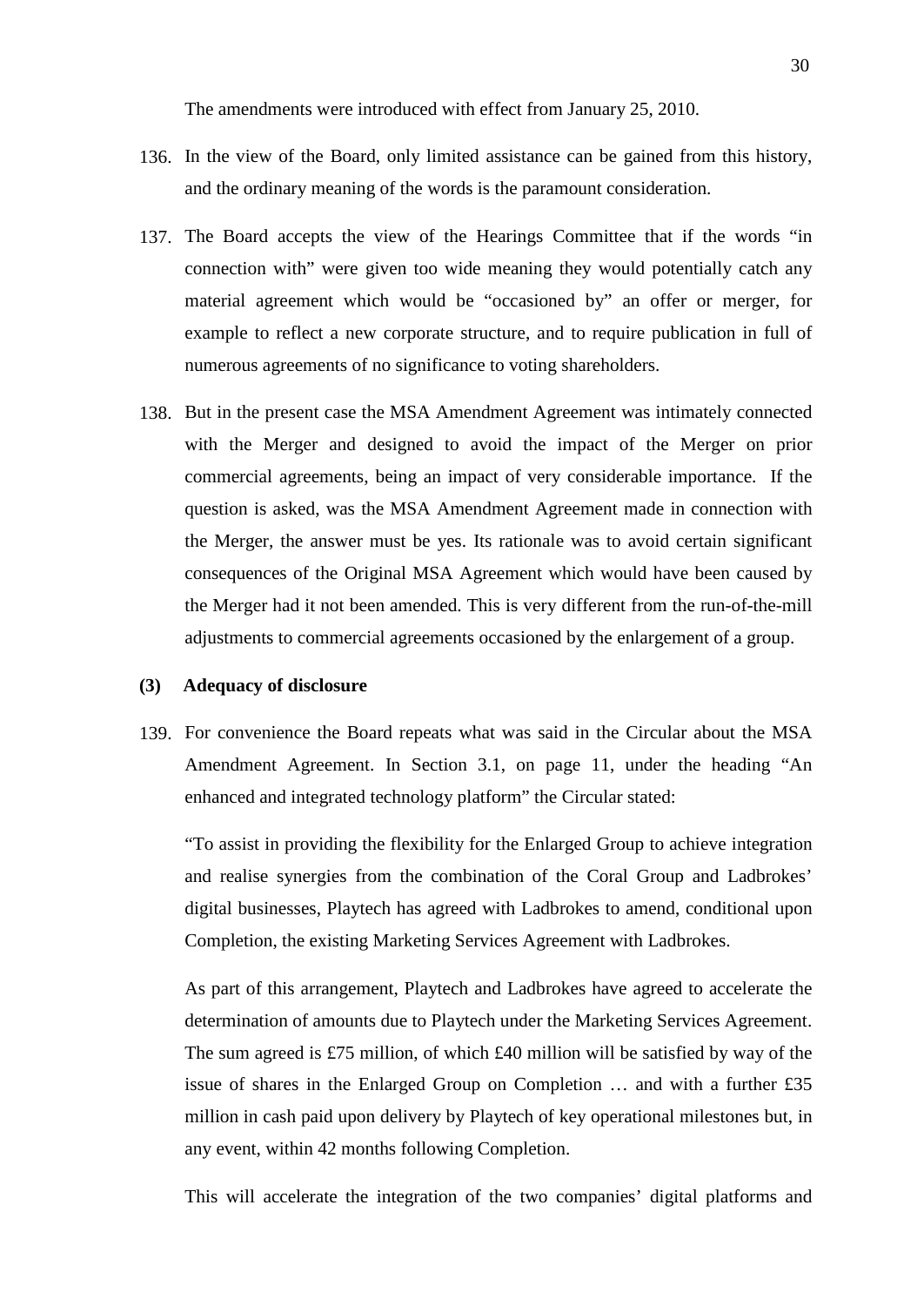The amendments were introduced with effect from January 25, 2010.

136. In the view of the Board, only limited assistance can be gained from this history, and the ordinary meaning of the words is the paramount consideration.

137. The Board accepts the view of the Hearings Committee that if the words "in connection with" were given too wide meaning they would potentially catch any material agreement which would be "occasioned by" an offer or merger, for example to reflect a new corporate structure, and to require publication in full of numerous agreements of no significance to voting shareholders.

138. But in the present case the MSA Amendment Agreement was intimately connected with the Merger and designed to avoid the impact of the Merger on prior commercial agreements, being an impact of very considerable importance. If the question is asked, was the MSA Amendment Agreement made in connection with the Merger, the answer must be yes. Its rationale was to avoid certain significant consequences of the Original MSA Agreement which would have been caused by the Merger had it not been amended. This is very different from the run-of-the-mill adjustments to commercial agreements occasioned by the enlargement of a group.

**(3) Adequacy of disclosure**

139. For convenience the Board repeats what was said in the Circular about the MSA Amendment Agreement. In Section 3.1, on page 11, under the heading "An enhanced and integrated technology platform" the Circular stated:

"To assist in providing the flexibility for the Enlarged Group to achieve integration and realise synergies from the combination of the Coral Group and Ladbrokes' digital businesses, Playtech has agreed with Ladbrokes to amend, conditional upon Completion, the existing Marketing Services Agreement with Ladbrokes.

As part of this arrangement, Playtech and Ladbrokes have agreed to accelerate the determination of amounts due to Playtech under the Marketing Services Agreement. The sum agreed is £75 million, of which £40 million will be satisfied by way of the issue of shares in the Enlarged Group on Completion … and with a further £35 million in cash paid upon delivery by Playtech of key operational milestones but, in any event, within 42 months following Completion.

This will accelerate the integration of the two companies' digital platforms and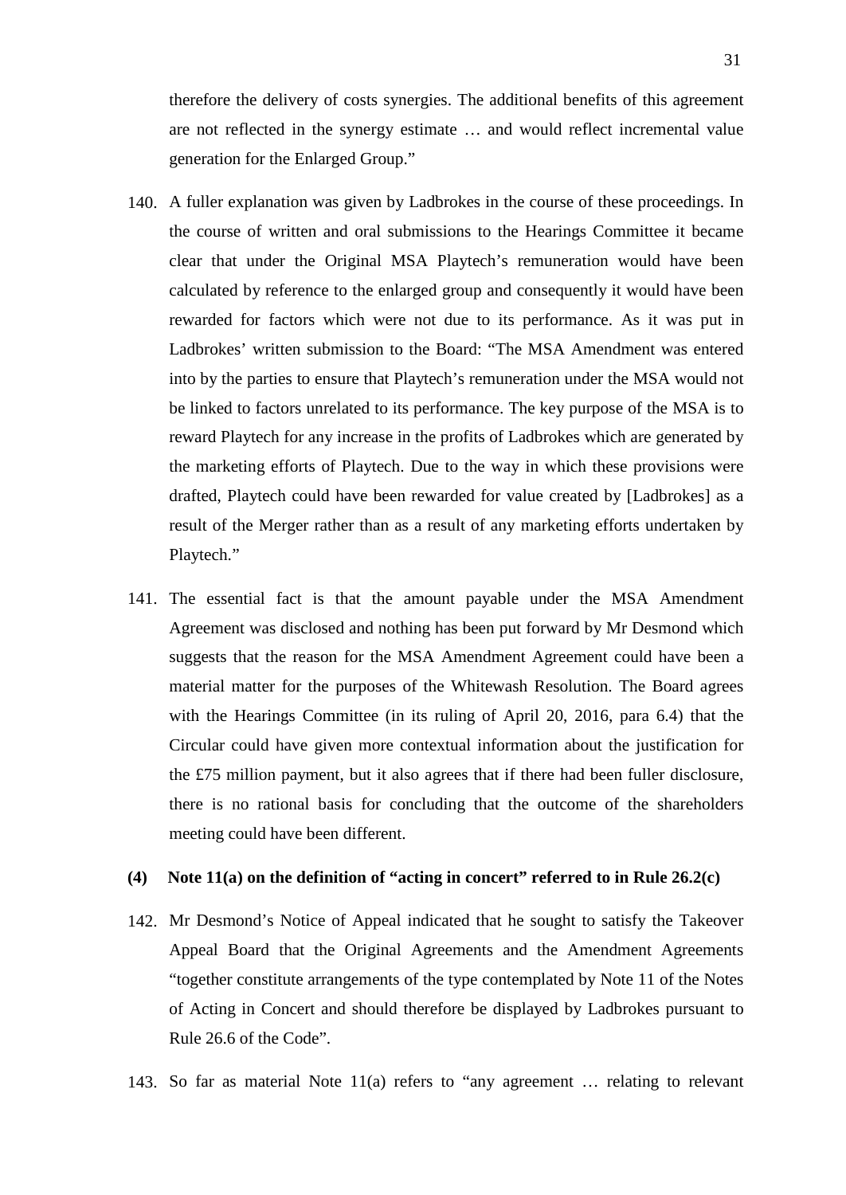therefore the delivery of costs synergies. The additional benefits of this agreement are not reflected in the synergy estimate … and would reflect incremental value generation for the Enlarged Group."

140. A fuller explanation was given by Ladbrokes in the course of these proceedings. In the course of written and oral submissions to the Hearings Committee it became clear that under the Original MSA Playtech's remuneration would have been calculated by reference to the enlarged group and consequently it would have been rewarded for factors which were not due to its performance. As it was put in Ladbrokes' written submission to the Board: "The MSA Amendment was entered into by the parties to ensure that Playtech's remuneration under the MSA would not be linked to factors unrelated to its performance. The key purpose of the MSA is to reward Playtech for any increase in the profits of Ladbrokes which are generated by the marketing efforts of Playtech. Due to the way in which these provisions were drafted, Playtech could have been rewarded for value created by [Ladbrokes] as a result of the Merger rather than as a result of any marketing efforts undertaken by Playtech."

141. The essential fact is that the amount payable under the MSA Amendment Agreement was disclosed and nothing has been put forward by Mr Desmond which suggests that the reason for the MSA Amendment Agreement could have been a material matter for the purposes of the Whitewash Resolution. The Board agrees with the Hearings Committee (in its ruling of April 20, 2016, para 6.4) that the Circular could have given more contextual information about the justification for the £75 million payment, but it also agrees that if there had been fuller disclosure, there is no rational basis for concluding that the outcome of the shareholders meeting could have been different.

**(4) Note 11(a) on the definition of "acting in concert" referred to in Rule 26.2(c)**

142. Mr Desmond's Notice of Appeal indicated that he sought to satisfy the Takeover Appeal Board that the Original Agreements and the Amendment Agreements "together constitute arrangements of the type contemplated by Note 11 of the Notes of Acting in Concert and should therefore be displayed by Ladbrokes pursuant to Rule 26.6 of the Code".

143. So far as material Note 11(a) refers to "any agreement … relating to relevant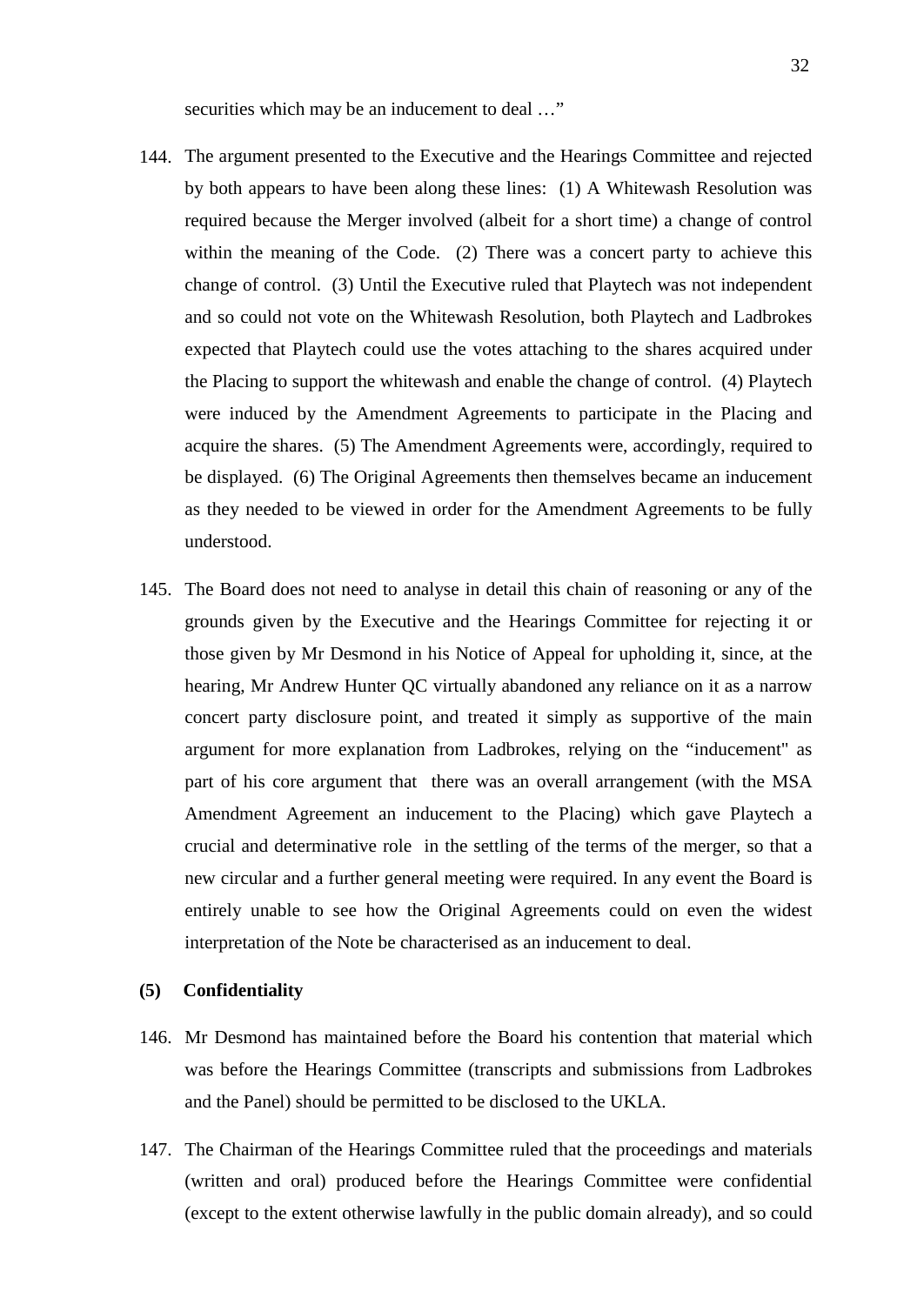securities which may be an inducement to deal …"

144. The argument presented to the Executive and the Hearings Committee and rejected by both appears to have been along these lines: (1) A Whitewash Resolution was required because the Merger involved (albeit for a short time) a change of control within the meaning of the Code. (2) There was a concert party to achieve this change of control. (3) Until the Executive ruled that Playtech was not independent and so could not vote on the Whitewash Resolution, both Playtech and Ladbrokes expected that Playtech could use the votes attaching to the shares acquired under the Placing to support the whitewash and enable the change of control. (4) Playtech were induced by the Amendment Agreements to participate in the Placing and acquire the shares. (5) The Amendment Agreements were, accordingly, required to be displayed. (6) The Original Agreements then themselves became an inducement as they needed to be viewed in order for the Amendment Agreements to be fully understood.

145. The Board does not need to analyse in detail this chain of reasoning or any of the grounds given by the Executive and the Hearings Committee for rejecting it or those given by Mr Desmond in his Notice of Appeal for upholding it, since, at the hearing, Mr Andrew Hunter QC virtually abandoned any reliance on it as a narrow concert party disclosure point, and treated it simply as supportive of the main argument for more explanation from Ladbrokes, relying on the "inducement" as part of his core argument that there was an overall arrangement (with the MSA Amendment Agreement an inducement to the Placing) which gave Playtech a crucial and determinative role in the settling of the terms of the merger, so that a new circular and a further general meeting were required. In any event the Board is entirely unable to see how the Original Agreements could on even the widest interpretation of the Note be characterised as an inducement to deal.

**(5) Confidentiality**

146. Mr Desmond has maintained before the Board his contention that material which was before the Hearings Committee (transcripts and submissions from Ladbrokes and the Panel) should be permitted to be disclosed to the UKLA.

147. The Chairman of the Hearings Committee ruled that the proceedings and materials (written and oral) produced before the Hearings Committee were confidential (except to the extent otherwise lawfully in the public domain already), and so could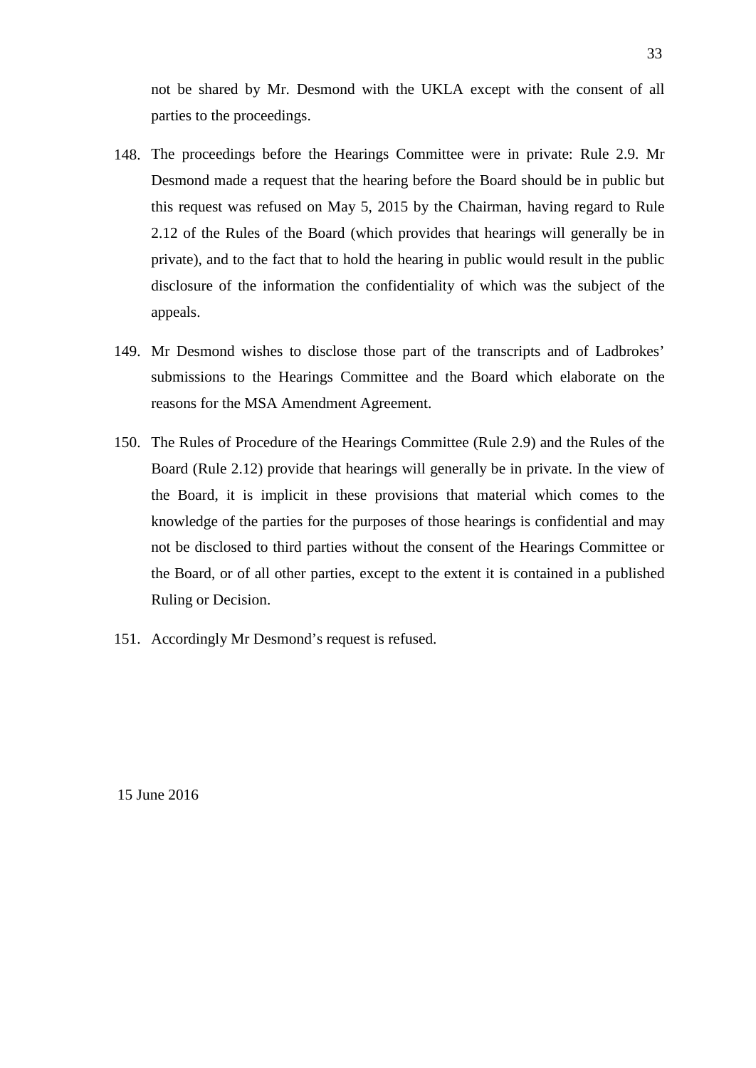not be shared by Mr. Desmond with the UKLA except with the consent of all parties to the proceedings.

148. The proceedings before the Hearings Committee were in private: Rule 2.9. Mr Desmond made a request that the hearing before the Board should be in public but this request was refused on May 5, 2015 by the Chairman, having regard to Rule 2.12 of the Rules of the Board (which provides that hearings will generally be in private), and to the fact that to hold the hearing in public would result in the public disclosure of the information the confidentiality of which was the subject of the appeals.

149. Mr Desmond wishes to disclose those part of the transcripts and of Ladbrokes' submissions to the Hearings Committee and the Board which elaborate on the reasons for the MSA Amendment Agreement.

150. The Rules of Procedure of the Hearings Committee (Rule 2.9) and the Rules of the Board (Rule 2.12) provide that hearings will generally be in private. In the view of the Board, it is implicit in these provisions that material which comes to the knowledge of the parties for the purposes of those hearings is confidential and may not be disclosed to third parties without the consent of the Hearings Committee or the Board, or of all other parties, except to the extent it is contained in a published Ruling or Decision.

151. Accordingly Mr Desmond's request is refused.

15 June 2016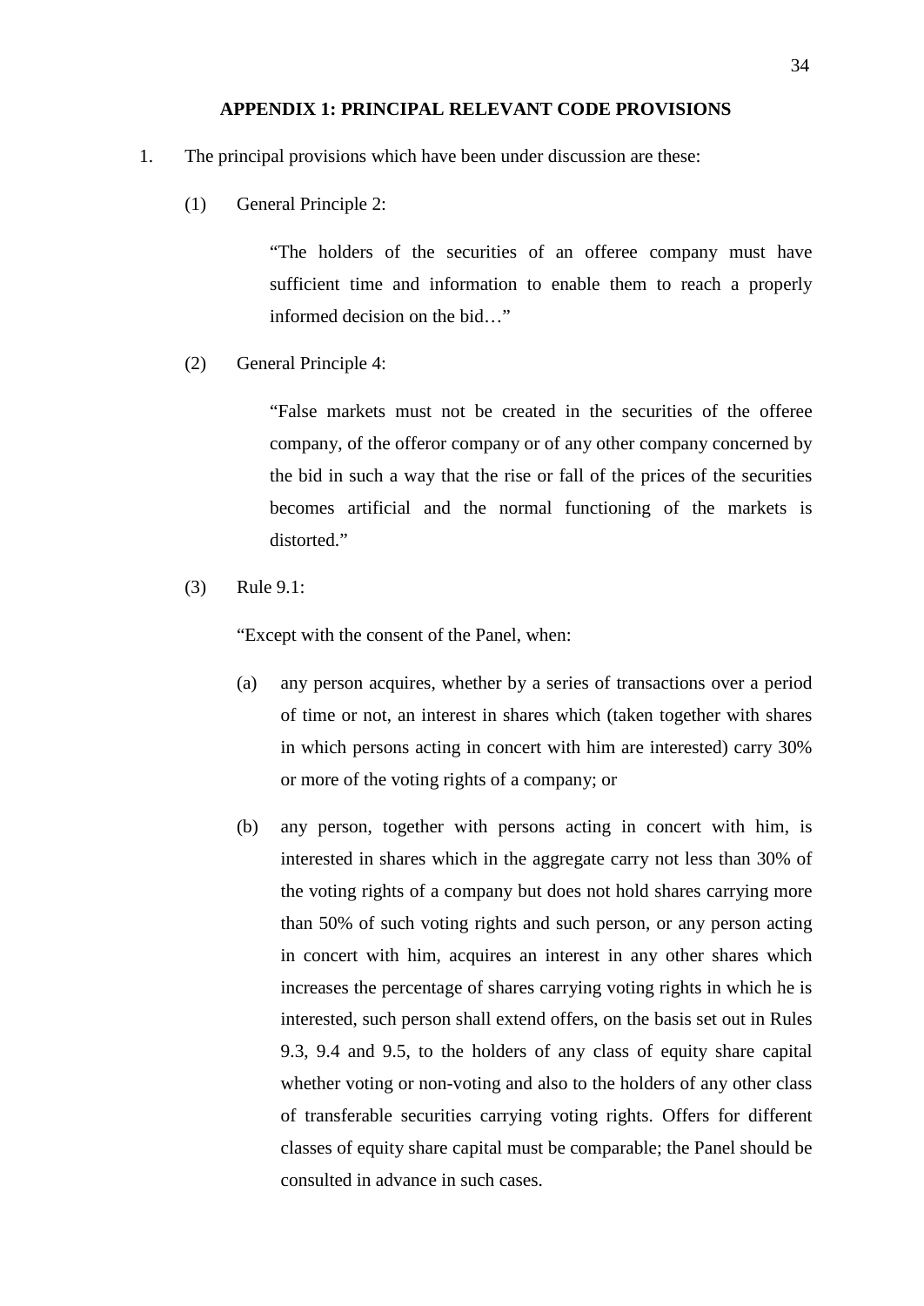## APPENDIX 1: PRINCIPAL RELEVANT CODE PROVISIONS

1. The principal provisions which have been under discussion are these:

   (1) General Principle 2:

   > "The holders of the securities of an offeree company must have sufficient time and information to enable them to reach a properly informed decision on the bid…"

   (2) General Principle 4:

   > "False markets must not be created in the securities of the offeree company, of the offeror company or of any other company concerned by the bid in such a way that the rise or fall of the prices of the securities becomes artificial and the normal functioning of the markets is distorted."

   (3) Rule 9.1:

   "Except with the consent of the Panel, when:

   (a) any person acquires, whether by a series of transactions over a period of time or not, an interest in shares which (taken together with shares in which persons acting in concert with him are interested) carry 30% or more of the voting rights of a company; or

   (b) any person, together with persons acting in concert with him, is interested in shares which in the aggregate carry not less than 30% of the voting rights of a company but does not hold shares carrying more than 50% of such voting rights and such person, or any person acting in concert with him, acquires an interest in any other shares which increases the percentage of shares carrying voting rights in which he is interested, such person shall extend offers, on the basis set out in Rules 9.3, 9.4 and 9.5, to the holders of any class of equity share capital whether voting or non-voting and also to the holders of any other class of transferable securities carrying voting rights. Offers for different classes of equity share capital must be comparable; the Panel should be consulted in advance in such cases.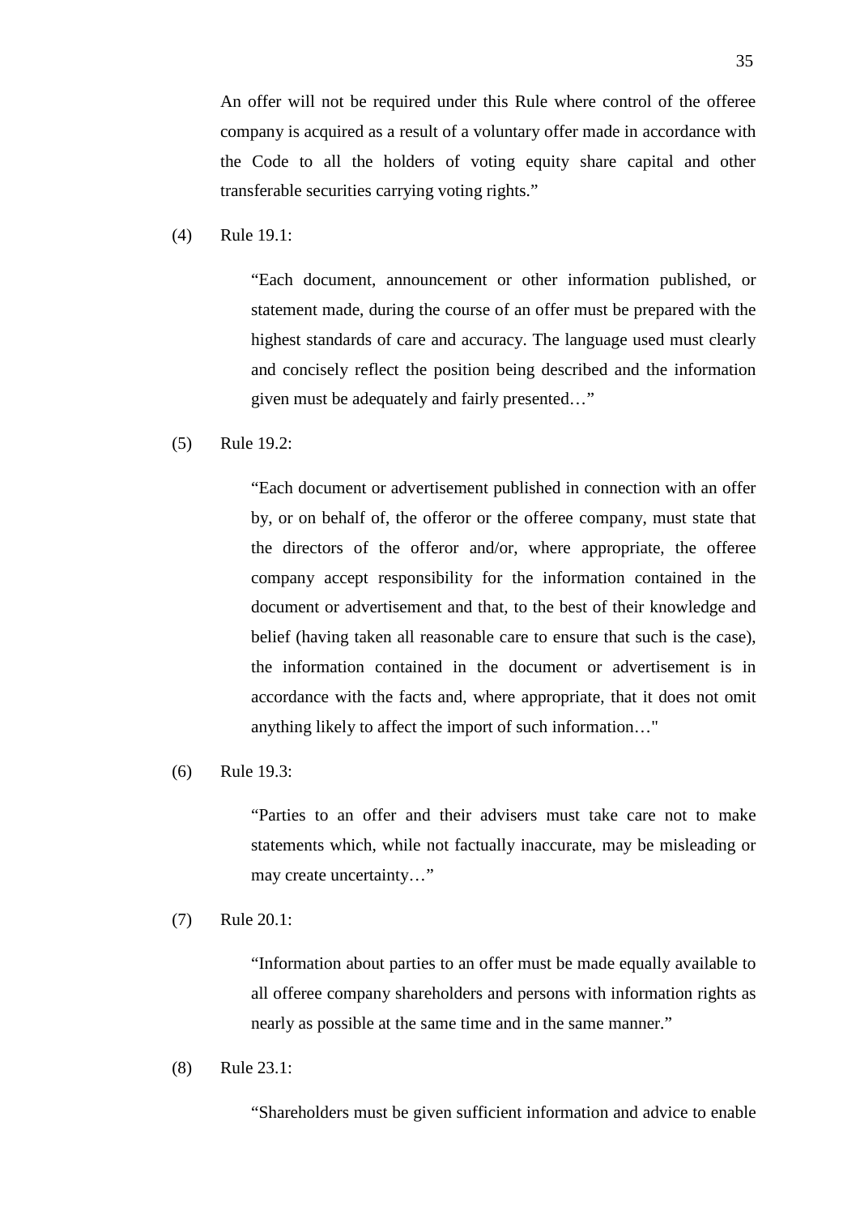An offer will not be required under this Rule where control of the offeree company is acquired as a result of a voluntary offer made in accordance with the Code to all the holders of voting equity share capital and other transferable securities carrying voting rights."

(4) Rule 19.1:

> "Each document, announcement or other information published, or statement made, during the course of an offer must be prepared with the highest standards of care and accuracy. The language used must clearly and concisely reflect the position being described and the information given must be adequately and fairly presented…"

(5) Rule 19.2:

> "Each document or advertisement published in connection with an offer by, or on behalf of, the offeror or the offeree company, must state that the directors of the offeror and/or, where appropriate, the offeree company accept responsibility for the information contained in the document or advertisement and that, to the best of their knowledge and belief (having taken all reasonable care to ensure that such is the case), the information contained in the document or advertisement is in accordance with the facts and, where appropriate, that it does not omit anything likely to affect the import of such information…"

(6) Rule 19.3:

> "Parties to an offer and their advisers must take care not to make statements which, while not factually inaccurate, may be misleading or may create uncertainty…"

(7) Rule 20.1:

> "Information about parties to an offer must be made equally available to all offeree company shareholders and persons with information rights as nearly as possible at the same time and in the same manner."

(8) Rule 23.1:

> "Shareholders must be given sufficient information and advice to enable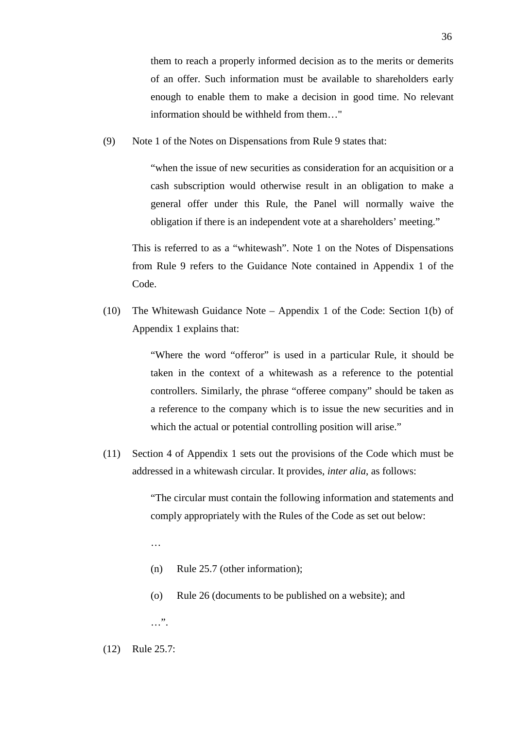> them to reach a properly informed decision as to the merits or demerits of an offer. Such information must be available to shareholders early enough to enable them to make a decision in good time. No relevant information should be withheld from them…"

(9) Note 1 of the Notes on Dispensations from Rule 9 states that:

> "when the issue of new securities as consideration for an acquisition or a cash subscription would otherwise result in an obligation to make a general offer under this Rule, the Panel will normally waive the obligation if there is an independent vote at a shareholders' meeting."

This is referred to as a "whitewash". Note 1 on the Notes of Dispensations from Rule 9 refers to the Guidance Note contained in Appendix 1 of the Code.

(10) The Whitewash Guidance Note – Appendix 1 of the Code: Section 1(b) of Appendix 1 explains that:

> "Where the word "offeror" is used in a particular Rule, it should be taken in the context of a whitewash as a reference to the potential controllers. Similarly, the phrase "offeree company" should be taken as a reference to the company which is to issue the new securities and in which the actual or potential controlling position will arise."

(11) Section 4 of Appendix 1 sets out the provisions of the Code which must be addressed in a whitewash circular. It provides, *inter alia*, as follows:

> "The circular must contain the following information and statements and comply appropriately with the Rules of the Code as set out below:
>
> …
>
> (n) Rule 25.7 (other information);
>
> (o) Rule 26 (documents to be published on a website); and
>
> …".

(12) Rule 25.7: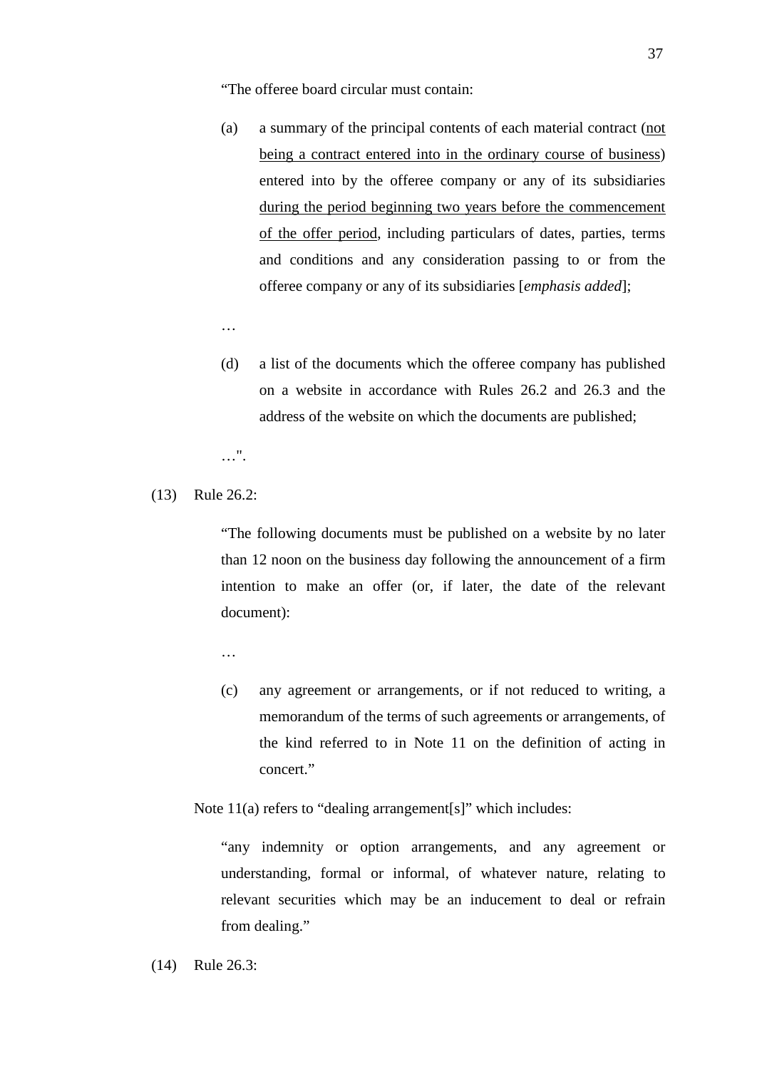"The offeree board circular must contain:

(a) a summary of the principal contents of each material contract (<u>not being a contract entered into in the ordinary course of business</u>) entered into by the offeree company or any of its subsidiaries <u>during the period beginning two years before the commencement of the offer period</u>, including particulars of dates, parties, terms and conditions and any consideration passing to or from the offeree company or any of its subsidiaries [*emphasis added*];

…

(d) a list of the documents which the offeree company has published on a website in accordance with Rules 26.2 and 26.3 and the address of the website on which the documents are published;

…".

(13) Rule 26.2:

"The following documents must be published on a website by no later than 12 noon on the business day following the announcement of a firm intention to make an offer (or, if later, the date of the relevant document):

…

(c) any agreement or arrangements, or if not reduced to writing, a memorandum of the terms of such agreements or arrangements, of the kind referred to in Note 11 on the definition of acting in concert."

Note 11(a) refers to "dealing arrangement[s]" which includes:

"any indemnity or option arrangements, and any agreement or understanding, formal or informal, of whatever nature, relating to relevant securities which may be an inducement to deal or refrain from dealing."

(14) Rule 26.3: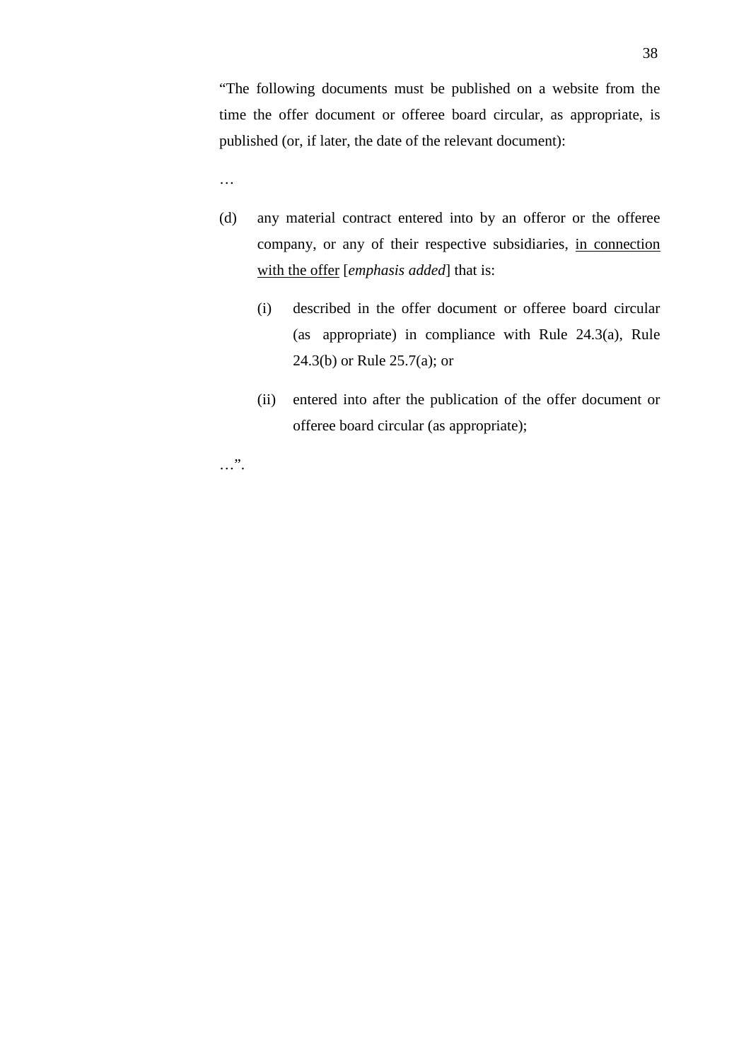"The following documents must be published on a website from the time the offer document or offeree board circular, as appropriate, is published (or, if later, the date of the relevant document):

…

(d) any material contract entered into by an offeror or the offeree company, or any of their respective subsidiaries, <u>in connection with the offer</u> [*emphasis added*] that is:

  (i) described in the offer document or offeree board circular (as appropriate) in compliance with Rule 24.3(a), Rule 24.3(b) or Rule 25.7(a); or

  (ii) entered into after the publication of the offer document or offeree board circular (as appropriate);

…".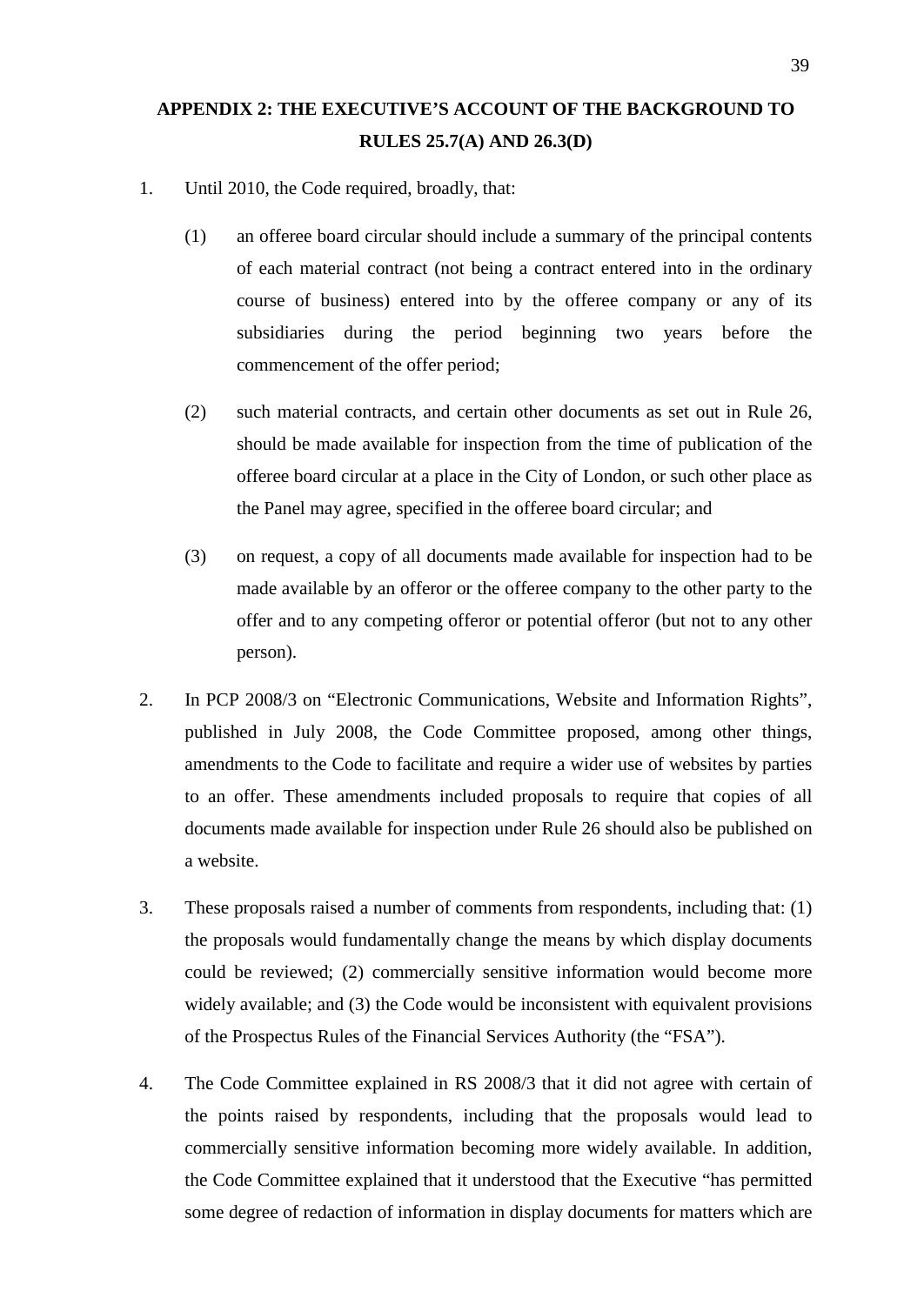## APPENDIX 2: THE EXECUTIVE'S ACCOUNT OF THE BACKGROUND TO RULES 25.7(A) AND 26.3(D)

1. Until 2010, the Code required, broadly, that:

   (1) an offeree board circular should include a summary of the principal contents of each material contract (not being a contract entered into in the ordinary course of business) entered into by the offeree company or any of its subsidiaries during the period beginning two years before the commencement of the offer period;

   (2) such material contracts, and certain other documents as set out in Rule 26, should be made available for inspection from the time of publication of the offeree board circular at a place in the City of London, or such other place as the Panel may agree, specified in the offeree board circular; and

   (3) on request, a copy of all documents made available for inspection had to be made available by an offeror or the offeree company to the other party to the offer and to any competing offeror or potential offeror (but not to any other person).

2. In PCP 2008/3 on "Electronic Communications, Website and Information Rights", published in July 2008, the Code Committee proposed, among other things, amendments to the Code to facilitate and require a wider use of websites by parties to an offer. These amendments included proposals to require that copies of all documents made available for inspection under Rule 26 should also be published on a website.

3. These proposals raised a number of comments from respondents, including that: (1) the proposals would fundamentally change the means by which display documents could be reviewed; (2) commercially sensitive information would become more widely available; and (3) the Code would be inconsistent with equivalent provisions of the Prospectus Rules of the Financial Services Authority (the "FSA").

4. The Code Committee explained in RS 2008/3 that it did not agree with certain of the points raised by respondents, including that the proposals would lead to commercially sensitive information becoming more widely available. In addition, the Code Committee explained that it understood that the Executive "has permitted some degree of redaction of information in display documents for matters which are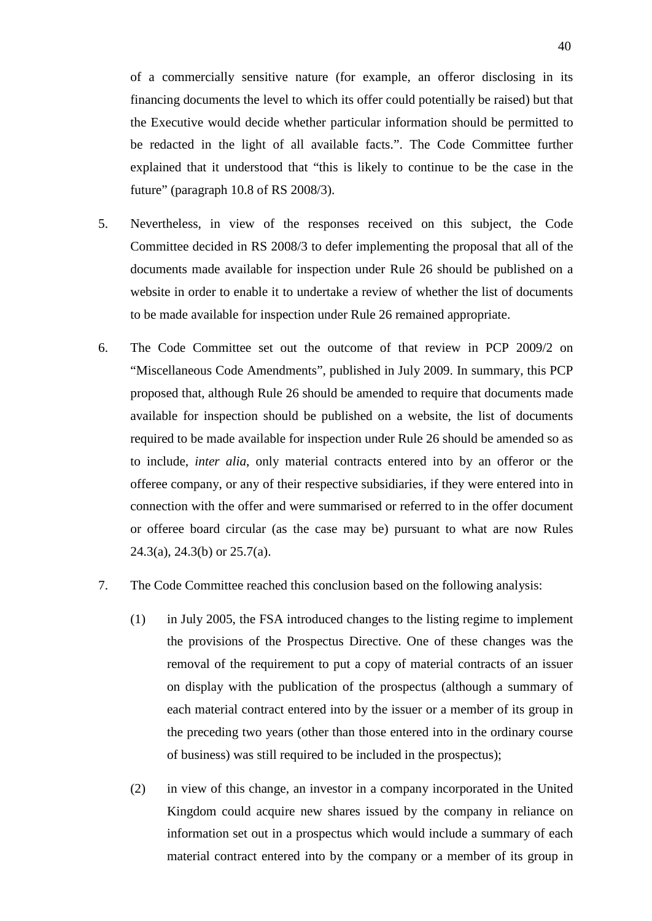of a commercially sensitive nature (for example, an offeror disclosing in its financing documents the level to which its offer could potentially be raised) but that the Executive would decide whether particular information should be permitted to be redacted in the light of all available facts.". The Code Committee further explained that it understood that "this is likely to continue to be the case in the future" (paragraph 10.8 of RS 2008/3).

5. Nevertheless, in view of the responses received on this subject, the Code Committee decided in RS 2008/3 to defer implementing the proposal that all of the documents made available for inspection under Rule 26 should be published on a website in order to enable it to undertake a review of whether the list of documents to be made available for inspection under Rule 26 remained appropriate.

6. The Code Committee set out the outcome of that review in PCP 2009/2 on "Miscellaneous Code Amendments", published in July 2009. In summary, this PCP proposed that, although Rule 26 should be amended to require that documents made available for inspection should be published on a website, the list of documents required to be made available for inspection under Rule 26 should be amended so as to include, *inter alia*, only material contracts entered into by an offeror or the offeree company, or any of their respective subsidiaries, if they were entered into in connection with the offer and were summarised or referred to in the offer document or offeree board circular (as the case may be) pursuant to what are now Rules 24.3(a), 24.3(b) or 25.7(a).

7. The Code Committee reached this conclusion based on the following analysis:

   (1) in July 2005, the FSA introduced changes to the listing regime to implement the provisions of the Prospectus Directive. One of these changes was the removal of the requirement to put a copy of material contracts of an issuer on display with the publication of the prospectus (although a summary of each material contract entered into by the issuer or a member of its group in the preceding two years (other than those entered into in the ordinary course of business) was still required to be included in the prospectus);

   (2) in view of this change, an investor in a company incorporated in the United Kingdom could acquire new shares issued by the company in reliance on information set out in a prospectus which would include a summary of each material contract entered into by the company or a member of its group in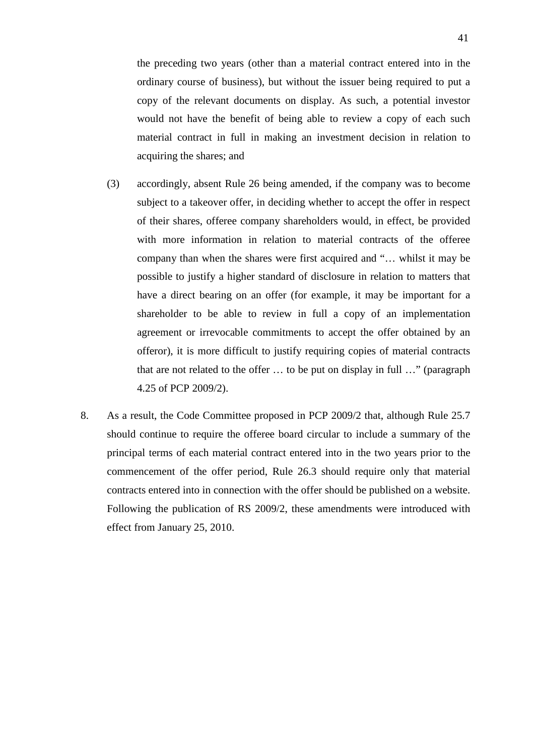the preceding two years (other than a material contract entered into in the ordinary course of business), but without the issuer being required to put a copy of the relevant documents on display. As such, a potential investor would not have the benefit of being able to review a copy of each such material contract in full in making an investment decision in relation to acquiring the shares; and

(3) accordingly, absent Rule 26 being amended, if the company was to become subject to a takeover offer, in deciding whether to accept the offer in respect of their shares, offeree company shareholders would, in effect, be provided with more information in relation to material contracts of the offeree company than when the shares were first acquired and "… whilst it may be possible to justify a higher standard of disclosure in relation to matters that have a direct bearing on an offer (for example, it may be important for a shareholder to be able to review in full a copy of an implementation agreement or irrevocable commitments to accept the offer obtained by an offeror), it is more difficult to justify requiring copies of material contracts that are not related to the offer … to be put on display in full …" (paragraph 4.25 of PCP 2009/2).

8. As a result, the Code Committee proposed in PCP 2009/2 that, although Rule 25.7 should continue to require the offeree board circular to include a summary of the principal terms of each material contract entered into in the two years prior to the commencement of the offer period, Rule 26.3 should require only that material contracts entered into in connection with the offer should be published on a website. Following the publication of RS 2009/2, these amendments were introduced with effect from January 25, 2010.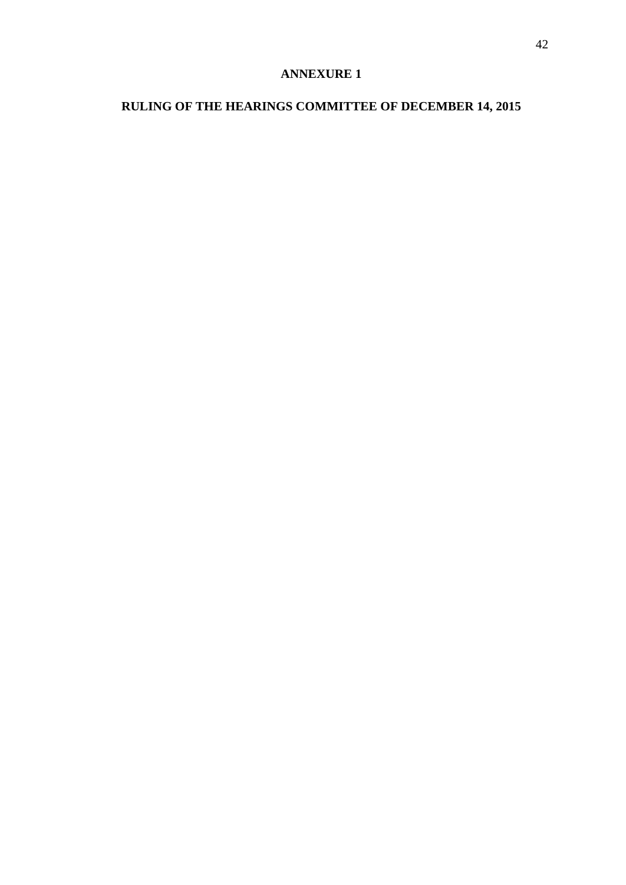# ANNEXURE 1

## RULING OF THE HEARINGS COMMITTEE OF DECEMBER 14, 2015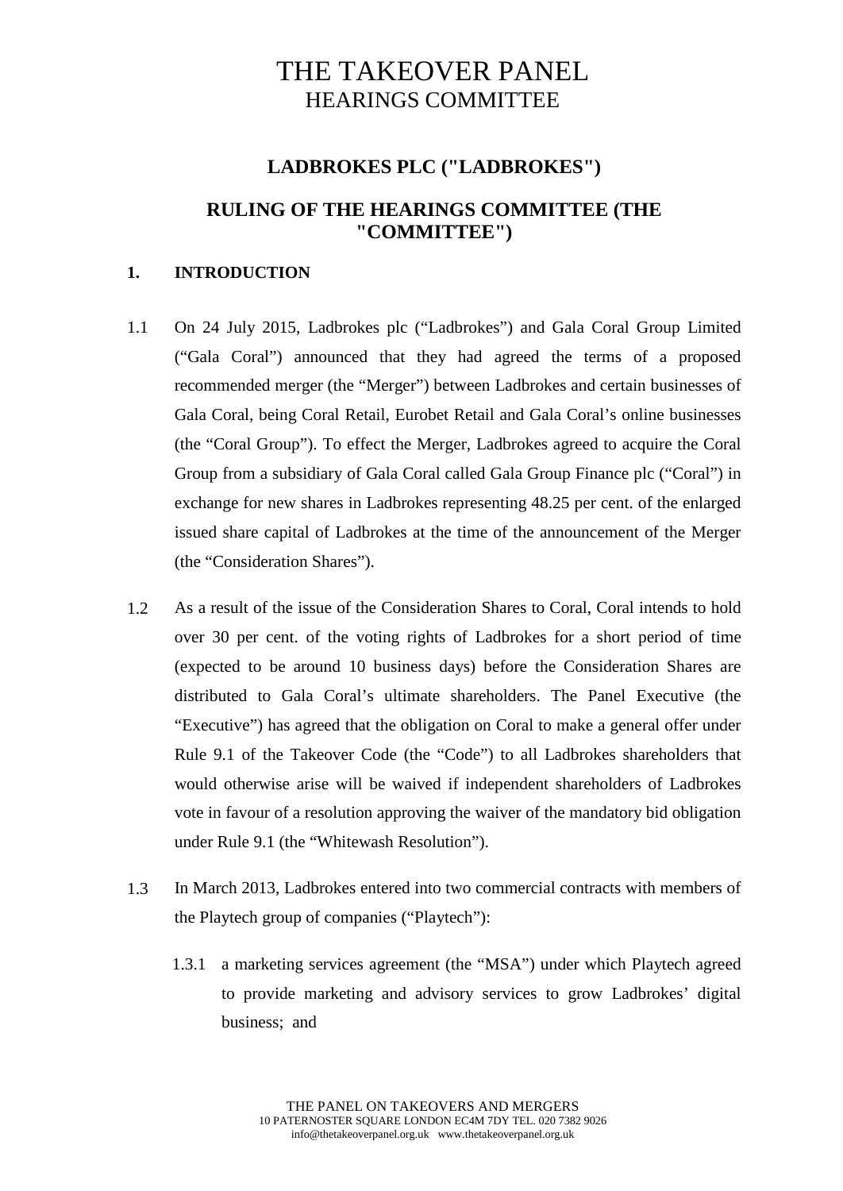# THE TAKEOVER PANEL
## HEARINGS COMMITTEE

### LADBROKES PLC ("LADBROKES")

### RULING OF THE HEARINGS COMMITTEE (THE "COMMITTEE")

**1. INTRODUCTION**

1.1 On 24 July 2015, Ladbrokes plc ("Ladbrokes") and Gala Coral Group Limited ("Gala Coral") announced that they had agreed the terms of a proposed recommended merger (the "Merger") between Ladbrokes and certain businesses of Gala Coral, being Coral Retail, Eurobet Retail and Gala Coral's online businesses (the "Coral Group"). To effect the Merger, Ladbrokes agreed to acquire the Coral Group from a subsidiary of Gala Coral called Gala Group Finance plc ("Coral") in exchange for new shares in Ladbrokes representing 48.25 per cent. of the enlarged issued share capital of Ladbrokes at the time of the announcement of the Merger (the "Consideration Shares").

1.2 As a result of the issue of the Consideration Shares to Coral, Coral intends to hold over 30 per cent. of the voting rights of Ladbrokes for a short period of time (expected to be around 10 business days) before the Consideration Shares are distributed to Gala Coral's ultimate shareholders. The Panel Executive (the "Executive") has agreed that the obligation on Coral to make a general offer under Rule 9.1 of the Takeover Code (the "Code") to all Ladbrokes shareholders that would otherwise arise will be waived if independent shareholders of Ladbrokes vote in favour of a resolution approving the waiver of the mandatory bid obligation under Rule 9.1 (the "Whitewash Resolution").

1.3 In March 2013, Ladbrokes entered into two commercial contracts with members of the Playtech group of companies ("Playtech"):

1.3.1 a marketing services agreement (the "MSA") under which Playtech agreed to provide marketing and advisory services to grow Ladbrokes' digital business; and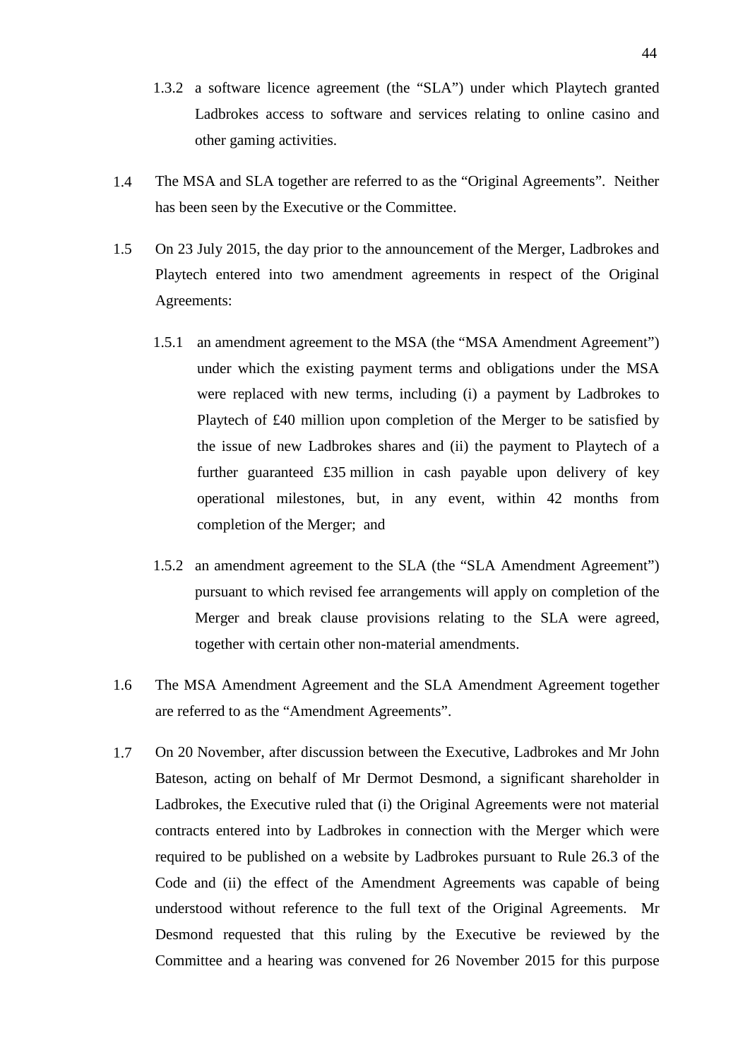1.3.2 a software licence agreement (the "SLA") under which Playtech granted Ladbrokes access to software and services relating to online casino and other gaming activities.

1.4 The MSA and SLA together are referred to as the "Original Agreements". Neither has been seen by the Executive or the Committee.

1.5 On 23 July 2015, the day prior to the announcement of the Merger, Ladbrokes and Playtech entered into two amendment agreements in respect of the Original Agreements:

1.5.1 an amendment agreement to the MSA (the "MSA Amendment Agreement") under which the existing payment terms and obligations under the MSA were replaced with new terms, including (i) a payment by Ladbrokes to Playtech of £40 million upon completion of the Merger to be satisfied by the issue of new Ladbrokes shares and (ii) the payment to Playtech of a further guaranteed £35 million in cash payable upon delivery of key operational milestones, but, in any event, within 42 months from completion of the Merger; and

1.5.2 an amendment agreement to the SLA (the "SLA Amendment Agreement") pursuant to which revised fee arrangements will apply on completion of the Merger and break clause provisions relating to the SLA were agreed, together with certain other non-material amendments.

1.6 The MSA Amendment Agreement and the SLA Amendment Agreement together are referred to as the "Amendment Agreements".

1.7 On 20 November, after discussion between the Executive, Ladbrokes and Mr John Bateson, acting on behalf of Mr Dermot Desmond, a significant shareholder in Ladbrokes, the Executive ruled that (i) the Original Agreements were not material contracts entered into by Ladbrokes in connection with the Merger which were required to be published on a website by Ladbrokes pursuant to Rule 26.3 of the Code and (ii) the effect of the Amendment Agreements was capable of being understood without reference to the full text of the Original Agreements. Mr Desmond requested that this ruling by the Executive be reviewed by the Committee and a hearing was convened for 26 November 2015 for this purpose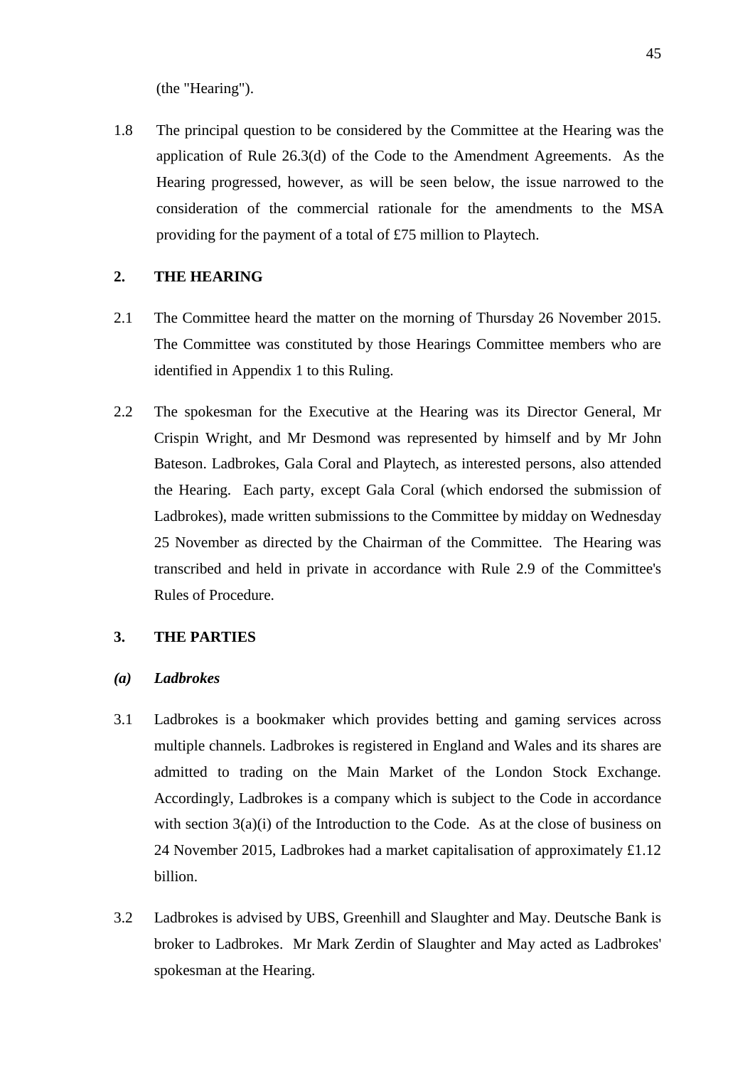(the "Hearing").

1.8 The principal question to be considered by the Committee at the Hearing was the application of Rule 26.3(d) of the Code to the Amendment Agreements. As the Hearing progressed, however, as will be seen below, the issue narrowed to the consideration of the commercial rationale for the amendments to the MSA providing for the payment of a total of £75 million to Playtech.

## 2. THE HEARING

2.1 The Committee heard the matter on the morning of Thursday 26 November 2015. The Committee was constituted by those Hearings Committee members who are identified in Appendix 1 to this Ruling.

2.2 The spokesman for the Executive at the Hearing was its Director General, Mr Crispin Wright, and Mr Desmond was represented by himself and by Mr John Bateson. Ladbrokes, Gala Coral and Playtech, as interested persons, also attended the Hearing. Each party, except Gala Coral (which endorsed the submission of Ladbrokes), made written submissions to the Committee by midday on Wednesday 25 November as directed by the Chairman of the Committee. The Hearing was transcribed and held in private in accordance with Rule 2.9 of the Committee's Rules of Procedure.

## 3. THE PARTIES

### *(a) Ladbrokes*

3.1 Ladbrokes is a bookmaker which provides betting and gaming services across multiple channels. Ladbrokes is registered in England and Wales and its shares are admitted to trading on the Main Market of the London Stock Exchange. Accordingly, Ladbrokes is a company which is subject to the Code in accordance with section 3(a)(i) of the Introduction to the Code. As at the close of business on 24 November 2015, Ladbrokes had a market capitalisation of approximately £1.12 billion.

3.2 Ladbrokes is advised by UBS, Greenhill and Slaughter and May. Deutsche Bank is broker to Ladbrokes. Mr Mark Zerdin of Slaughter and May acted as Ladbrokes' spokesman at the Hearing.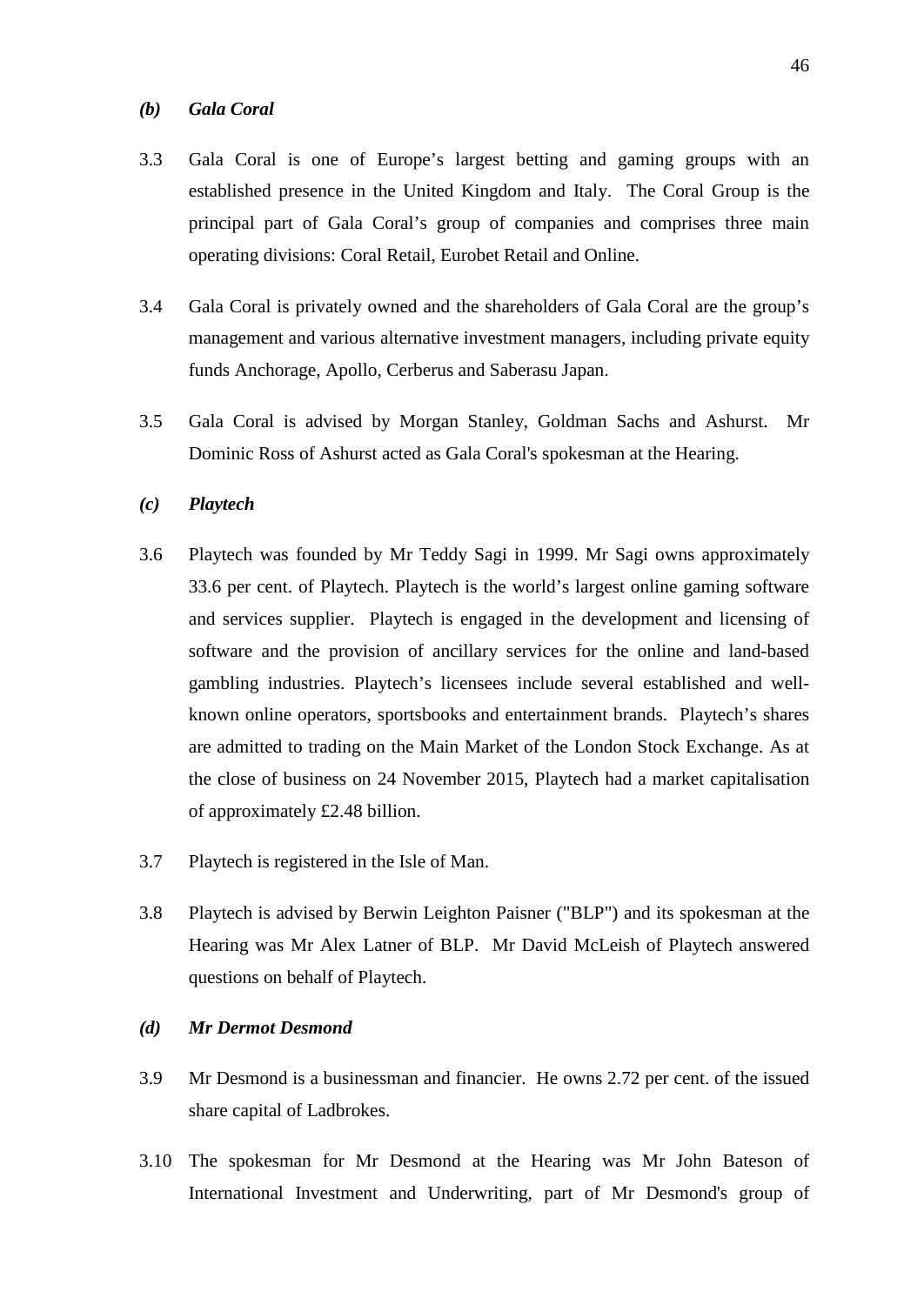***(b) Gala Coral***

3.3 Gala Coral is one of Europe's largest betting and gaming groups with an established presence in the United Kingdom and Italy. The Coral Group is the principal part of Gala Coral's group of companies and comprises three main operating divisions: Coral Retail, Eurobet Retail and Online.

3.4 Gala Coral is privately owned and the shareholders of Gala Coral are the group's management and various alternative investment managers, including private equity funds Anchorage, Apollo, Cerberus and Saberasu Japan.

3.5 Gala Coral is advised by Morgan Stanley, Goldman Sachs and Ashurst. Mr Dominic Ross of Ashurst acted as Gala Coral's spokesman at the Hearing.

***(c) Playtech***

3.6 Playtech was founded by Mr Teddy Sagi in 1999. Mr Sagi owns approximately 33.6 per cent. of Playtech. Playtech is the world's largest online gaming software and services supplier. Playtech is engaged in the development and licensing of software and the provision of ancillary services for the online and land-based gambling industries. Playtech's licensees include several established and well-known online operators, sportsbooks and entertainment brands. Playtech's shares are admitted to trading on the Main Market of the London Stock Exchange. As at the close of business on 24 November 2015, Playtech had a market capitalisation of approximately £2.48 billion.

3.7 Playtech is registered in the Isle of Man.

3.8 Playtech is advised by Berwin Leighton Paisner ("BLP") and its spokesman at the Hearing was Mr Alex Latner of BLP. Mr David McLeish of Playtech answered questions on behalf of Playtech.

***(d) Mr Dermot Desmond***

3.9 Mr Desmond is a businessman and financier. He owns 2.72 per cent. of the issued share capital of Ladbrokes.

3.10 The spokesman for Mr Desmond at the Hearing was Mr John Bateson of International Investment and Underwriting, part of Mr Desmond's group of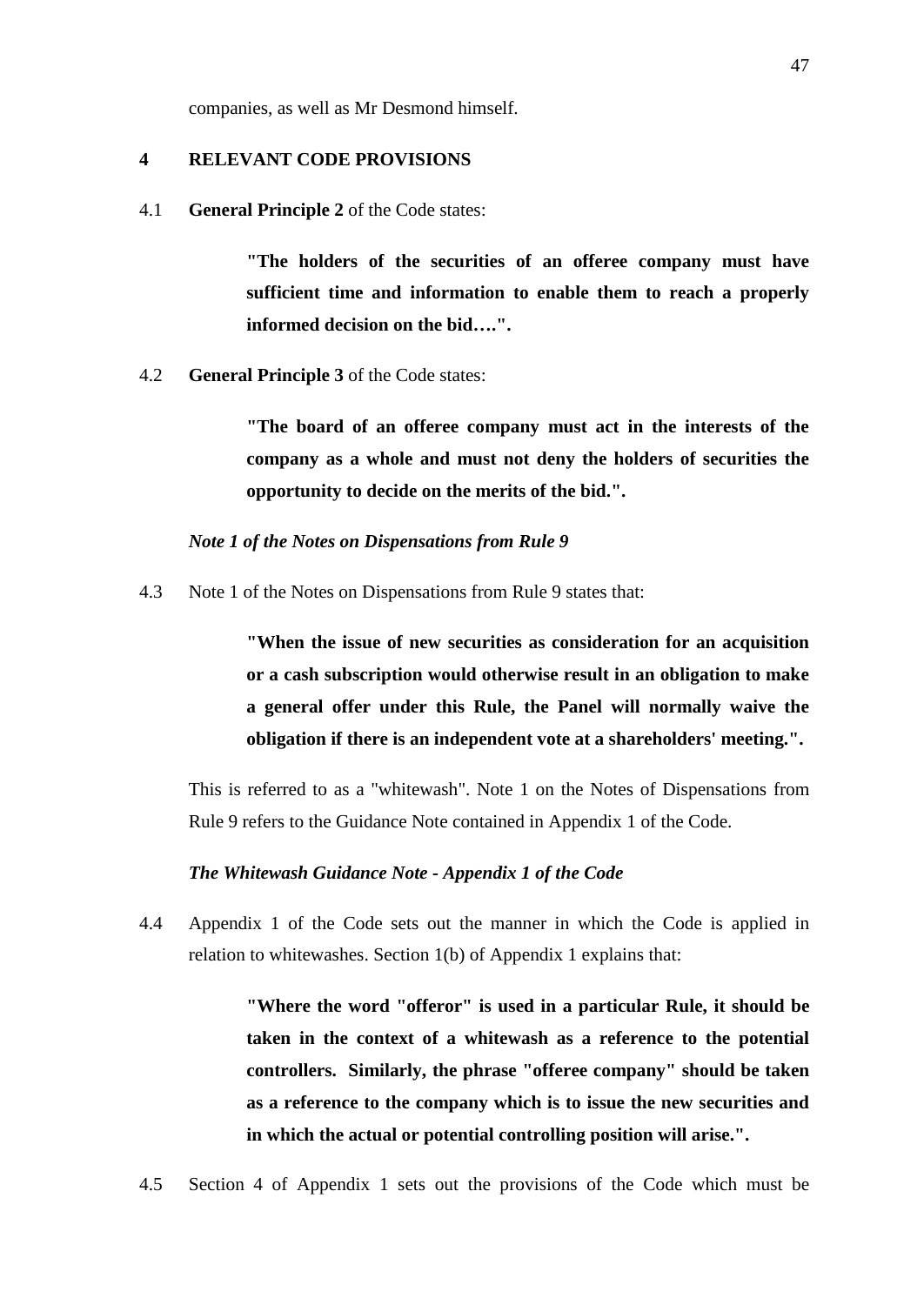companies, as well as Mr Desmond himself.

## 4 RELEVANT CODE PROVISIONS

4.1 **General Principle 2** of the Code states:

> **"The holders of the securities of an offeree company must have sufficient time and information to enable them to reach a properly informed decision on the bid….".**

4.2 **General Principle 3** of the Code states:

> **"The board of an offeree company must act in the interests of the company as a whole and must not deny the holders of securities the opportunity to decide on the merits of the bid.".**

***Note 1 of the Notes on Dispensations from Rule 9***

4.3 Note 1 of the Notes on Dispensations from Rule 9 states that:

> **"When the issue of new securities as consideration for an acquisition or a cash subscription would otherwise result in an obligation to make a general offer under this Rule, the Panel will normally waive the obligation if there is an independent vote at a shareholders' meeting.".**

This is referred to as a "whitewash". Note 1 on the Notes of Dispensations from Rule 9 refers to the Guidance Note contained in Appendix 1 of the Code.

***The Whitewash Guidance Note - Appendix 1 of the Code***

4.4 Appendix 1 of the Code sets out the manner in which the Code is applied in relation to whitewashes. Section 1(b) of Appendix 1 explains that:

> **"Where the word "offeror" is used in a particular Rule, it should be taken in the context of a whitewash as a reference to the potential controllers. Similarly, the phrase "offeree company" should be taken as a reference to the company which is to issue the new securities and in which the actual or potential controlling position will arise.".**

4.5 Section 4 of Appendix 1 sets out the provisions of the Code which must be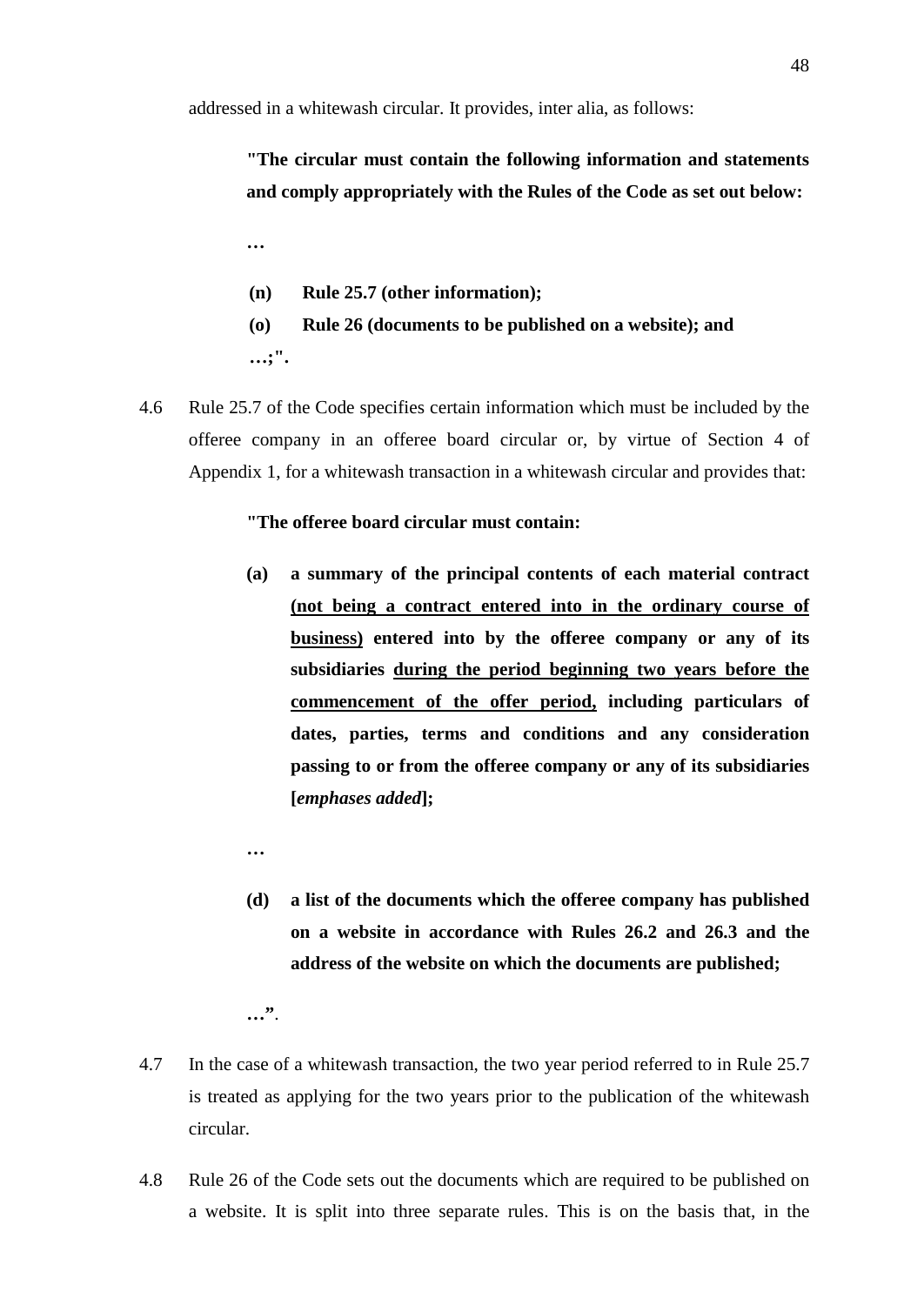addressed in a whitewash circular. It provides, inter alia, as follows:

> **"The circular must contain the following information and statements and comply appropriately with the Rules of the Code as set out below:**
>
> **…**
>
> **(n) Rule 25.7 (other information);**
>
> **(o) Rule 26 (documents to be published on a website); and**
>
> **…;".**

4.6 Rule 25.7 of the Code specifies certain information which must be included by the offeree company in an offeree board circular or, by virtue of Section 4 of Appendix 1, for a whitewash transaction in a whitewash circular and provides that:

> **"The offeree board circular must contain:**
>
> **(a) a summary of the principal contents of each material contract <u>(not being a contract entered into in the ordinary course of business)</u> entered into by the offeree company or any of its subsidiaries <u>during the period beginning two years before the commencement of the offer period,</u> including particulars of dates, parties, terms and conditions and any consideration passing to or from the offeree company or any of its subsidiaries [*emphases added*];**
>
> **…**
>
> **(d) a list of the documents which the offeree company has published on a website in accordance with Rules 26.2 and 26.3 and the address of the website on which the documents are published;**
>
> **…"**.

4.7 In the case of a whitewash transaction, the two year period referred to in Rule 25.7 is treated as applying for the two years prior to the publication of the whitewash circular.

4.8 Rule 26 of the Code sets out the documents which are required to be published on a website. It is split into three separate rules. This is on the basis that, in the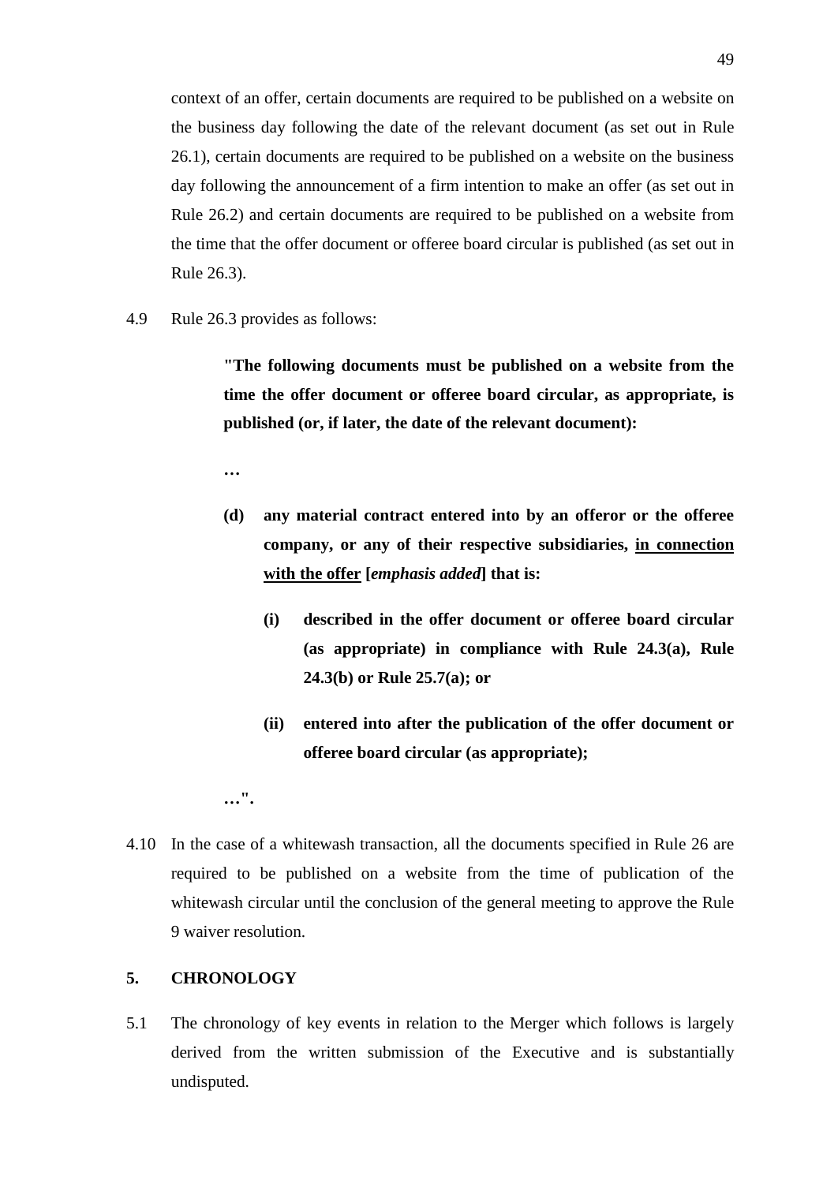context of an offer, certain documents are required to be published on a website on the business day following the date of the relevant document (as set out in Rule 26.1), certain documents are required to be published on a website on the business day following the announcement of a firm intention to make an offer (as set out in Rule 26.2) and certain documents are required to be published on a website from the time that the offer document or offeree board circular is published (as set out in Rule 26.3).

4.9 Rule 26.3 provides as follows:

> **"The following documents must be published on a website from the time the offer document or offeree board circular, as appropriate, is published (or, if later, the date of the relevant document):**
>
> **…**
>
> **(d) any material contract entered into by an offeror or the offeree company, or any of their respective subsidiaries, <u>in connection with the offer</u> [*emphasis added*] that is:**
>
> > **(i) described in the offer document or offeree board circular (as appropriate) in compliance with Rule 24.3(a), Rule 24.3(b) or Rule 25.7(a); or**
> >
> > **(ii) entered into after the publication of the offer document or offeree board circular (as appropriate);**
>
> **…".**

4.10 In the case of a whitewash transaction, all the documents specified in Rule 26 are required to be published on a website from the time of publication of the whitewash circular until the conclusion of the general meeting to approve the Rule 9 waiver resolution.

## 5. CHRONOLOGY

5.1 The chronology of key events in relation to the Merger which follows is largely derived from the written submission of the Executive and is substantially undisputed.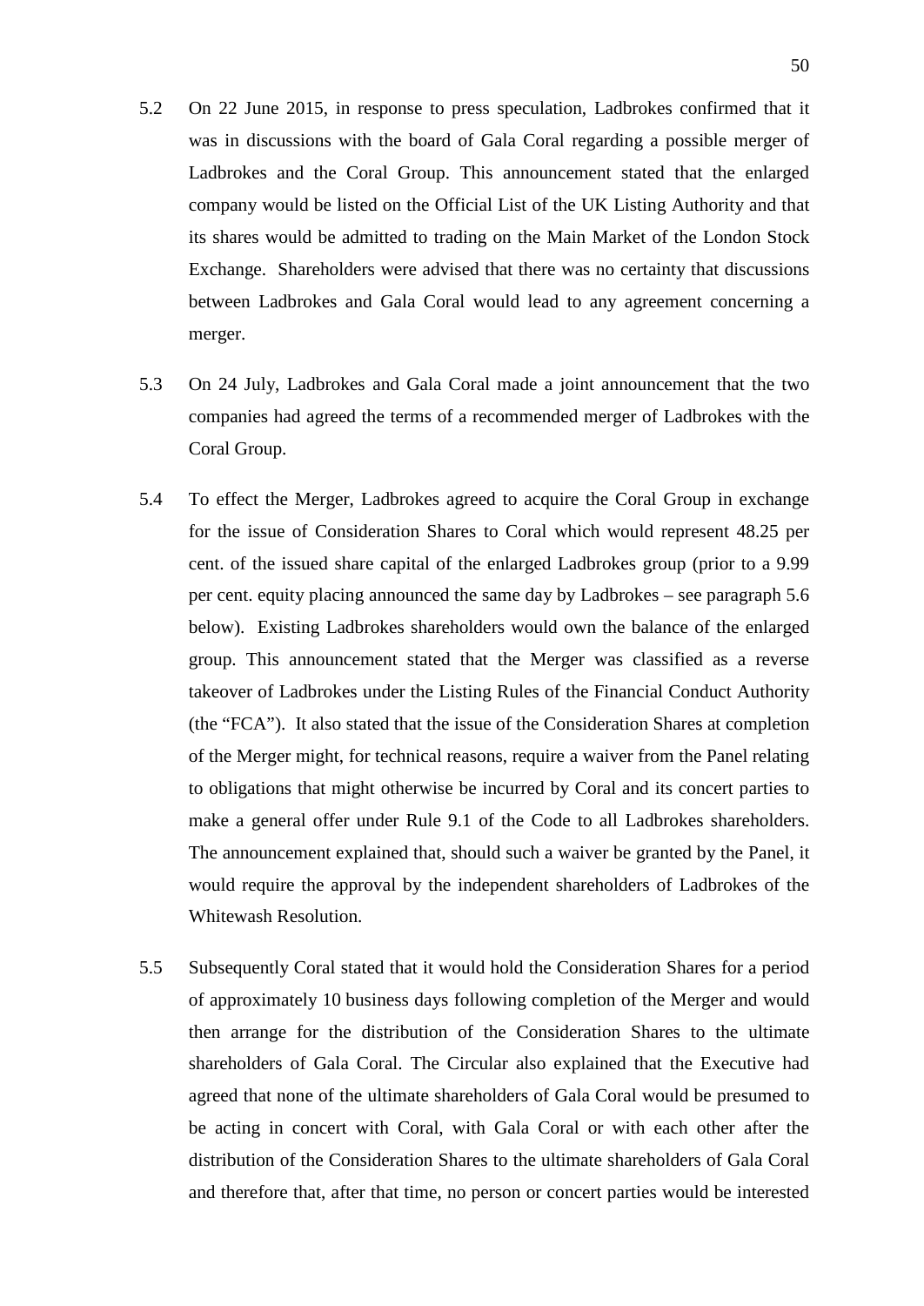5.2 On 22 June 2015, in response to press speculation, Ladbrokes confirmed that it was in discussions with the board of Gala Coral regarding a possible merger of Ladbrokes and the Coral Group. This announcement stated that the enlarged company would be listed on the Official List of the UK Listing Authority and that its shares would be admitted to trading on the Main Market of the London Stock Exchange. Shareholders were advised that there was no certainty that discussions between Ladbrokes and Gala Coral would lead to any agreement concerning a merger.

5.3 On 24 July, Ladbrokes and Gala Coral made a joint announcement that the two companies had agreed the terms of a recommended merger of Ladbrokes with the Coral Group.

5.4 To effect the Merger, Ladbrokes agreed to acquire the Coral Group in exchange for the issue of Consideration Shares to Coral which would represent 48.25 per cent. of the issued share capital of the enlarged Ladbrokes group (prior to a 9.99 per cent. equity placing announced the same day by Ladbrokes – see paragraph 5.6 below). Existing Ladbrokes shareholders would own the balance of the enlarged group. This announcement stated that the Merger was classified as a reverse takeover of Ladbrokes under the Listing Rules of the Financial Conduct Authority (the "FCA"). It also stated that the issue of the Consideration Shares at completion of the Merger might, for technical reasons, require a waiver from the Panel relating to obligations that might otherwise be incurred by Coral and its concert parties to make a general offer under Rule 9.1 of the Code to all Ladbrokes shareholders. The announcement explained that, should such a waiver be granted by the Panel, it would require the approval by the independent shareholders of Ladbrokes of the Whitewash Resolution.

5.5 Subsequently Coral stated that it would hold the Consideration Shares for a period of approximately 10 business days following completion of the Merger and would then arrange for the distribution of the Consideration Shares to the ultimate shareholders of Gala Coral. The Circular also explained that the Executive had agreed that none of the ultimate shareholders of Gala Coral would be presumed to be acting in concert with Coral, with Gala Coral or with each other after the distribution of the Consideration Shares to the ultimate shareholders of Gala Coral and therefore that, after that time, no person or concert parties would be interested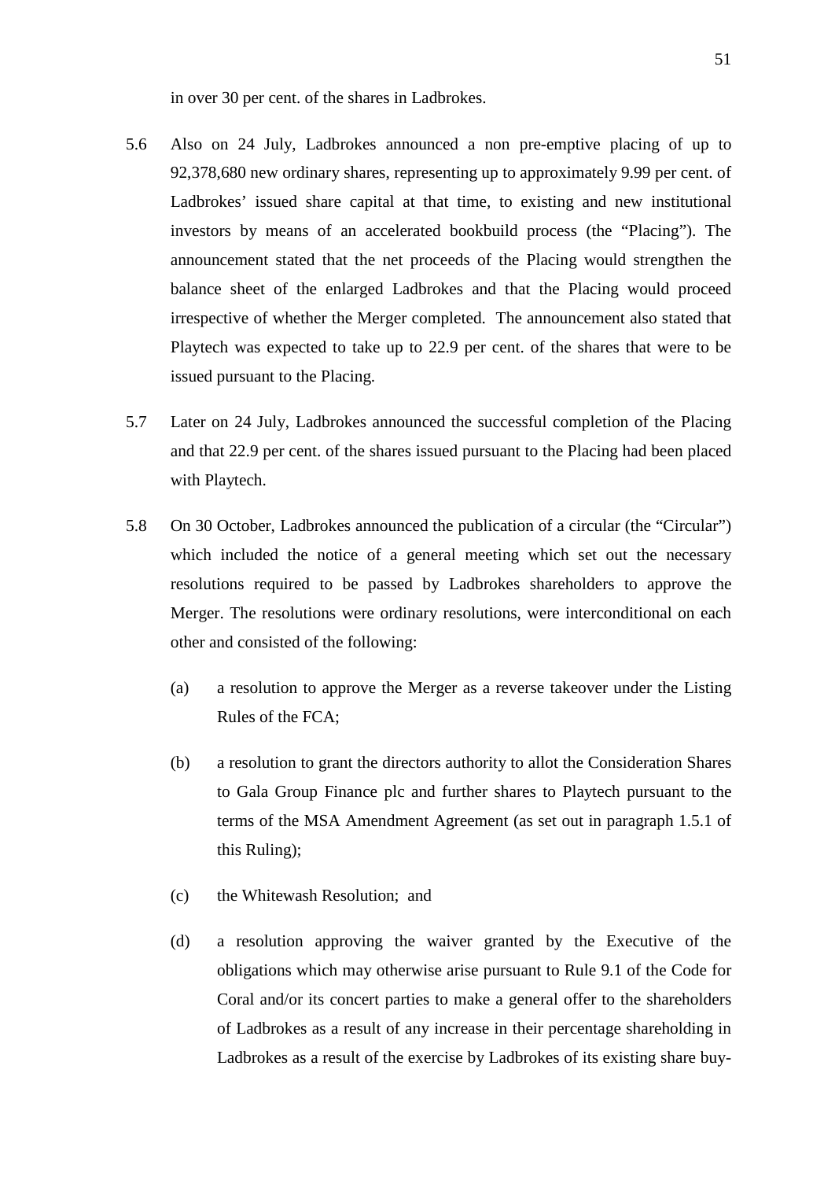in over 30 per cent. of the shares in Ladbrokes.

5.6 Also on 24 July, Ladbrokes announced a non pre-emptive placing of up to 92,378,680 new ordinary shares, representing up to approximately 9.99 per cent. of Ladbrokes' issued share capital at that time, to existing and new institutional investors by means of an accelerated bookbuild process (the "Placing"). The announcement stated that the net proceeds of the Placing would strengthen the balance sheet of the enlarged Ladbrokes and that the Placing would proceed irrespective of whether the Merger completed. The announcement also stated that Playtech was expected to take up to 22.9 per cent. of the shares that were to be issued pursuant to the Placing.

5.7 Later on 24 July, Ladbrokes announced the successful completion of the Placing and that 22.9 per cent. of the shares issued pursuant to the Placing had been placed with Playtech.

5.8 On 30 October, Ladbrokes announced the publication of a circular (the "Circular") which included the notice of a general meeting which set out the necessary resolutions required to be passed by Ladbrokes shareholders to approve the Merger. The resolutions were ordinary resolutions, were interconditional on each other and consisted of the following:

(a) a resolution to approve the Merger as a reverse takeover under the Listing Rules of the FCA;

(b) a resolution to grant the directors authority to allot the Consideration Shares to Gala Group Finance plc and further shares to Playtech pursuant to the terms of the MSA Amendment Agreement (as set out in paragraph 1.5.1 of this Ruling);

(c) the Whitewash Resolution; and

(d) a resolution approving the waiver granted by the Executive of the obligations which may otherwise arise pursuant to Rule 9.1 of the Code for Coral and/or its concert parties to make a general offer to the shareholders of Ladbrokes as a result of any increase in their percentage shareholding in Ladbrokes as a result of the exercise by Ladbrokes of its existing share buy-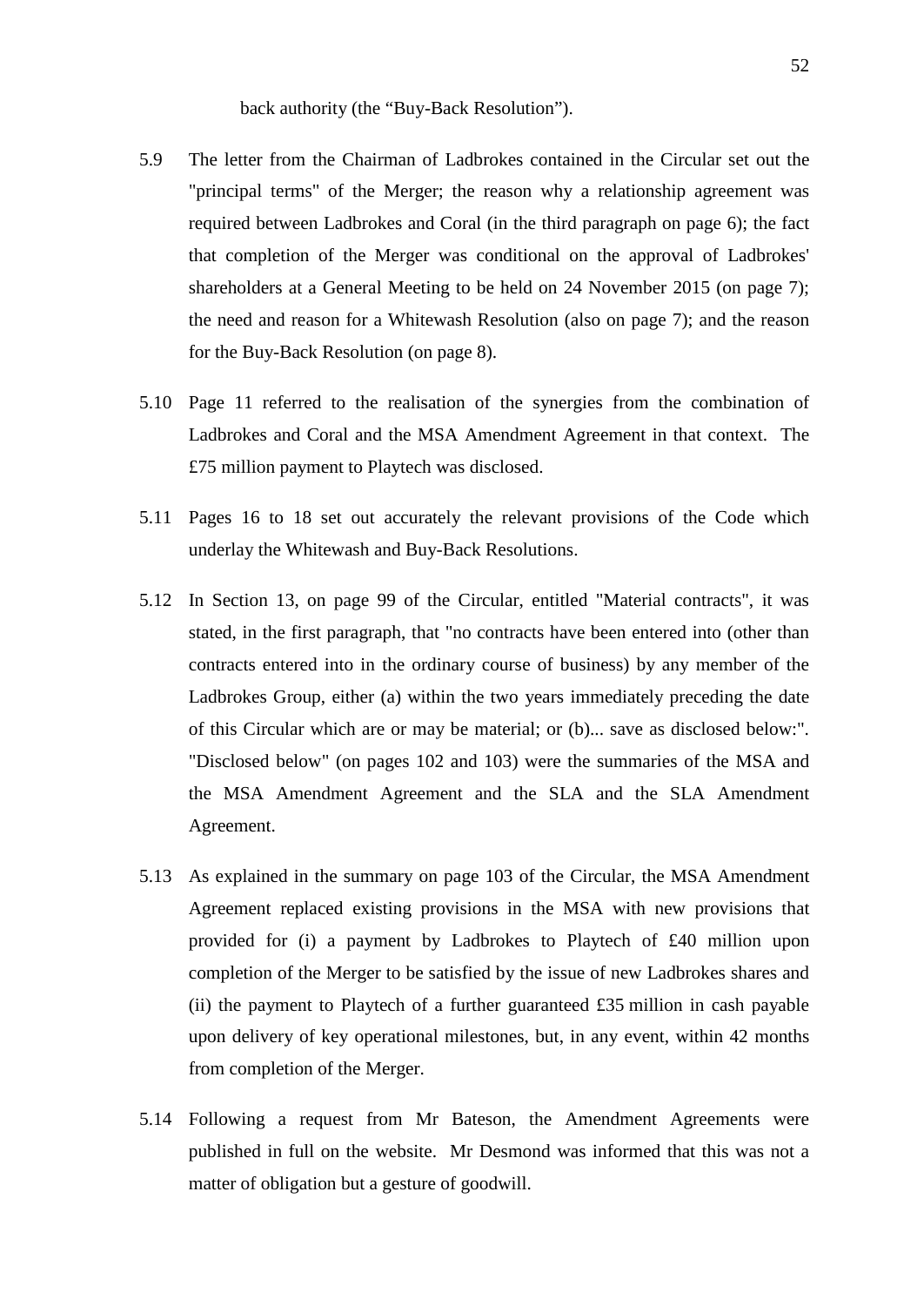back authority (the "Buy-Back Resolution").

5.9 The letter from the Chairman of Ladbrokes contained in the Circular set out the "principal terms" of the Merger; the reason why a relationship agreement was required between Ladbrokes and Coral (in the third paragraph on page 6); the fact that completion of the Merger was conditional on the approval of Ladbrokes' shareholders at a General Meeting to be held on 24 November 2015 (on page 7); the need and reason for a Whitewash Resolution (also on page 7); and the reason for the Buy-Back Resolution (on page 8).

5.10 Page 11 referred to the realisation of the synergies from the combination of Ladbrokes and Coral and the MSA Amendment Agreement in that context. The £75 million payment to Playtech was disclosed.

5.11 Pages 16 to 18 set out accurately the relevant provisions of the Code which underlay the Whitewash and Buy-Back Resolutions.

5.12 In Section 13, on page 99 of the Circular, entitled "Material contracts", it was stated, in the first paragraph, that "no contracts have been entered into (other than contracts entered into in the ordinary course of business) by any member of the Ladbrokes Group, either (a) within the two years immediately preceding the date of this Circular which are or may be material; or (b)... save as disclosed below:". "Disclosed below" (on pages 102 and 103) were the summaries of the MSA and the MSA Amendment Agreement and the SLA and the SLA Amendment Agreement.

5.13 As explained in the summary on page 103 of the Circular, the MSA Amendment Agreement replaced existing provisions in the MSA with new provisions that provided for (i) a payment by Ladbrokes to Playtech of £40 million upon completion of the Merger to be satisfied by the issue of new Ladbrokes shares and (ii) the payment to Playtech of a further guaranteed £35 million in cash payable upon delivery of key operational milestones, but, in any event, within 42 months from completion of the Merger.

5.14 Following a request from Mr Bateson, the Amendment Agreements were published in full on the website. Mr Desmond was informed that this was not a matter of obligation but a gesture of goodwill.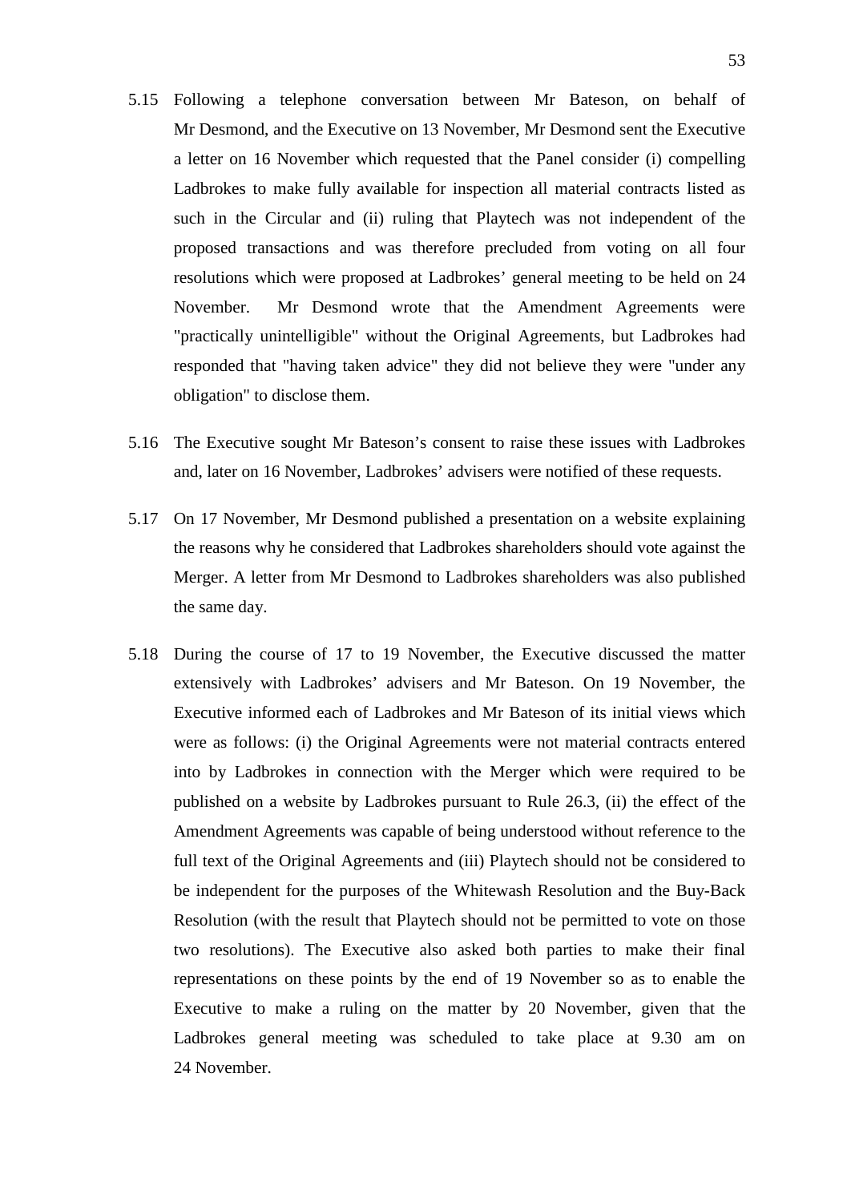5.15 Following a telephone conversation between Mr Bateson, on behalf of Mr Desmond, and the Executive on 13 November, Mr Desmond sent the Executive a letter on 16 November which requested that the Panel consider (i) compelling Ladbrokes to make fully available for inspection all material contracts listed as such in the Circular and (ii) ruling that Playtech was not independent of the proposed transactions and was therefore precluded from voting on all four resolutions which were proposed at Ladbrokes' general meeting to be held on 24 November. Mr Desmond wrote that the Amendment Agreements were "practically unintelligible" without the Original Agreements, but Ladbrokes had responded that "having taken advice" they did not believe they were "under any obligation" to disclose them.

5.16 The Executive sought Mr Bateson's consent to raise these issues with Ladbrokes and, later on 16 November, Ladbrokes' advisers were notified of these requests.

5.17 On 17 November, Mr Desmond published a presentation on a website explaining the reasons why he considered that Ladbrokes shareholders should vote against the Merger. A letter from Mr Desmond to Ladbrokes shareholders was also published the same day.

5.18 During the course of 17 to 19 November, the Executive discussed the matter extensively with Ladbrokes' advisers and Mr Bateson. On 19 November, the Executive informed each of Ladbrokes and Mr Bateson of its initial views which were as follows: (i) the Original Agreements were not material contracts entered into by Ladbrokes in connection with the Merger which were required to be published on a website by Ladbrokes pursuant to Rule 26.3, (ii) the effect of the Amendment Agreements was capable of being understood without reference to the full text of the Original Agreements and (iii) Playtech should not be considered to be independent for the purposes of the Whitewash Resolution and the Buy-Back Resolution (with the result that Playtech should not be permitted to vote on those two resolutions). The Executive also asked both parties to make their final representations on these points by the end of 19 November so as to enable the Executive to make a ruling on the matter by 20 November, given that the Ladbrokes general meeting was scheduled to take place at 9.30 am on 24 November.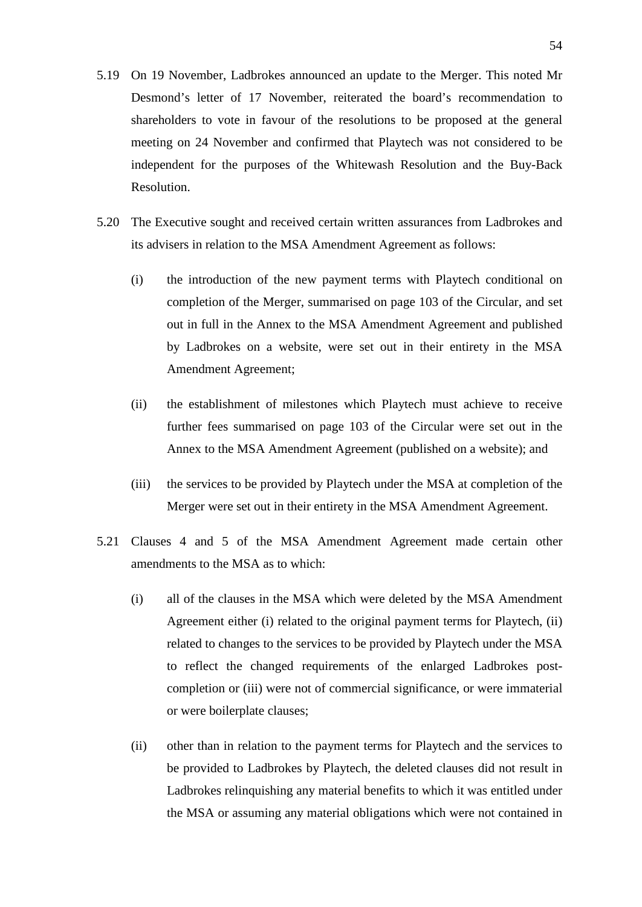5.19 On 19 November, Ladbrokes announced an update to the Merger. This noted Mr Desmond's letter of 17 November, reiterated the board's recommendation to shareholders to vote in favour of the resolutions to be proposed at the general meeting on 24 November and confirmed that Playtech was not considered to be independent for the purposes of the Whitewash Resolution and the Buy-Back Resolution.

5.20 The Executive sought and received certain written assurances from Ladbrokes and its advisers in relation to the MSA Amendment Agreement as follows:

(i) the introduction of the new payment terms with Playtech conditional on completion of the Merger, summarised on page 103 of the Circular, and set out in full in the Annex to the MSA Amendment Agreement and published by Ladbrokes on a website, were set out in their entirety in the MSA Amendment Agreement;

(ii) the establishment of milestones which Playtech must achieve to receive further fees summarised on page 103 of the Circular were set out in the Annex to the MSA Amendment Agreement (published on a website); and

(iii) the services to be provided by Playtech under the MSA at completion of the Merger were set out in their entirety in the MSA Amendment Agreement.

5.21 Clauses 4 and 5 of the MSA Amendment Agreement made certain other amendments to the MSA as to which:

(i) all of the clauses in the MSA which were deleted by the MSA Amendment Agreement either (i) related to the original payment terms for Playtech, (ii) related to changes to the services to be provided by Playtech under the MSA to reflect the changed requirements of the enlarged Ladbrokes post-completion or (iii) were not of commercial significance, or were immaterial or were boilerplate clauses;

(ii) other than in relation to the payment terms for Playtech and the services to be provided to Ladbrokes by Playtech, the deleted clauses did not result in Ladbrokes relinquishing any material benefits to which it was entitled under the MSA or assuming any material obligations which were not contained in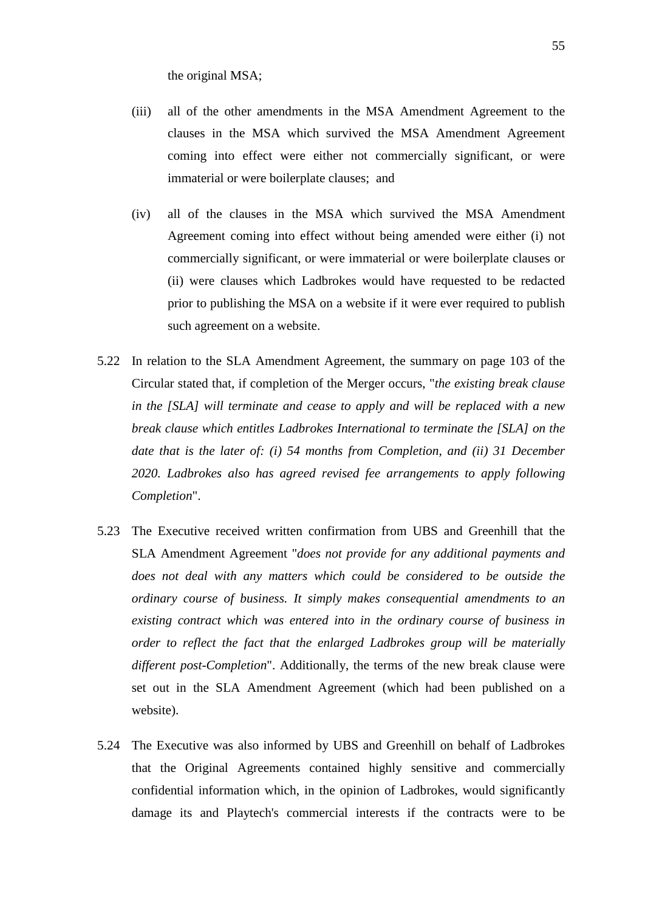the original MSA;

(iii) all of the other amendments in the MSA Amendment Agreement to the clauses in the MSA which survived the MSA Amendment Agreement coming into effect were either not commercially significant, or were immaterial or were boilerplate clauses; and

(iv) all of the clauses in the MSA which survived the MSA Amendment Agreement coming into effect without being amended were either (i) not commercially significant, or were immaterial or were boilerplate clauses or (ii) were clauses which Ladbrokes would have requested to be redacted prior to publishing the MSA on a website if it were ever required to publish such agreement on a website.

5.22 In relation to the SLA Amendment Agreement, the summary on page 103 of the Circular stated that, if completion of the Merger occurs, "*the existing break clause in the [SLA] will terminate and cease to apply and will be replaced with a new break clause which entitles Ladbrokes International to terminate the [SLA] on the date that is the later of: (i) 54 months from Completion, and (ii) 31 December 2020. Ladbrokes also has agreed revised fee arrangements to apply following Completion*".

5.23 The Executive received written confirmation from UBS and Greenhill that the SLA Amendment Agreement "*does not provide for any additional payments and does not deal with any matters which could be considered to be outside the ordinary course of business. It simply makes consequential amendments to an existing contract which was entered into in the ordinary course of business in order to reflect the fact that the enlarged Ladbrokes group will be materially different post-Completion*". Additionally, the terms of the new break clause were set out in the SLA Amendment Agreement (which had been published on a website).

5.24 The Executive was also informed by UBS and Greenhill on behalf of Ladbrokes that the Original Agreements contained highly sensitive and commercially confidential information which, in the opinion of Ladbrokes, would significantly damage its and Playtech's commercial interests if the contracts were to be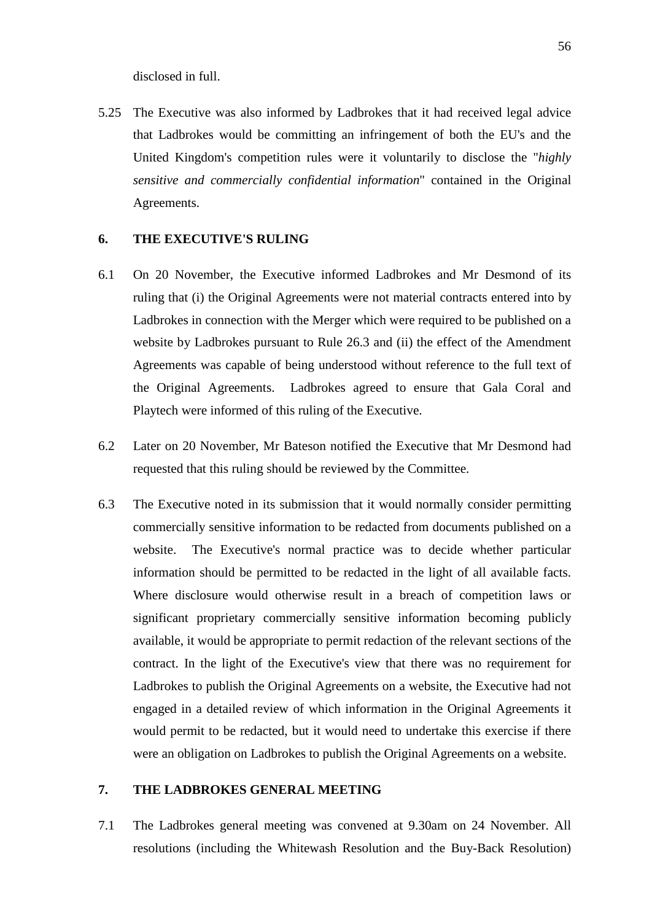disclosed in full.

5.25 The Executive was also informed by Ladbrokes that it had received legal advice that Ladbrokes would be committing an infringement of both the EU's and the United Kingdom's competition rules were it voluntarily to disclose the "*highly sensitive and commercially confidential information*" contained in the Original Agreements.

## 6. THE EXECUTIVE'S RULING

6.1 On 20 November, the Executive informed Ladbrokes and Mr Desmond of its ruling that (i) the Original Agreements were not material contracts entered into by Ladbrokes in connection with the Merger which were required to be published on a website by Ladbrokes pursuant to Rule 26.3 and (ii) the effect of the Amendment Agreements was capable of being understood without reference to the full text of the Original Agreements. Ladbrokes agreed to ensure that Gala Coral and Playtech were informed of this ruling of the Executive.

6.2 Later on 20 November, Mr Bateson notified the Executive that Mr Desmond had requested that this ruling should be reviewed by the Committee.

6.3 The Executive noted in its submission that it would normally consider permitting commercially sensitive information to be redacted from documents published on a website. The Executive's normal practice was to decide whether particular information should be permitted to be redacted in the light of all available facts. Where disclosure would otherwise result in a breach of competition laws or significant proprietary commercially sensitive information becoming publicly available, it would be appropriate to permit redaction of the relevant sections of the contract. In the light of the Executive's view that there was no requirement for Ladbrokes to publish the Original Agreements on a website, the Executive had not engaged in a detailed review of which information in the Original Agreements it would permit to be redacted, but it would need to undertake this exercise if there were an obligation on Ladbrokes to publish the Original Agreements on a website.

## 7. THE LADBROKES GENERAL MEETING

7.1 The Ladbrokes general meeting was convened at 9.30am on 24 November. All resolutions (including the Whitewash Resolution and the Buy-Back Resolution)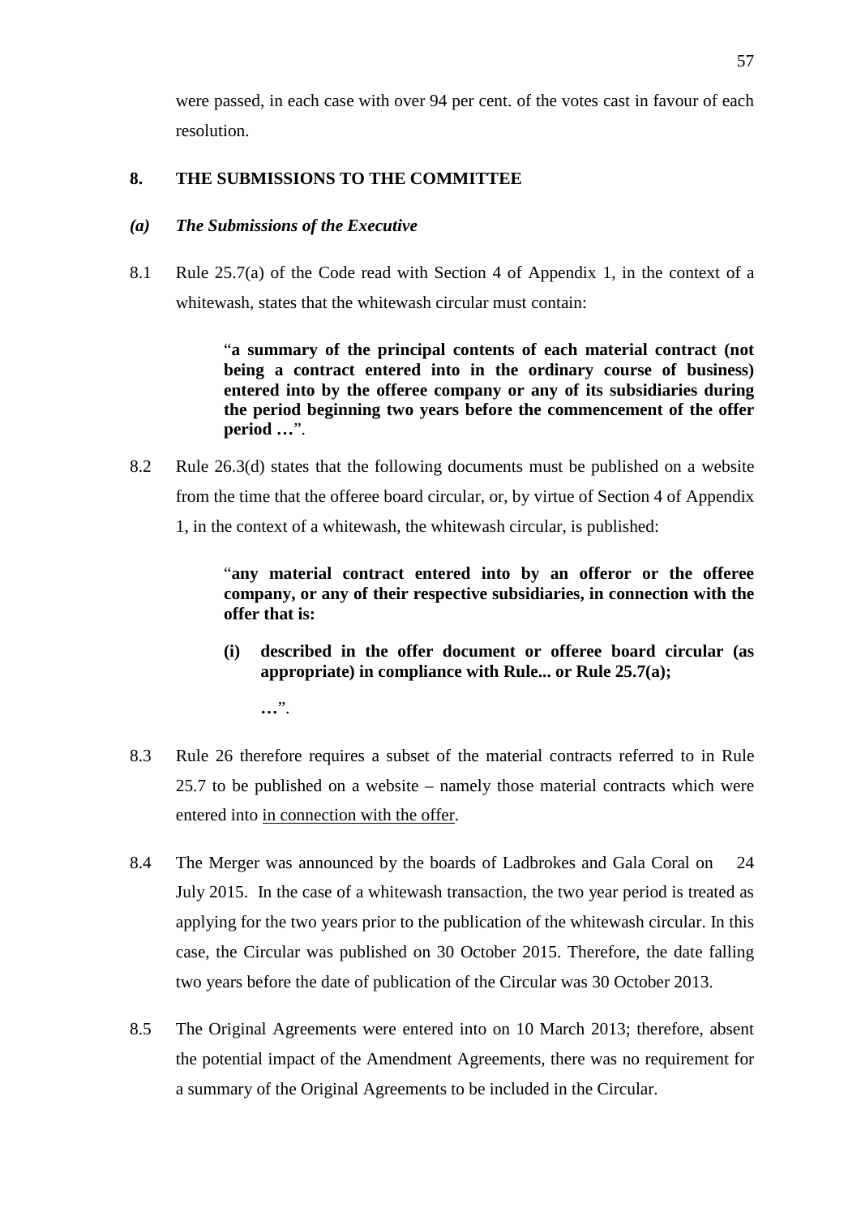were passed, in each case with over 94 per cent. of the votes cast in favour of each resolution.

## 8. THE SUBMISSIONS TO THE COMMITTEE

### *(a) The Submissions of the Executive*

8.1 Rule 25.7(a) of the Code read with Section 4 of Appendix 1, in the context of a whitewash, states that the whitewash circular must contain:

> "**a summary of the principal contents of each material contract (not being a contract entered into in the ordinary course of business) entered into by the offeree company or any of its subsidiaries during the period beginning two years before the commencement of the offer period …**".

8.2 Rule 26.3(d) states that the following documents must be published on a website from the time that the offeree board circular, or, by virtue of Section 4 of Appendix 1, in the context of a whitewash, the whitewash circular, is published:

> "**any material contract entered into by an offeror or the offeree company, or any of their respective subsidiaries, in connection with the offer that is:**
>
> **(i) described in the offer document or offeree board circular (as appropriate) in compliance with Rule... or Rule 25.7(a);**
>
> **…**".

8.3 Rule 26 therefore requires a subset of the material contracts referred to in Rule 25.7 to be published on a website – namely those material contracts which were entered into <u>in connection with the offer</u>.

8.4 The Merger was announced by the boards of Ladbrokes and Gala Coral on 24 July 2015. In the case of a whitewash transaction, the two year period is treated as applying for the two years prior to the publication of the whitewash circular. In this case, the Circular was published on 30 October 2015. Therefore, the date falling two years before the date of publication of the Circular was 30 October 2013.

8.5 The Original Agreements were entered into on 10 March 2013; therefore, absent the potential impact of the Amendment Agreements, there was no requirement for a summary of the Original Agreements to be included in the Circular.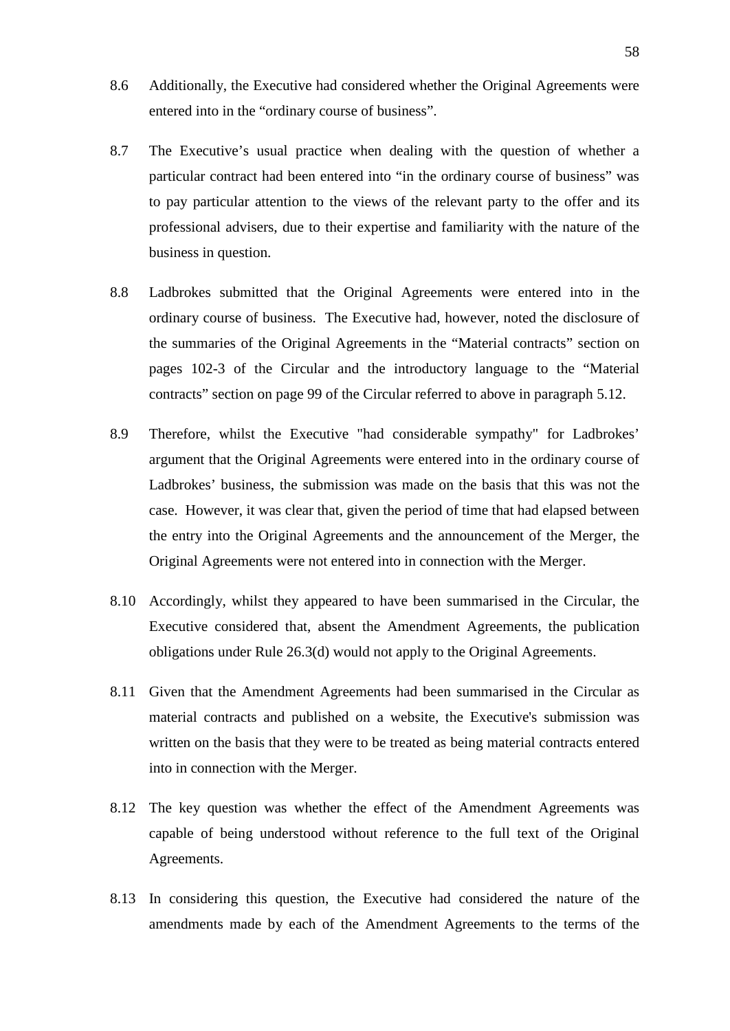8.6 Additionally, the Executive had considered whether the Original Agreements were entered into in the "ordinary course of business".

8.7 The Executive's usual practice when dealing with the question of whether a particular contract had been entered into "in the ordinary course of business" was to pay particular attention to the views of the relevant party to the offer and its professional advisers, due to their expertise and familiarity with the nature of the business in question.

8.8 Ladbrokes submitted that the Original Agreements were entered into in the ordinary course of business. The Executive had, however, noted the disclosure of the summaries of the Original Agreements in the "Material contracts" section on pages 102-3 of the Circular and the introductory language to the "Material contracts" section on page 99 of the Circular referred to above in paragraph 5.12.

8.9 Therefore, whilst the Executive "had considerable sympathy" for Ladbrokes' argument that the Original Agreements were entered into in the ordinary course of Ladbrokes' business, the submission was made on the basis that this was not the case. However, it was clear that, given the period of time that had elapsed between the entry into the Original Agreements and the announcement of the Merger, the Original Agreements were not entered into in connection with the Merger.

8.10 Accordingly, whilst they appeared to have been summarised in the Circular, the Executive considered that, absent the Amendment Agreements, the publication obligations under Rule 26.3(d) would not apply to the Original Agreements.

8.11 Given that the Amendment Agreements had been summarised in the Circular as material contracts and published on a website, the Executive's submission was written on the basis that they were to be treated as being material contracts entered into in connection with the Merger.

8.12 The key question was whether the effect of the Amendment Agreements was capable of being understood without reference to the full text of the Original Agreements.

8.13 In considering this question, the Executive had considered the nature of the amendments made by each of the Amendment Agreements to the terms of the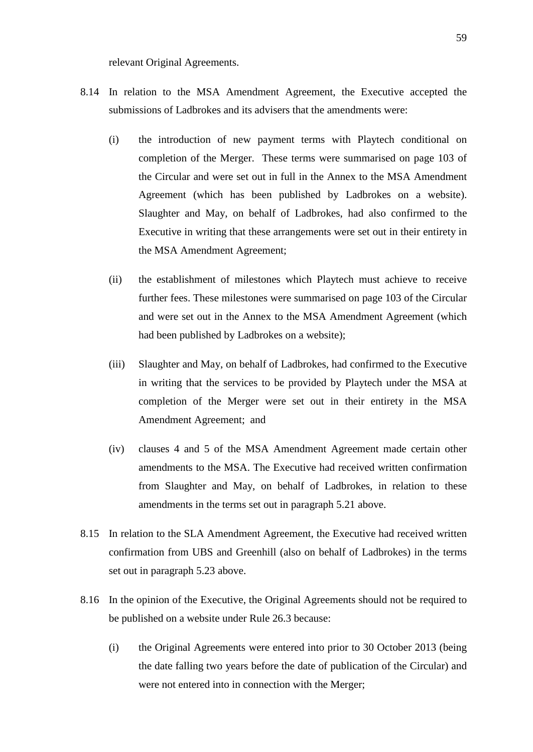relevant Original Agreements.

8.14 In relation to the MSA Amendment Agreement, the Executive accepted the submissions of Ladbrokes and its advisers that the amendments were:

(i) the introduction of new payment terms with Playtech conditional on completion of the Merger. These terms were summarised on page 103 of the Circular and were set out in full in the Annex to the MSA Amendment Agreement (which has been published by Ladbrokes on a website). Slaughter and May, on behalf of Ladbrokes, had also confirmed to the Executive in writing that these arrangements were set out in their entirety in the MSA Amendment Agreement;

(ii) the establishment of milestones which Playtech must achieve to receive further fees. These milestones were summarised on page 103 of the Circular and were set out in the Annex to the MSA Amendment Agreement (which had been published by Ladbrokes on a website);

(iii) Slaughter and May, on behalf of Ladbrokes, had confirmed to the Executive in writing that the services to be provided by Playtech under the MSA at completion of the Merger were set out in their entirety in the MSA Amendment Agreement; and

(iv) clauses 4 and 5 of the MSA Amendment Agreement made certain other amendments to the MSA. The Executive had received written confirmation from Slaughter and May, on behalf of Ladbrokes, in relation to these amendments in the terms set out in paragraph 5.21 above.

8.15 In relation to the SLA Amendment Agreement, the Executive had received written confirmation from UBS and Greenhill (also on behalf of Ladbrokes) in the terms set out in paragraph 5.23 above.

8.16 In the opinion of the Executive, the Original Agreements should not be required to be published on a website under Rule 26.3 because:

(i) the Original Agreements were entered into prior to 30 October 2013 (being the date falling two years before the date of publication of the Circular) and were not entered into in connection with the Merger;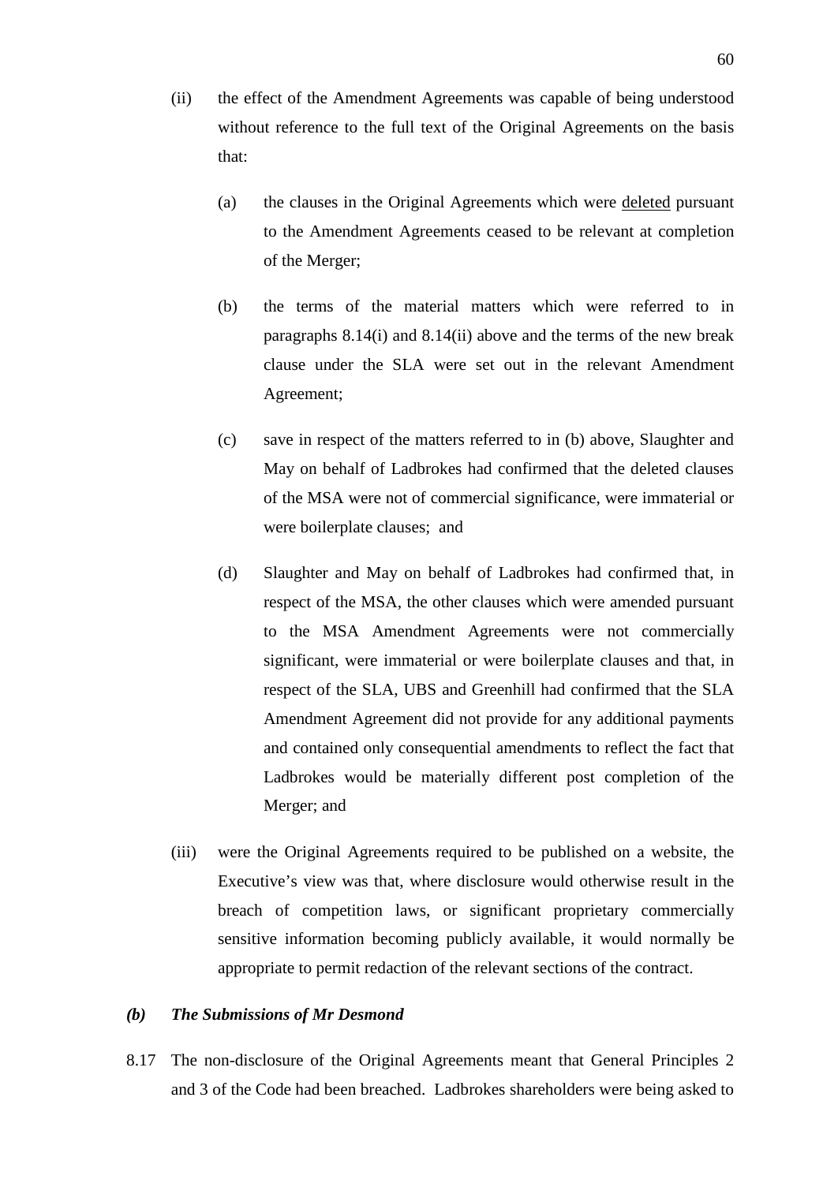(ii) the effect of the Amendment Agreements was capable of being understood without reference to the full text of the Original Agreements on the basis that:

(a) the clauses in the Original Agreements which were <u>deleted</u> pursuant to the Amendment Agreements ceased to be relevant at completion of the Merger;

(b) the terms of the material matters which were referred to in paragraphs 8.14(i) and 8.14(ii) above and the terms of the new break clause under the SLA were set out in the relevant Amendment Agreement;

(c) save in respect of the matters referred to in (b) above, Slaughter and May on behalf of Ladbrokes had confirmed that the deleted clauses of the MSA were not of commercial significance, were immaterial or were boilerplate clauses; and

(d) Slaughter and May on behalf of Ladbrokes had confirmed that, in respect of the MSA, the other clauses which were amended pursuant to the MSA Amendment Agreements were not commercially significant, were immaterial or were boilerplate clauses and that, in respect of the SLA, UBS and Greenhill had confirmed that the SLA Amendment Agreement did not provide for any additional payments and contained only consequential amendments to reflect the fact that Ladbrokes would be materially different post completion of the Merger; and

(iii) were the Original Agreements required to be published on a website, the Executive's view was that, where disclosure would otherwise result in the breach of competition laws, or significant proprietary commercially sensitive information becoming publicly available, it would normally be appropriate to permit redaction of the relevant sections of the contract.

### *(b) The Submissions of Mr Desmond*

8.17 The non-disclosure of the Original Agreements meant that General Principles 2 and 3 of the Code had been breached. Ladbrokes shareholders were being asked to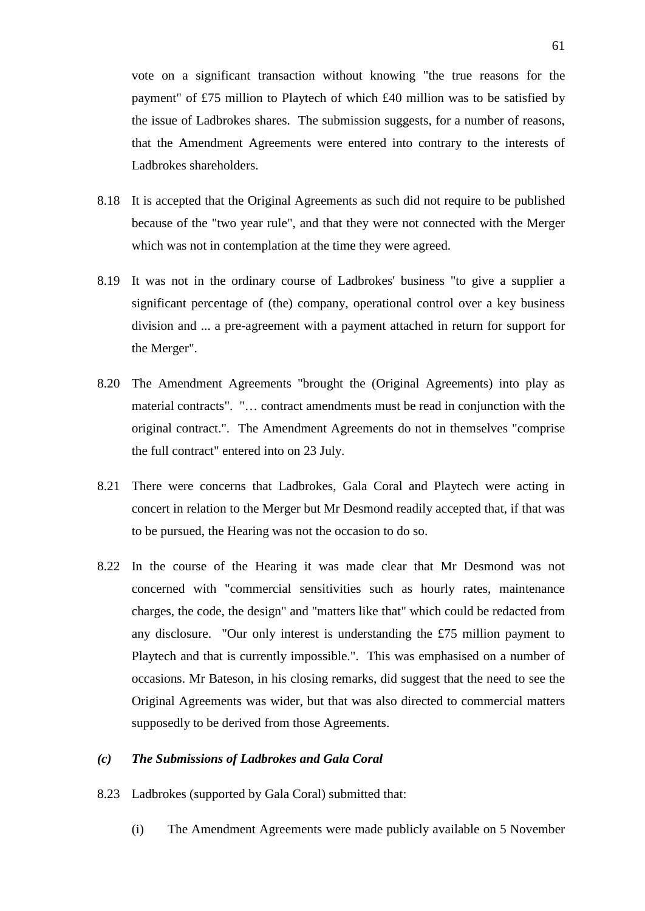vote on a significant transaction without knowing "the true reasons for the payment" of £75 million to Playtech of which £40 million was to be satisfied by the issue of Ladbrokes shares. The submission suggests, for a number of reasons, that the Amendment Agreements were entered into contrary to the interests of Ladbrokes shareholders.

8.18 It is accepted that the Original Agreements as such did not require to be published because of the "two year rule", and that they were not connected with the Merger which was not in contemplation at the time they were agreed.

8.19 It was not in the ordinary course of Ladbrokes' business "to give a supplier a significant percentage of (the) company, operational control over a key business division and ... a pre-agreement with a payment attached in return for support for the Merger".

8.20 The Amendment Agreements "brought the (Original Agreements) into play as material contracts". "… contract amendments must be read in conjunction with the original contract.". The Amendment Agreements do not in themselves "comprise the full contract" entered into on 23 July.

8.21 There were concerns that Ladbrokes, Gala Coral and Playtech were acting in concert in relation to the Merger but Mr Desmond readily accepted that, if that was to be pursued, the Hearing was not the occasion to do so.

8.22 In the course of the Hearing it was made clear that Mr Desmond was not concerned with "commercial sensitivities such as hourly rates, maintenance charges, the code, the design" and "matters like that" which could be redacted from any disclosure. "Our only interest is understanding the £75 million payment to Playtech and that is currently impossible.". This was emphasised on a number of occasions. Mr Bateson, in his closing remarks, did suggest that the need to see the Original Agreements was wider, but that was also directed to commercial matters supposedly to be derived from those Agreements.

***(c) The Submissions of Ladbrokes and Gala Coral***

8.23 Ladbrokes (supported by Gala Coral) submitted that:

(i) The Amendment Agreements were made publicly available on 5 November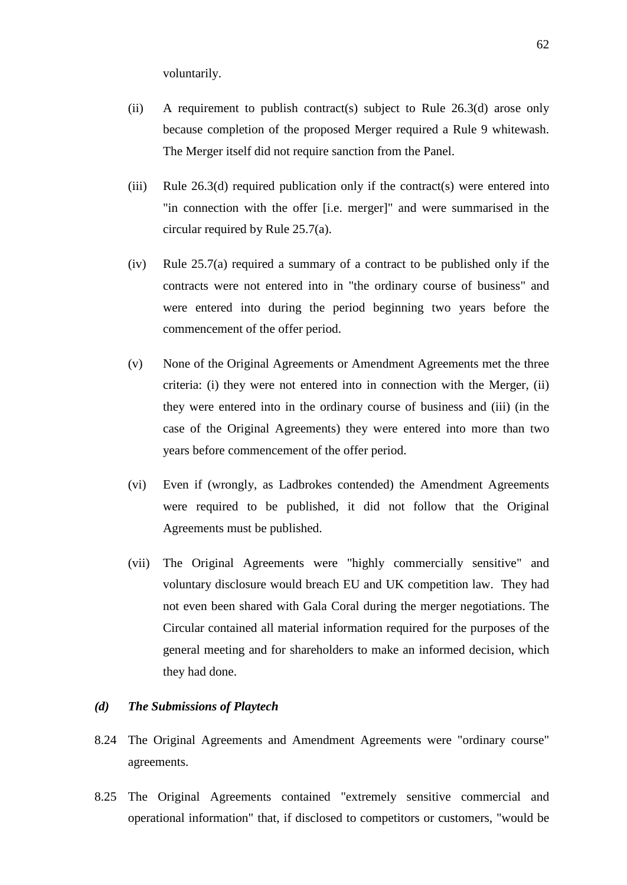voluntarily.

(ii) A requirement to publish contract(s) subject to Rule 26.3(d) arose only because completion of the proposed Merger required a Rule 9 whitewash. The Merger itself did not require sanction from the Panel.

(iii) Rule 26.3(d) required publication only if the contract(s) were entered into "in connection with the offer [i.e. merger]" and were summarised in the circular required by Rule 25.7(a).

(iv) Rule 25.7(a) required a summary of a contract to be published only if the contracts were not entered into in "the ordinary course of business" and were entered into during the period beginning two years before the commencement of the offer period.

(v) None of the Original Agreements or Amendment Agreements met the three criteria: (i) they were not entered into in connection with the Merger, (ii) they were entered into in the ordinary course of business and (iii) (in the case of the Original Agreements) they were entered into more than two years before commencement of the offer period.

(vi) Even if (wrongly, as Ladbrokes contended) the Amendment Agreements were required to be published, it did not follow that the Original Agreements must be published.

(vii) The Original Agreements were "highly commercially sensitive" and voluntary disclosure would breach EU and UK competition law. They had not even been shared with Gala Coral during the merger negotiations. The Circular contained all material information required for the purposes of the general meeting and for shareholders to make an informed decision, which they had done.

***(d) The Submissions of Playtech***

8.24 The Original Agreements and Amendment Agreements were "ordinary course" agreements.

8.25 The Original Agreements contained "extremely sensitive commercial and operational information" that, if disclosed to competitors or customers, "would be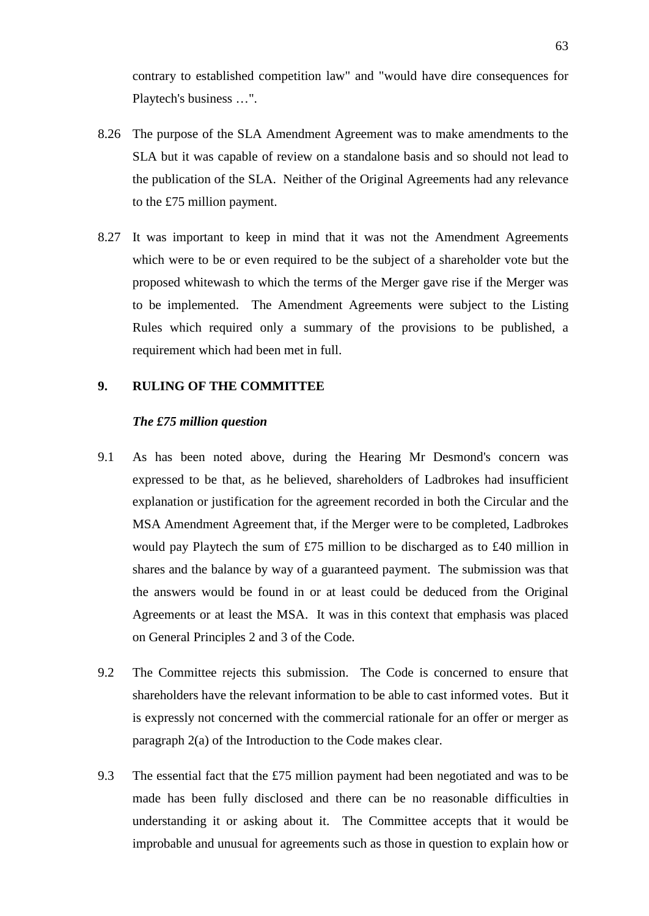contrary to established competition law" and "would have dire consequences for Playtech's business …".

8.26 The purpose of the SLA Amendment Agreement was to make amendments to the SLA but it was capable of review on a standalone basis and so should not lead to the publication of the SLA. Neither of the Original Agreements had any relevance to the £75 million payment.

8.27 It was important to keep in mind that it was not the Amendment Agreements which were to be or even required to be the subject of a shareholder vote but the proposed whitewash to which the terms of the Merger gave rise if the Merger was to be implemented. The Amendment Agreements were subject to the Listing Rules which required only a summary of the provisions to be published, a requirement which had been met in full.

## 9. RULING OF THE COMMITTEE

***The £75 million question***

9.1 As has been noted above, during the Hearing Mr Desmond's concern was expressed to be that, as he believed, shareholders of Ladbrokes had insufficient explanation or justification for the agreement recorded in both the Circular and the MSA Amendment Agreement that, if the Merger were to be completed, Ladbrokes would pay Playtech the sum of £75 million to be discharged as to £40 million in shares and the balance by way of a guaranteed payment. The submission was that the answers would be found in or at least could be deduced from the Original Agreements or at least the MSA. It was in this context that emphasis was placed on General Principles 2 and 3 of the Code.

9.2 The Committee rejects this submission. The Code is concerned to ensure that shareholders have the relevant information to be able to cast informed votes. But it is expressly not concerned with the commercial rationale for an offer or merger as paragraph 2(a) of the Introduction to the Code makes clear.

9.3 The essential fact that the £75 million payment had been negotiated and was to be made has been fully disclosed and there can be no reasonable difficulties in understanding it or asking about it. The Committee accepts that it would be improbable and unusual for agreements such as those in question to explain how or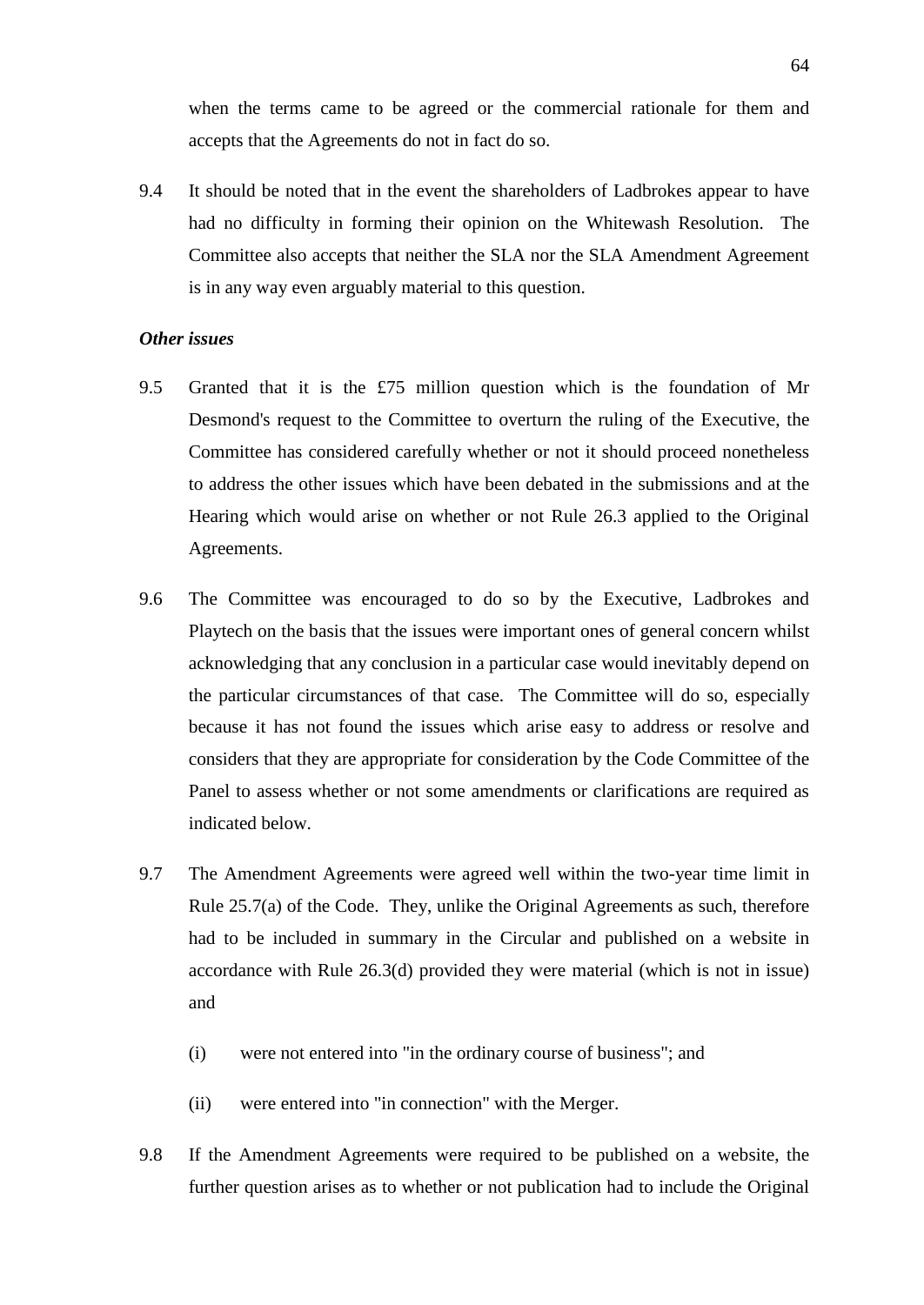when the terms came to be agreed or the commercial rationale for them and accepts that the Agreements do not in fact do so.

9.4 It should be noted that in the event the shareholders of Ladbrokes appear to have had no difficulty in forming their opinion on the Whitewash Resolution. The Committee also accepts that neither the SLA nor the SLA Amendment Agreement is in any way even arguably material to this question.

***Other issues***

9.5 Granted that it is the £75 million question which is the foundation of Mr Desmond's request to the Committee to overturn the ruling of the Executive, the Committee has considered carefully whether or not it should proceed nonetheless to address the other issues which have been debated in the submissions and at the Hearing which would arise on whether or not Rule 26.3 applied to the Original Agreements.

9.6 The Committee was encouraged to do so by the Executive, Ladbrokes and Playtech on the basis that the issues were important ones of general concern whilst acknowledging that any conclusion in a particular case would inevitably depend on the particular circumstances of that case. The Committee will do so, especially because it has not found the issues which arise easy to address or resolve and considers that they are appropriate for consideration by the Code Committee of the Panel to assess whether or not some amendments or clarifications are required as indicated below.

9.7 The Amendment Agreements were agreed well within the two-year time limit in Rule 25.7(a) of the Code. They, unlike the Original Agreements as such, therefore had to be included in summary in the Circular and published on a website in accordance with Rule 26.3(d) provided they were material (which is not in issue) and

(i) were not entered into "in the ordinary course of business"; and

(ii) were entered into "in connection" with the Merger.

9.8 If the Amendment Agreements were required to be published on a website, the further question arises as to whether or not publication had to include the Original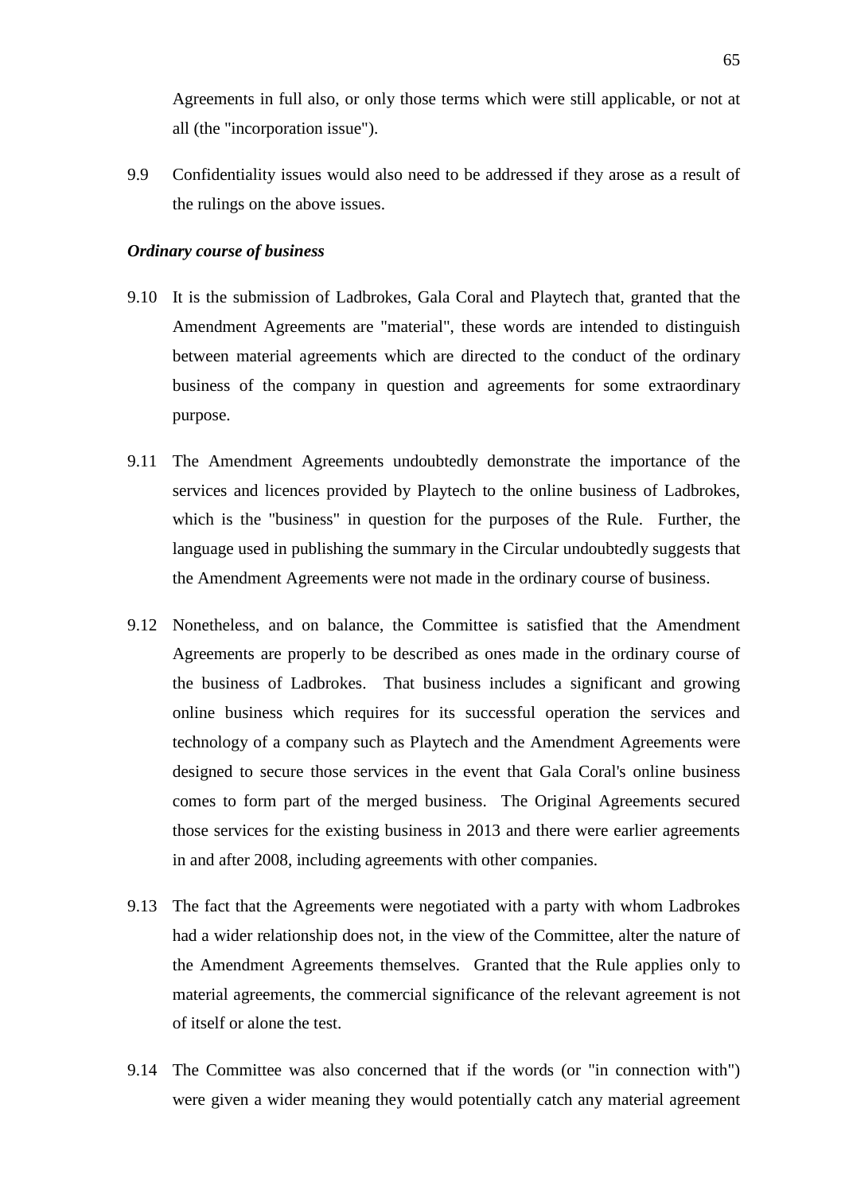Agreements in full also, or only those terms which were still applicable, or not at all (the "incorporation issue").

9.9 Confidentiality issues would also need to be addressed if they arose as a result of the rulings on the above issues.

***Ordinary course of business***

9.10 It is the submission of Ladbrokes, Gala Coral and Playtech that, granted that the Amendment Agreements are "material", these words are intended to distinguish between material agreements which are directed to the conduct of the ordinary business of the company in question and agreements for some extraordinary purpose.

9.11 The Amendment Agreements undoubtedly demonstrate the importance of the services and licences provided by Playtech to the online business of Ladbrokes, which is the "business" in question for the purposes of the Rule. Further, the language used in publishing the summary in the Circular undoubtedly suggests that the Amendment Agreements were not made in the ordinary course of business.

9.12 Nonetheless, and on balance, the Committee is satisfied that the Amendment Agreements are properly to be described as ones made in the ordinary course of the business of Ladbrokes. That business includes a significant and growing online business which requires for its successful operation the services and technology of a company such as Playtech and the Amendment Agreements were designed to secure those services in the event that Gala Coral's online business comes to form part of the merged business. The Original Agreements secured those services for the existing business in 2013 and there were earlier agreements in and after 2008, including agreements with other companies.

9.13 The fact that the Agreements were negotiated with a party with whom Ladbrokes had a wider relationship does not, in the view of the Committee, alter the nature of the Amendment Agreements themselves. Granted that the Rule applies only to material agreements, the commercial significance of the relevant agreement is not of itself or alone the test.

9.14 The Committee was also concerned that if the words (or "in connection with") were given a wider meaning they would potentially catch any material agreement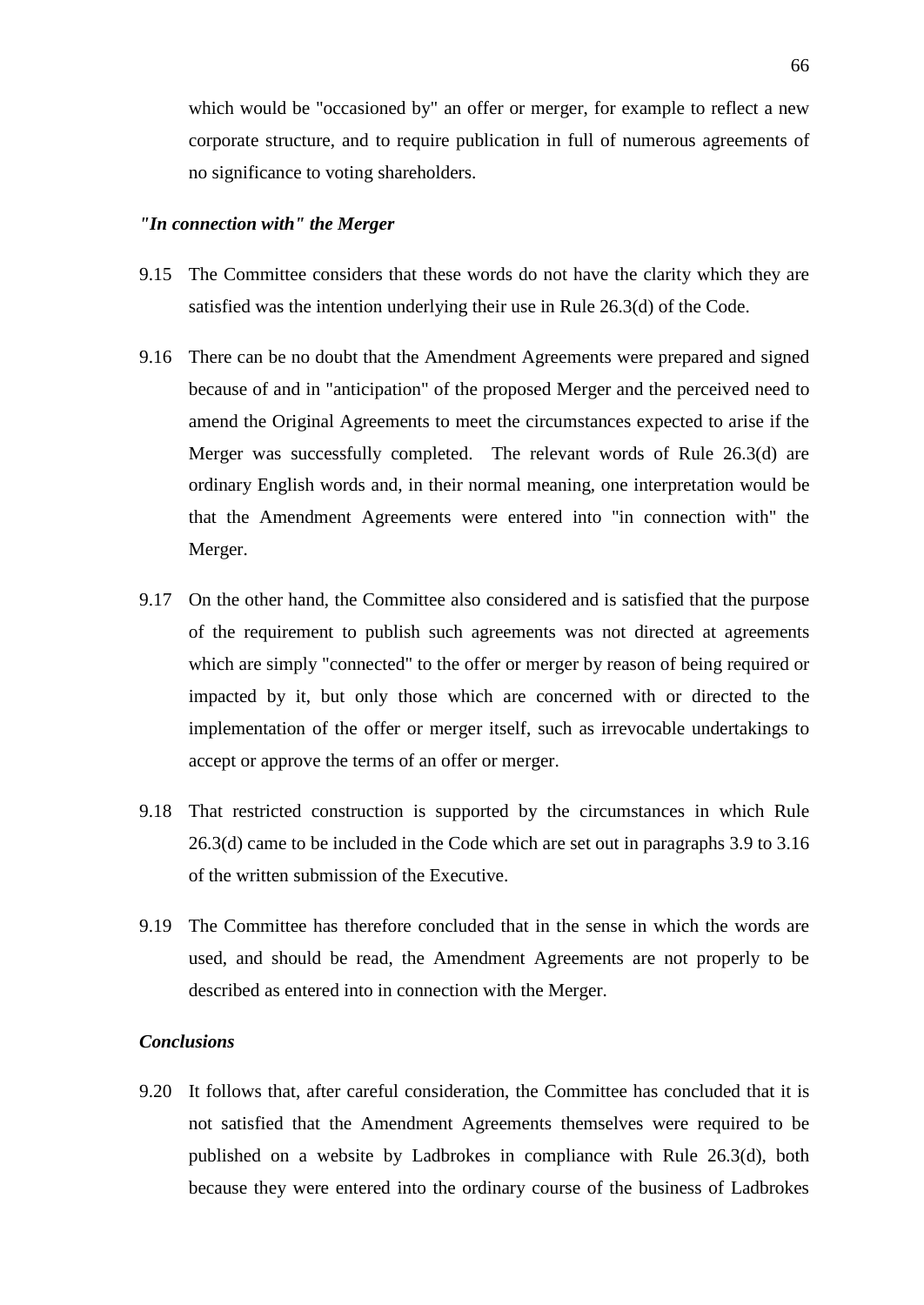which would be "occasioned by" an offer or merger, for example to reflect a new corporate structure, and to require publication in full of numerous agreements of no significance to voting shareholders.

***"In connection with" the Merger***

9.15 The Committee considers that these words do not have the clarity which they are satisfied was the intention underlying their use in Rule 26.3(d) of the Code.

9.16 There can be no doubt that the Amendment Agreements were prepared and signed because of and in "anticipation" of the proposed Merger and the perceived need to amend the Original Agreements to meet the circumstances expected to arise if the Merger was successfully completed. The relevant words of Rule 26.3(d) are ordinary English words and, in their normal meaning, one interpretation would be that the Amendment Agreements were entered into "in connection with" the Merger.

9.17 On the other hand, the Committee also considered and is satisfied that the purpose of the requirement to publish such agreements was not directed at agreements which are simply "connected" to the offer or merger by reason of being required or impacted by it, but only those which are concerned with or directed to the implementation of the offer or merger itself, such as irrevocable undertakings to accept or approve the terms of an offer or merger.

9.18 That restricted construction is supported by the circumstances in which Rule 26.3(d) came to be included in the Code which are set out in paragraphs 3.9 to 3.16 of the written submission of the Executive.

9.19 The Committee has therefore concluded that in the sense in which the words are used, and should be read, the Amendment Agreements are not properly to be described as entered into in connection with the Merger.

***Conclusions***

9.20 It follows that, after careful consideration, the Committee has concluded that it is not satisfied that the Amendment Agreements themselves were required to be published on a website by Ladbrokes in compliance with Rule 26.3(d), both because they were entered into the ordinary course of the business of Ladbrokes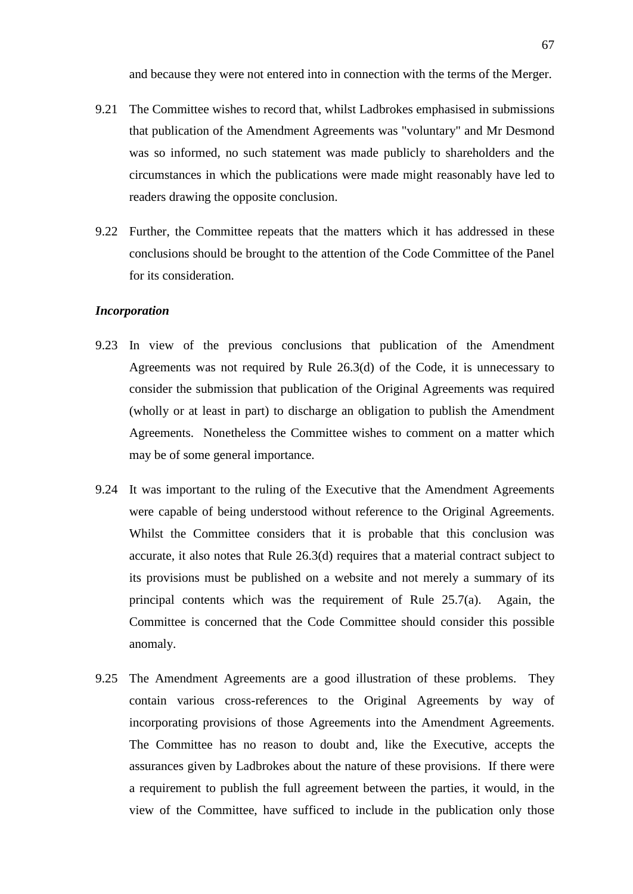and because they were not entered into in connection with the terms of the Merger.

9.21 The Committee wishes to record that, whilst Ladbrokes emphasised in submissions that publication of the Amendment Agreements was "voluntary" and Mr Desmond was so informed, no such statement was made publicly to shareholders and the circumstances in which the publications were made might reasonably have led to readers drawing the opposite conclusion.

9.22 Further, the Committee repeats that the matters which it has addressed in these conclusions should be brought to the attention of the Code Committee of the Panel for its consideration.

***Incorporation***

9.23 In view of the previous conclusions that publication of the Amendment Agreements was not required by Rule 26.3(d) of the Code, it is unnecessary to consider the submission that publication of the Original Agreements was required (wholly or at least in part) to discharge an obligation to publish the Amendment Agreements. Nonetheless the Committee wishes to comment on a matter which may be of some general importance.

9.24 It was important to the ruling of the Executive that the Amendment Agreements were capable of being understood without reference to the Original Agreements. Whilst the Committee considers that it is probable that this conclusion was accurate, it also notes that Rule 26.3(d) requires that a material contract subject to its provisions must be published on a website and not merely a summary of its principal contents which was the requirement of Rule 25.7(a). Again, the Committee is concerned that the Code Committee should consider this possible anomaly.

9.25 The Amendment Agreements are a good illustration of these problems. They contain various cross-references to the Original Agreements by way of incorporating provisions of those Agreements into the Amendment Agreements. The Committee has no reason to doubt and, like the Executive, accepts the assurances given by Ladbrokes about the nature of these provisions. If there were a requirement to publish the full agreement between the parties, it would, in the view of the Committee, have sufficed to include in the publication only those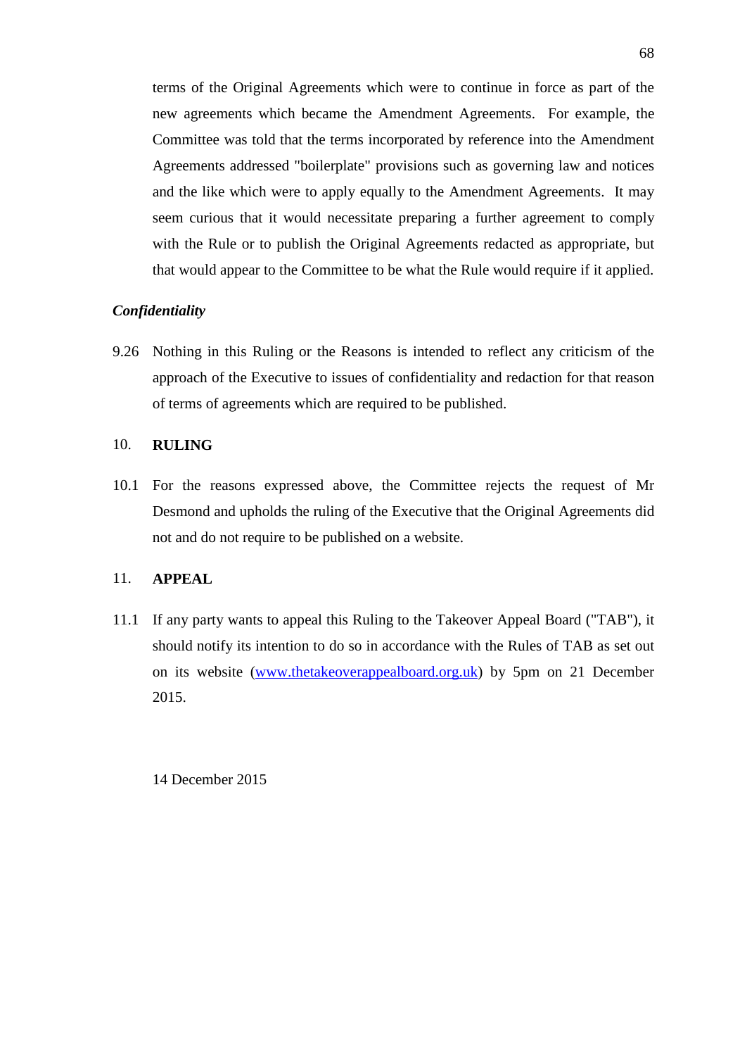terms of the Original Agreements which were to continue in force as part of the new agreements which became the Amendment Agreements. For example, the Committee was told that the terms incorporated by reference into the Amendment Agreements addressed "boilerplate" provisions such as governing law and notices and the like which were to apply equally to the Amendment Agreements. It may seem curious that it would necessitate preparing a further agreement to comply with the Rule or to publish the Original Agreements redacted as appropriate, but that would appear to the Committee to be what the Rule would require if it applied.

***Confidentiality***

9.26 Nothing in this Ruling or the Reasons is intended to reflect any criticism of the approach of the Executive to issues of confidentiality and redaction for that reason of terms of agreements which are required to be published.

## 10. RULING

10.1 For the reasons expressed above, the Committee rejects the request of Mr Desmond and upholds the ruling of the Executive that the Original Agreements did not and do not require to be published on a website.

## 11. APPEAL

11.1 If any party wants to appeal this Ruling to the Takeover Appeal Board ("TAB"), it should notify its intention to do so in accordance with the Rules of TAB as set out on its website (www.thetakeoverappealboard.org.uk) by 5pm on 21 December 2015.

14 December 2015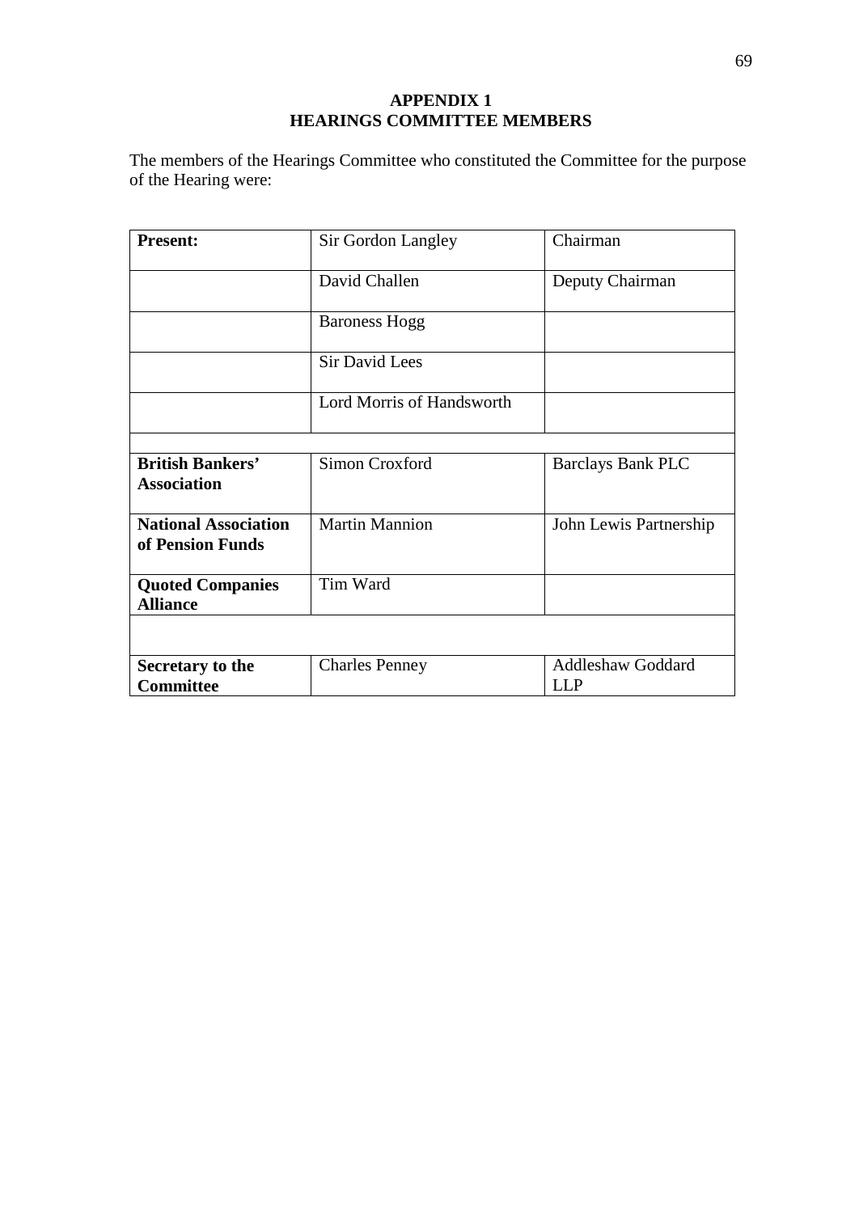# APPENDIX 1
## HEARINGS COMMITTEE MEMBERS

The members of the Hearings Committee who constituted the Committee for the purpose of the Hearing were:

| | | |
|---|---|---|
| **Present:** | Sir Gordon Langley | Chairman |
| | David Challen | Deputy Chairman |
| | Baroness Hogg | |
| | Sir David Lees | |
| | Lord Morris of Handsworth | |
| | | |
| **British Bankers' Association** | Simon Croxford | Barclays Bank PLC |
| **National Association of Pension Funds** | Martin Mannion | John Lewis Partnership |
| **Quoted Companies Alliance** | Tim Ward | |
| | | |
| **Secretary to the Committee** | Charles Penney | Addleshaw Goddard LLP |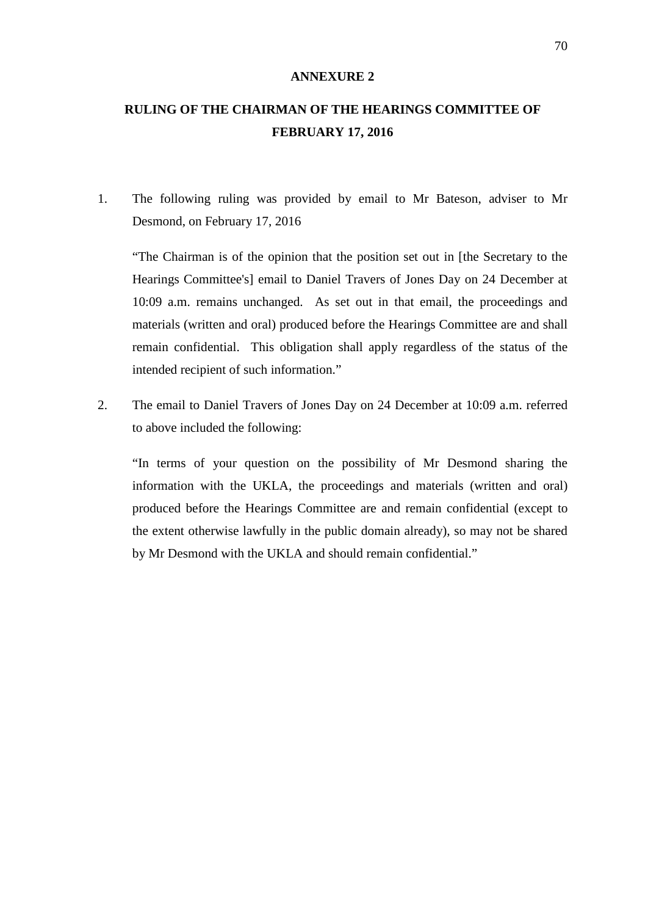## ANNEXURE 2

## RULING OF THE CHAIRMAN OF THE HEARINGS COMMITTEE OF FEBRUARY 17, 2016

1. The following ruling was provided by email to Mr Bateson, adviser to Mr Desmond, on February 17, 2016

   "The Chairman is of the opinion that the position set out in [the Secretary to the Hearings Committee's] email to Daniel Travers of Jones Day on 24 December at 10:09 a.m. remains unchanged. As set out in that email, the proceedings and materials (written and oral) produced before the Hearings Committee are and shall remain confidential. This obligation shall apply regardless of the status of the intended recipient of such information."

2. The email to Daniel Travers of Jones Day on 24 December at 10:09 a.m. referred to above included the following:

   "In terms of your question on the possibility of Mr Desmond sharing the information with the UKLA, the proceedings and materials (written and oral) produced before the Hearings Committee are and remain confidential (except to the extent otherwise lawfully in the public domain already), so may not be shared by Mr Desmond with the UKLA and should remain confidential."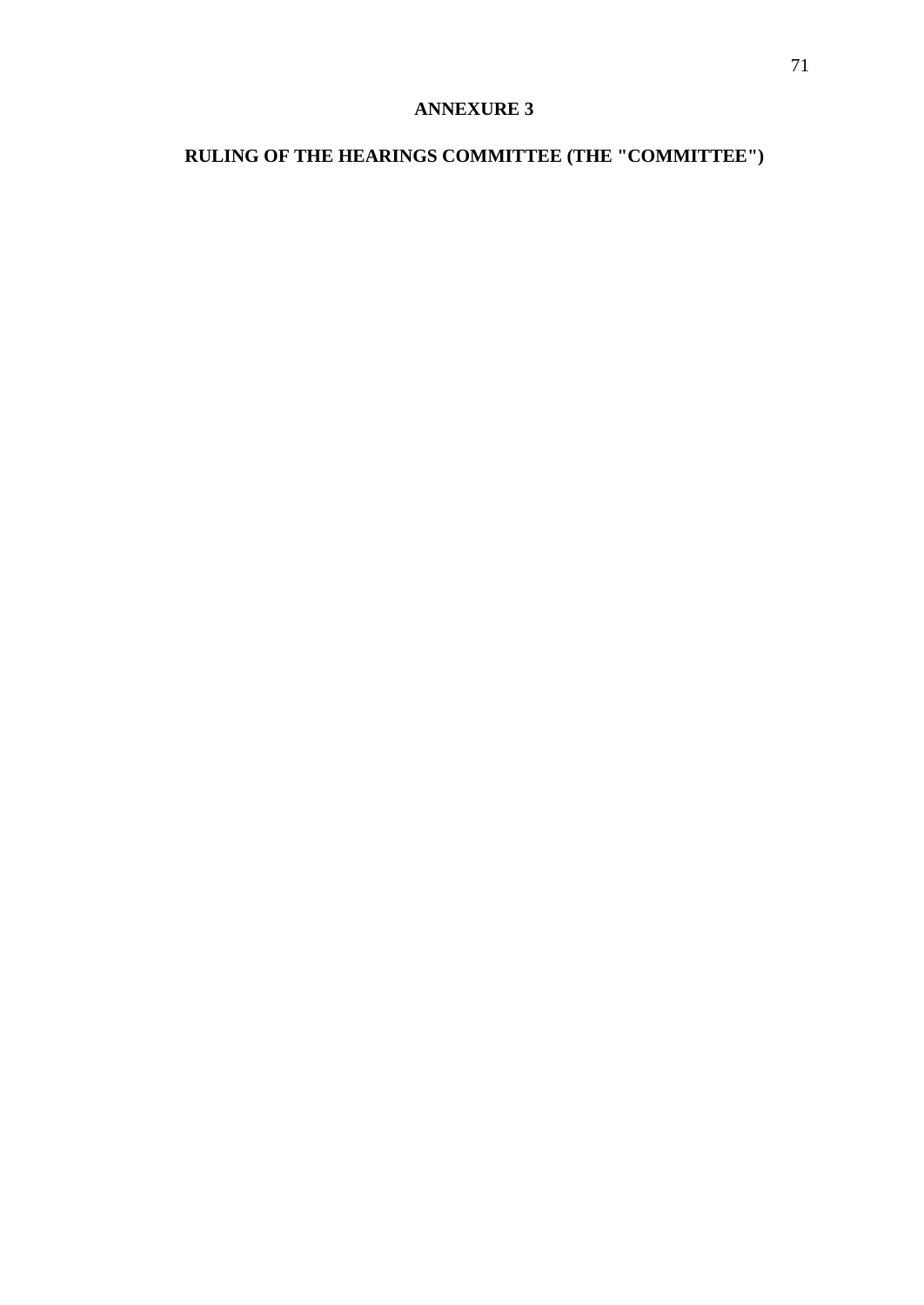# ANNEXURE 3

## RULING OF THE HEARINGS COMMITTEE (THE "COMMITTEE")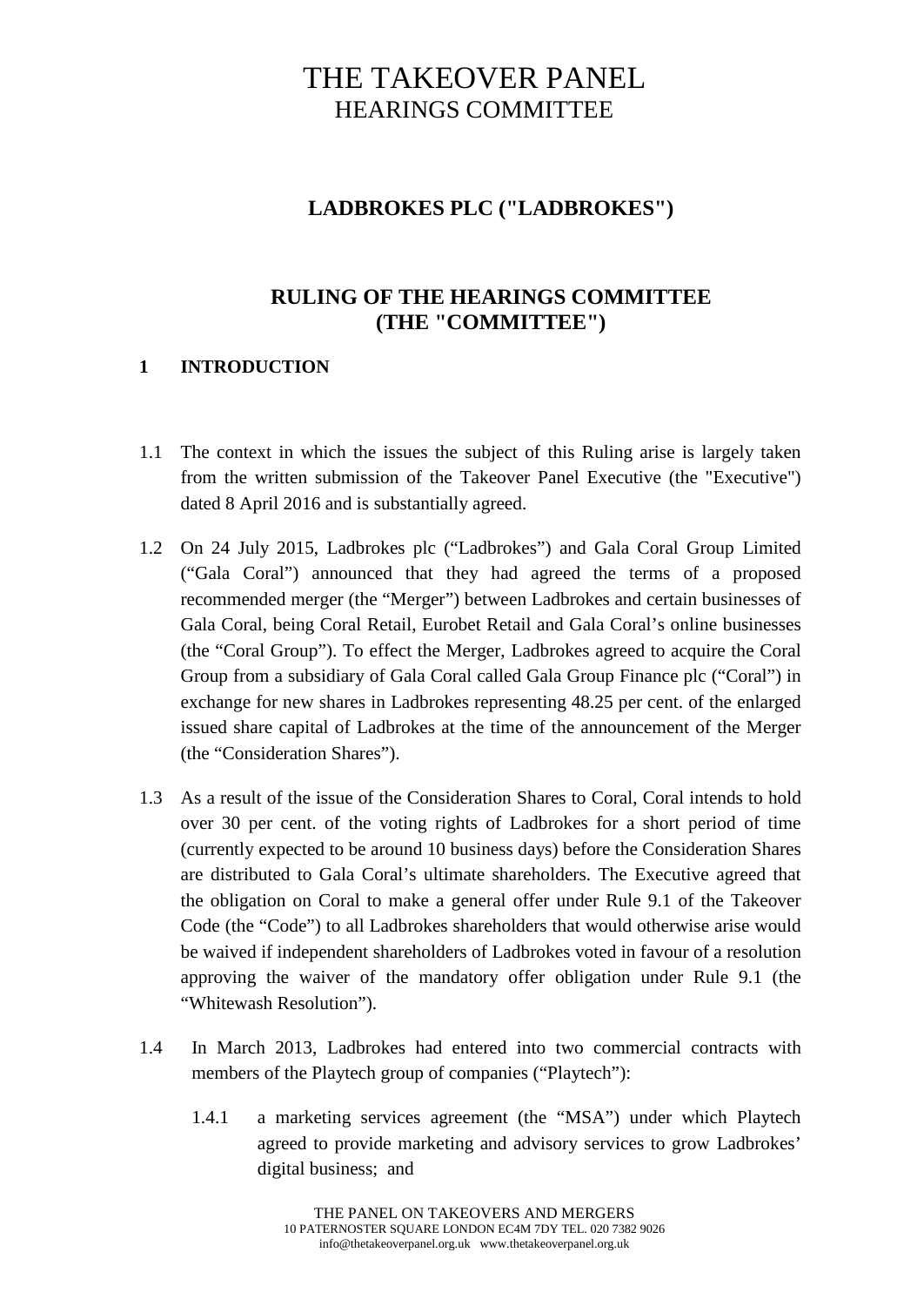# THE TAKEOVER PANEL
## HEARINGS COMMITTEE

### LADBROKES PLC ("LADBROKES")

### RULING OF THE HEARINGS COMMITTEE (THE "COMMITTEE")

**1 INTRODUCTION**

1.1 The context in which the issues the subject of this Ruling arise is largely taken from the written submission of the Takeover Panel Executive (the "Executive") dated 8 April 2016 and is substantially agreed.

1.2 On 24 July 2015, Ladbrokes plc ("Ladbrokes") and Gala Coral Group Limited ("Gala Coral") announced that they had agreed the terms of a proposed recommended merger (the "Merger") between Ladbrokes and certain businesses of Gala Coral, being Coral Retail, Eurobet Retail and Gala Coral's online businesses (the "Coral Group"). To effect the Merger, Ladbrokes agreed to acquire the Coral Group from a subsidiary of Gala Coral called Gala Group Finance plc ("Coral") in exchange for new shares in Ladbrokes representing 48.25 per cent. of the enlarged issued share capital of Ladbrokes at the time of the announcement of the Merger (the "Consideration Shares").

1.3 As a result of the issue of the Consideration Shares to Coral, Coral intends to hold over 30 per cent. of the voting rights of Ladbrokes for a short period of time (currently expected to be around 10 business days) before the Consideration Shares are distributed to Gala Coral's ultimate shareholders. The Executive agreed that the obligation on Coral to make a general offer under Rule 9.1 of the Takeover Code (the "Code") to all Ladbrokes shareholders that would otherwise arise would be waived if independent shareholders of Ladbrokes voted in favour of a resolution approving the waiver of the mandatory offer obligation under Rule 9.1 (the "Whitewash Resolution").

1.4 In March 2013, Ladbrokes had entered into two commercial contracts with members of the Playtech group of companies ("Playtech"):

1.4.1 a marketing services agreement (the "MSA") under which Playtech agreed to provide marketing and advisory services to grow Ladbrokes' digital business; and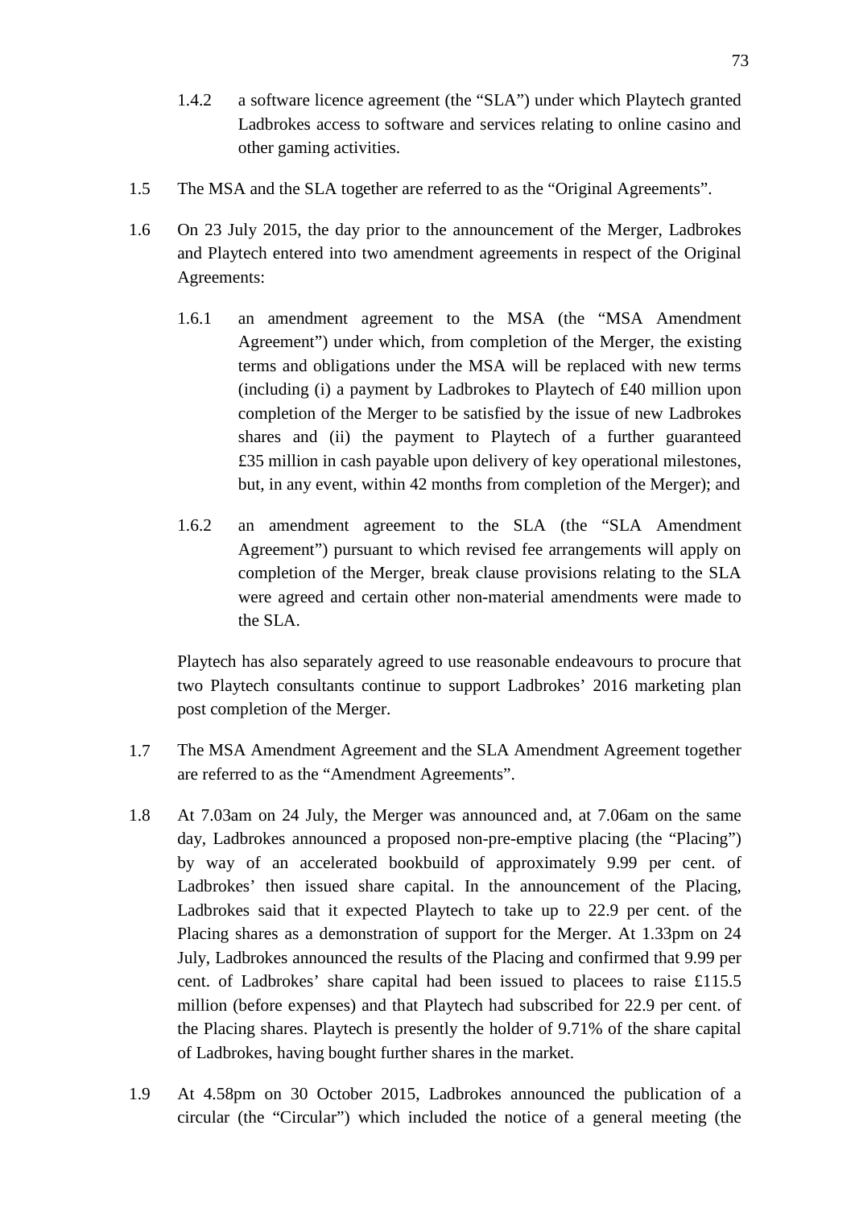1.4.2 a software licence agreement (the "SLA") under which Playtech granted Ladbrokes access to software and services relating to online casino and other gaming activities.

1.5 The MSA and the SLA together are referred to as the "Original Agreements".

1.6 On 23 July 2015, the day prior to the announcement of the Merger, Ladbrokes and Playtech entered into two amendment agreements in respect of the Original Agreements:

1.6.1 an amendment agreement to the MSA (the "MSA Amendment Agreement") under which, from completion of the Merger, the existing terms and obligations under the MSA will be replaced with new terms (including (i) a payment by Ladbrokes to Playtech of £40 million upon completion of the Merger to be satisfied by the issue of new Ladbrokes shares and (ii) the payment to Playtech of a further guaranteed £35 million in cash payable upon delivery of key operational milestones, but, in any event, within 42 months from completion of the Merger); and

1.6.2 an amendment agreement to the SLA (the "SLA Amendment Agreement") pursuant to which revised fee arrangements will apply on completion of the Merger, break clause provisions relating to the SLA were agreed and certain other non-material amendments were made to the SLA.

Playtech has also separately agreed to use reasonable endeavours to procure that two Playtech consultants continue to support Ladbrokes' 2016 marketing plan post completion of the Merger.

1.7 The MSA Amendment Agreement and the SLA Amendment Agreement together are referred to as the "Amendment Agreements".

1.8 At 7.03am on 24 July, the Merger was announced and, at 7.06am on the same day, Ladbrokes announced a proposed non-pre-emptive placing (the "Placing") by way of an accelerated bookbuild of approximately 9.99 per cent. of Ladbrokes' then issued share capital. In the announcement of the Placing, Ladbrokes said that it expected Playtech to take up to 22.9 per cent. of the Placing shares as a demonstration of support for the Merger. At 1.33pm on 24 July, Ladbrokes announced the results of the Placing and confirmed that 9.99 per cent. of Ladbrokes' share capital had been issued to placees to raise £115.5 million (before expenses) and that Playtech had subscribed for 22.9 per cent. of the Placing shares. Playtech is presently the holder of 9.71% of the share capital of Ladbrokes, having bought further shares in the market.

1.9 At 4.58pm on 30 October 2015, Ladbrokes announced the publication of a circular (the "Circular") which included the notice of a general meeting (the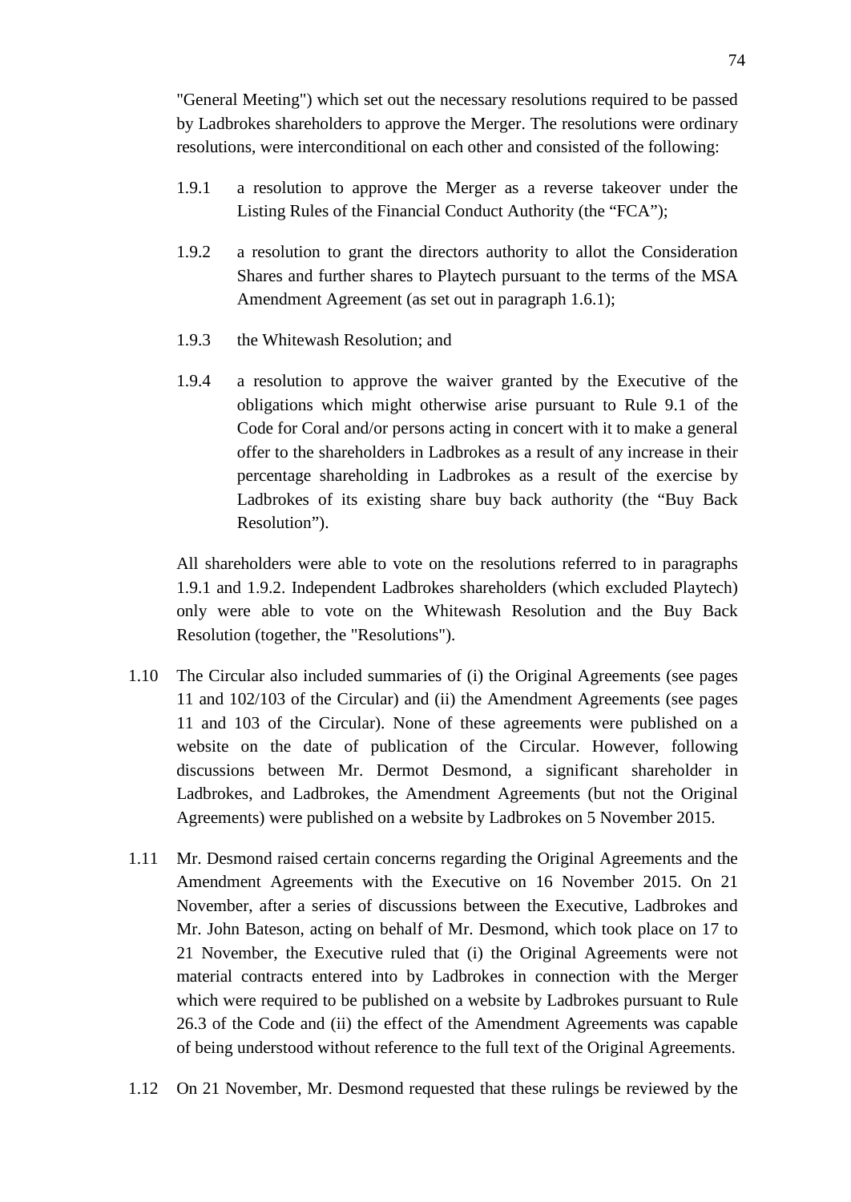"General Meeting") which set out the necessary resolutions required to be passed by Ladbrokes shareholders to approve the Merger. The resolutions were ordinary resolutions, were interconditional on each other and consisted of the following:

1.9.1 a resolution to approve the Merger as a reverse takeover under the Listing Rules of the Financial Conduct Authority (the "FCA");

1.9.2 a resolution to grant the directors authority to allot the Consideration Shares and further shares to Playtech pursuant to the terms of the MSA Amendment Agreement (as set out in paragraph 1.6.1);

1.9.3 the Whitewash Resolution; and

1.9.4 a resolution to approve the waiver granted by the Executive of the obligations which might otherwise arise pursuant to Rule 9.1 of the Code for Coral and/or persons acting in concert with it to make a general offer to the shareholders in Ladbrokes as a result of any increase in their percentage shareholding in Ladbrokes as a result of the exercise by Ladbrokes of its existing share buy back authority (the "Buy Back Resolution").

All shareholders were able to vote on the resolutions referred to in paragraphs 1.9.1 and 1.9.2. Independent Ladbrokes shareholders (which excluded Playtech) only were able to vote on the Whitewash Resolution and the Buy Back Resolution (together, the "Resolutions").

1.10 The Circular also included summaries of (i) the Original Agreements (see pages 11 and 102/103 of the Circular) and (ii) the Amendment Agreements (see pages 11 and 103 of the Circular). None of these agreements were published on a website on the date of publication of the Circular. However, following discussions between Mr. Dermot Desmond, a significant shareholder in Ladbrokes, and Ladbrokes, the Amendment Agreements (but not the Original Agreements) were published on a website by Ladbrokes on 5 November 2015.

1.11 Mr. Desmond raised certain concerns regarding the Original Agreements and the Amendment Agreements with the Executive on 16 November 2015. On 21 November, after a series of discussions between the Executive, Ladbrokes and Mr. John Bateson, acting on behalf of Mr. Desmond, which took place on 17 to 21 November, the Executive ruled that (i) the Original Agreements were not material contracts entered into by Ladbrokes in connection with the Merger which were required to be published on a website by Ladbrokes pursuant to Rule 26.3 of the Code and (ii) the effect of the Amendment Agreements was capable of being understood without reference to the full text of the Original Agreements.

1.12 On 21 November, Mr. Desmond requested that these rulings be reviewed by the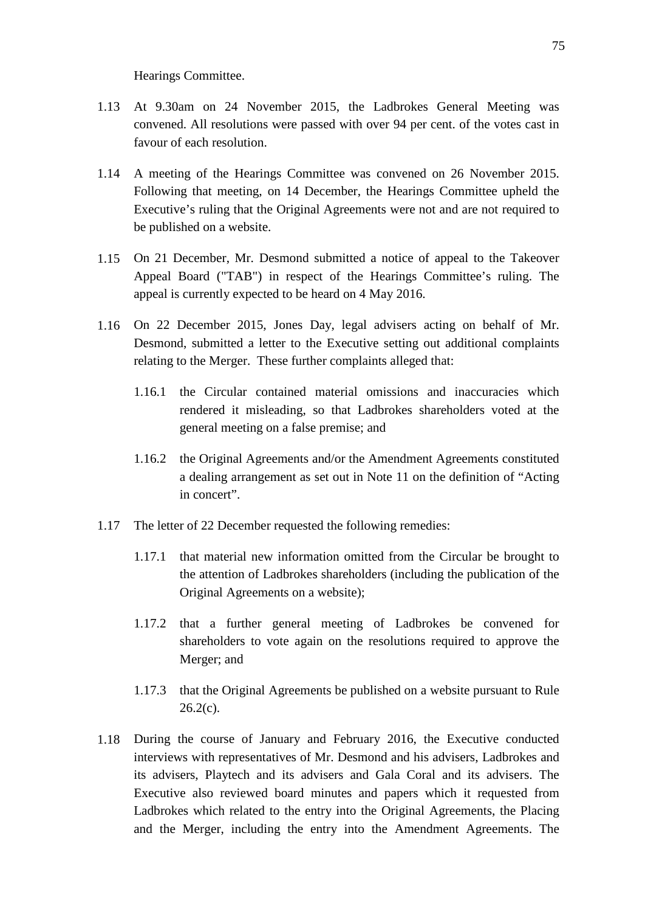Hearings Committee.

1.13 At 9.30am on 24 November 2015, the Ladbrokes General Meeting was convened. All resolutions were passed with over 94 per cent. of the votes cast in favour of each resolution.

1.14 A meeting of the Hearings Committee was convened on 26 November 2015. Following that meeting, on 14 December, the Hearings Committee upheld the Executive's ruling that the Original Agreements were not and are not required to be published on a website.

1.15 On 21 December, Mr. Desmond submitted a notice of appeal to the Takeover Appeal Board ("TAB") in respect of the Hearings Committee's ruling. The appeal is currently expected to be heard on 4 May 2016.

1.16 On 22 December 2015, Jones Day, legal advisers acting on behalf of Mr. Desmond, submitted a letter to the Executive setting out additional complaints relating to the Merger. These further complaints alleged that:

   1.16.1 the Circular contained material omissions and inaccuracies which rendered it misleading, so that Ladbrokes shareholders voted at the general meeting on a false premise; and

   1.16.2 the Original Agreements and/or the Amendment Agreements constituted a dealing arrangement as set out in Note 11 on the definition of "Acting in concert".

1.17 The letter of 22 December requested the following remedies:

   1.17.1 that material new information omitted from the Circular be brought to the attention of Ladbrokes shareholders (including the publication of the Original Agreements on a website);

   1.17.2 that a further general meeting of Ladbrokes be convened for shareholders to vote again on the resolutions required to approve the Merger; and

   1.17.3 that the Original Agreements be published on a website pursuant to Rule 26.2(c).

1.18 During the course of January and February 2016, the Executive conducted interviews with representatives of Mr. Desmond and his advisers, Ladbrokes and its advisers, Playtech and its advisers and Gala Coral and its advisers. The Executive also reviewed board minutes and papers which it requested from Ladbrokes which related to the entry into the Original Agreements, the Placing and the Merger, including the entry into the Amendment Agreements. The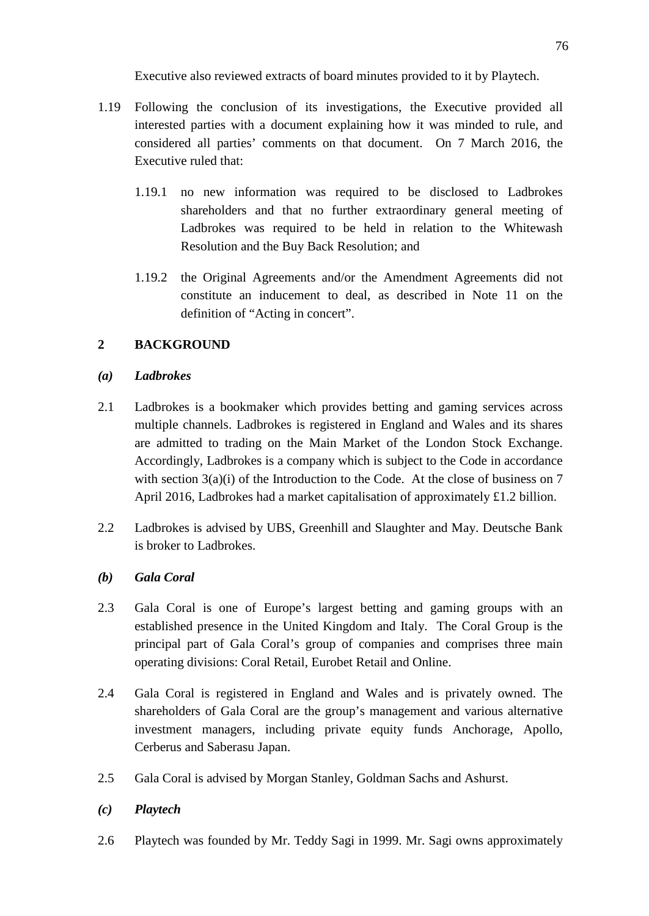Executive also reviewed extracts of board minutes provided to it by Playtech.

1.19 Following the conclusion of its investigations, the Executive provided all interested parties with a document explaining how it was minded to rule, and considered all parties' comments on that document. On 7 March 2016, the Executive ruled that:

1.19.1 no new information was required to be disclosed to Ladbrokes shareholders and that no further extraordinary general meeting of Ladbrokes was required to be held in relation to the Whitewash Resolution and the Buy Back Resolution; and

1.19.2 the Original Agreements and/or the Amendment Agreements did not constitute an inducement to deal, as described in Note 11 on the definition of "Acting in concert".

## 2 BACKGROUND

### *(a) Ladbrokes*

2.1 Ladbrokes is a bookmaker which provides betting and gaming services across multiple channels. Ladbrokes is registered in England and Wales and its shares are admitted to trading on the Main Market of the London Stock Exchange. Accordingly, Ladbrokes is a company which is subject to the Code in accordance with section 3(a)(i) of the Introduction to the Code. At the close of business on 7 April 2016, Ladbrokes had a market capitalisation of approximately £1.2 billion.

2.2 Ladbrokes is advised by UBS, Greenhill and Slaughter and May. Deutsche Bank is broker to Ladbrokes.

### *(b) Gala Coral*

2.3 Gala Coral is one of Europe's largest betting and gaming groups with an established presence in the United Kingdom and Italy. The Coral Group is the principal part of Gala Coral's group of companies and comprises three main operating divisions: Coral Retail, Eurobet Retail and Online.

2.4 Gala Coral is registered in England and Wales and is privately owned. The shareholders of Gala Coral are the group's management and various alternative investment managers, including private equity funds Anchorage, Apollo, Cerberus and Saberasu Japan.

2.5 Gala Coral is advised by Morgan Stanley, Goldman Sachs and Ashurst.

### *(c) Playtech*

2.6 Playtech was founded by Mr. Teddy Sagi in 1999. Mr. Sagi owns approximately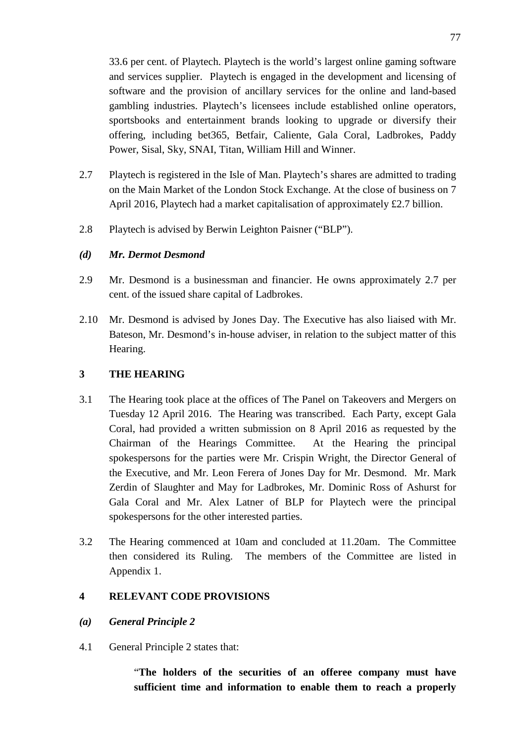33.6 per cent. of Playtech. Playtech is the world's largest online gaming software and services supplier. Playtech is engaged in the development and licensing of software and the provision of ancillary services for the online and land-based gambling industries. Playtech's licensees include established online operators, sportsbooks and entertainment brands looking to upgrade or diversify their offering, including bet365, Betfair, Caliente, Gala Coral, Ladbrokes, Paddy Power, Sisal, Sky, SNAI, Titan, William Hill and Winner.

2.7 Playtech is registered in the Isle of Man. Playtech's shares are admitted to trading on the Main Market of the London Stock Exchange. At the close of business on 7 April 2016, Playtech had a market capitalisation of approximately £2.7 billion.

2.8 Playtech is advised by Berwin Leighton Paisner ("BLP").

### *(d) Mr. Dermot Desmond*

2.9 Mr. Desmond is a businessman and financier. He owns approximately 2.7 per cent. of the issued share capital of Ladbrokes.

2.10 Mr. Desmond is advised by Jones Day. The Executive has also liaised with Mr. Bateson, Mr. Desmond's in-house adviser, in relation to the subject matter of this Hearing.

## 3 THE HEARING

3.1 The Hearing took place at the offices of The Panel on Takeovers and Mergers on Tuesday 12 April 2016. The Hearing was transcribed. Each Party, except Gala Coral, had provided a written submission on 8 April 2016 as requested by the Chairman of the Hearings Committee. At the Hearing the principal spokespersons for the parties were Mr. Crispin Wright, the Director General of the Executive, and Mr. Leon Ferera of Jones Day for Mr. Desmond. Mr. Mark Zerdin of Slaughter and May for Ladbrokes, Mr. Dominic Ross of Ashurst for Gala Coral and Mr. Alex Latner of BLP for Playtech were the principal spokespersons for the other interested parties.

3.2 The Hearing commenced at 10am and concluded at 11.20am. The Committee then considered its Ruling. The members of the Committee are listed in Appendix 1.

## 4 RELEVANT CODE PROVISIONS

### *(a) General Principle 2*

4.1 General Principle 2 states that:

> "**The holders of the securities of an offeree company must have sufficient time and information to enable them to reach a properly**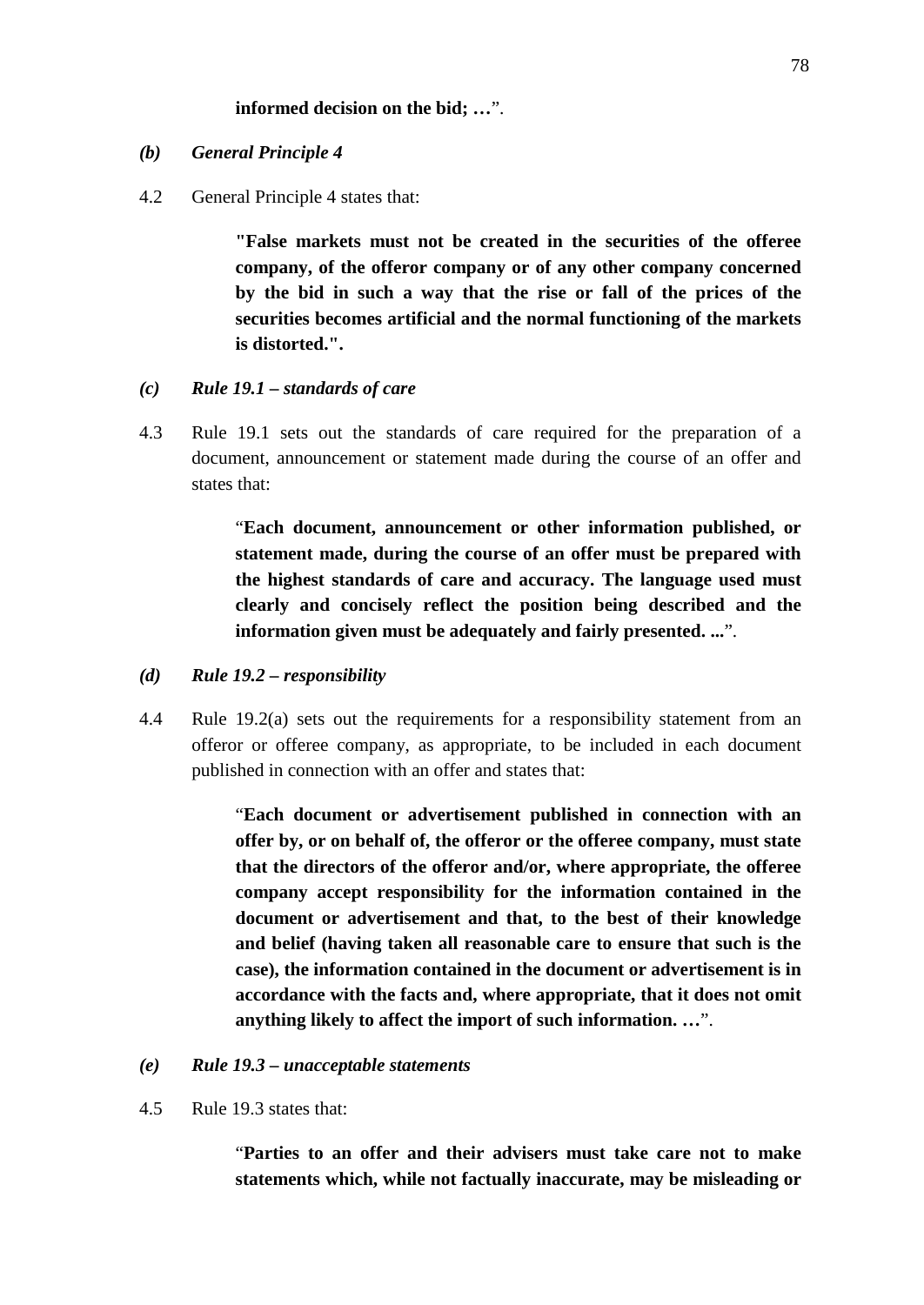**informed decision on the bid; …**".

*(b) General Principle 4*

4.2 General Principle 4 states that:

> **"False markets must not be created in the securities of the offeree company, of the offeror company or of any other company concerned by the bid in such a way that the rise or fall of the prices of the securities becomes artificial and the normal functioning of the markets is distorted.".**

*(c) Rule 19.1 – standards of care*

4.3 Rule 19.1 sets out the standards of care required for the preparation of a document, announcement or statement made during the course of an offer and states that:

> "**Each document, announcement or other information published, or statement made, during the course of an offer must be prepared with the highest standards of care and accuracy. The language used must clearly and concisely reflect the position being described and the information given must be adequately and fairly presented. ...**".

*(d) Rule 19.2 – responsibility*

4.4 Rule 19.2(a) sets out the requirements for a responsibility statement from an offeror or offeree company, as appropriate, to be included in each document published in connection with an offer and states that:

> "**Each document or advertisement published in connection with an offer by, or on behalf of, the offeror or the offeree company, must state that the directors of the offeror and/or, where appropriate, the offeree company accept responsibility for the information contained in the document or advertisement and that, to the best of their knowledge and belief (having taken all reasonable care to ensure that such is the case), the information contained in the document or advertisement is in accordance with the facts and, where appropriate, that it does not omit anything likely to affect the import of such information. …**".

*(e) Rule 19.3 – unacceptable statements*

4.5 Rule 19.3 states that:

> "**Parties to an offer and their advisers must take care not to make statements which, while not factually inaccurate, may be misleading or**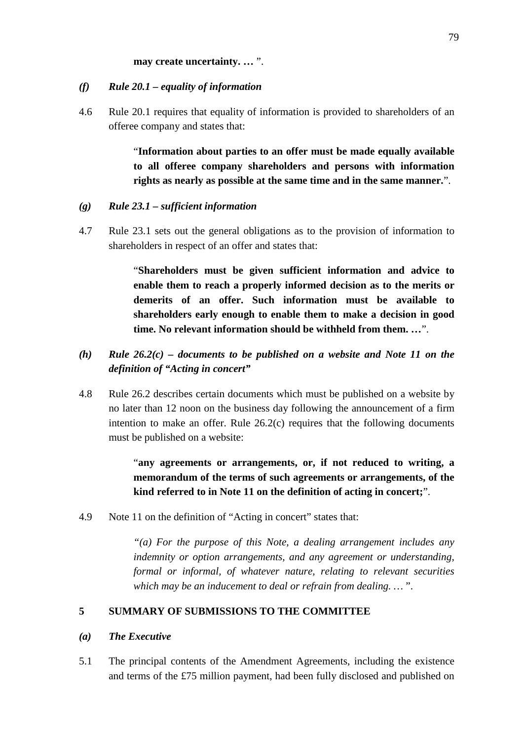**may create uncertainty. …** ".

### *(f) Rule 20.1 – equality of information*

4.6 Rule 20.1 requires that equality of information is provided to shareholders of an offeree company and states that:

> "**Information about parties to an offer must be made equally available to all offeree company shareholders and persons with information rights as nearly as possible at the same time and in the same manner.**".

### *(g) Rule 23.1 – sufficient information*

4.7 Rule 23.1 sets out the general obligations as to the provision of information to shareholders in respect of an offer and states that:

> "**Shareholders must be given sufficient information and advice to enable them to reach a properly informed decision as to the merits or demerits of an offer. Such information must be available to shareholders early enough to enable them to make a decision in good time. No relevant information should be withheld from them. …**".

### *(h) Rule 26.2(c) – documents to be published on a website and Note 11 on the definition of "Acting in concert"*

4.8 Rule 26.2 describes certain documents which must be published on a website by no later than 12 noon on the business day following the announcement of a firm intention to make an offer. Rule 26.2(c) requires that the following documents must be published on a website:

> "**any agreements or arrangements, or, if not reduced to writing, a memorandum of the terms of such agreements or arrangements, of the kind referred to in Note 11 on the definition of acting in concert;**".

4.9 Note 11 on the definition of "Acting in concert" states that:

> *"(a) For the purpose of this Note, a dealing arrangement includes any indemnity or option arrangements, and any agreement or understanding, formal or informal, of whatever nature, relating to relevant securities which may be an inducement to deal or refrain from dealing. … "*.

## 5 SUMMARY OF SUBMISSIONS TO THE COMMITTEE

### *(a) The Executive*

5.1 The principal contents of the Amendment Agreements, including the existence and terms of the £75 million payment, had been fully disclosed and published on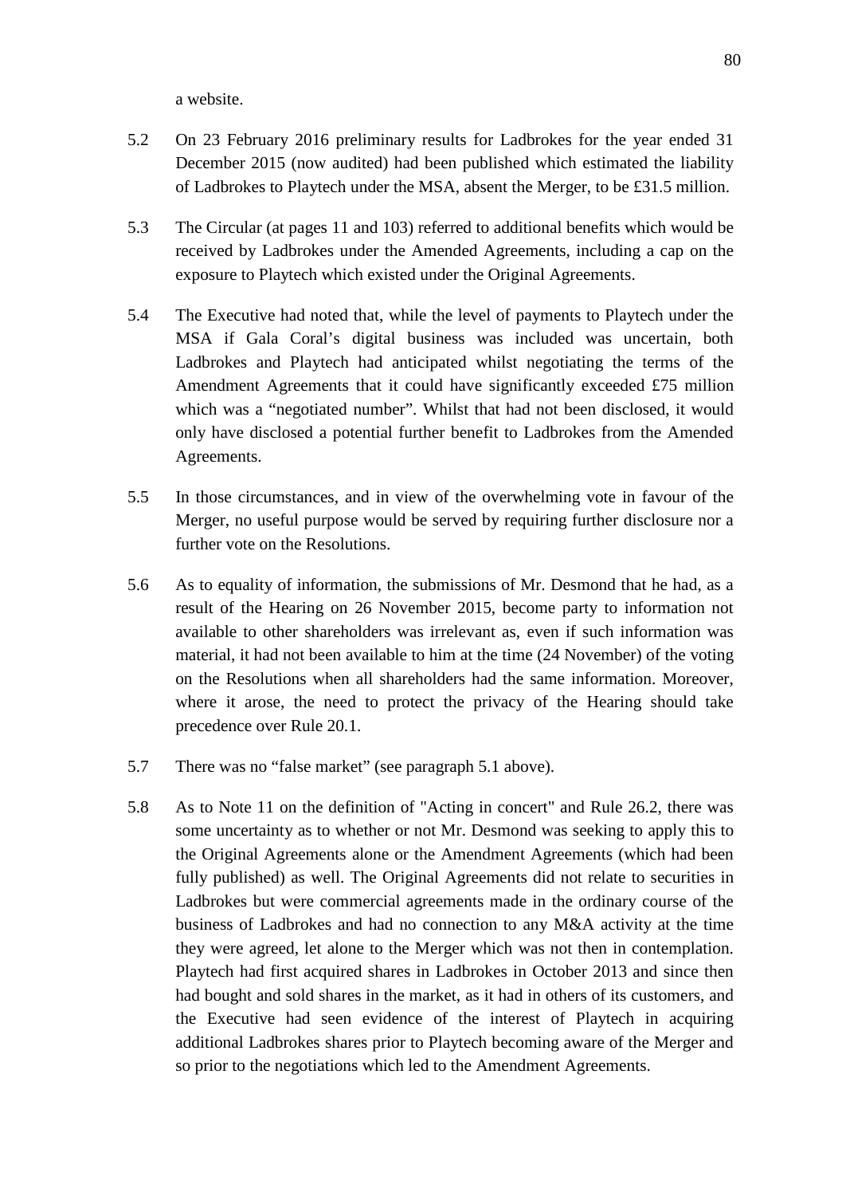a website.

5.2 On 23 February 2016 preliminary results for Ladbrokes for the year ended 31 December 2015 (now audited) had been published which estimated the liability of Ladbrokes to Playtech under the MSA, absent the Merger, to be £31.5 million.

5.3 The Circular (at pages 11 and 103) referred to additional benefits which would be received by Ladbrokes under the Amended Agreements, including a cap on the exposure to Playtech which existed under the Original Agreements.

5.4 The Executive had noted that, while the level of payments to Playtech under the MSA if Gala Coral's digital business was included was uncertain, both Ladbrokes and Playtech had anticipated whilst negotiating the terms of the Amendment Agreements that it could have significantly exceeded £75 million which was a "negotiated number". Whilst that had not been disclosed, it would only have disclosed a potential further benefit to Ladbrokes from the Amended Agreements.

5.5 In those circumstances, and in view of the overwhelming vote in favour of the Merger, no useful purpose would be served by requiring further disclosure nor a further vote on the Resolutions.

5.6 As to equality of information, the submissions of Mr. Desmond that he had, as a result of the Hearing on 26 November 2015, become party to information not available to other shareholders was irrelevant as, even if such information was material, it had not been available to him at the time (24 November) of the voting on the Resolutions when all shareholders had the same information. Moreover, where it arose, the need to protect the privacy of the Hearing should take precedence over Rule 20.1.

5.7 There was no "false market" (see paragraph 5.1 above).

5.8 As to Note 11 on the definition of "Acting in concert" and Rule 26.2, there was some uncertainty as to whether or not Mr. Desmond was seeking to apply this to the Original Agreements alone or the Amendment Agreements (which had been fully published) as well. The Original Agreements did not relate to securities in Ladbrokes but were commercial agreements made in the ordinary course of the business of Ladbrokes and had no connection to any M&A activity at the time they were agreed, let alone to the Merger which was not then in contemplation. Playtech had first acquired shares in Ladbrokes in October 2013 and since then had bought and sold shares in the market, as it had in others of its customers, and the Executive had seen evidence of the interest of Playtech in acquiring additional Ladbrokes shares prior to Playtech becoming aware of the Merger and so prior to the negotiations which led to the Amendment Agreements.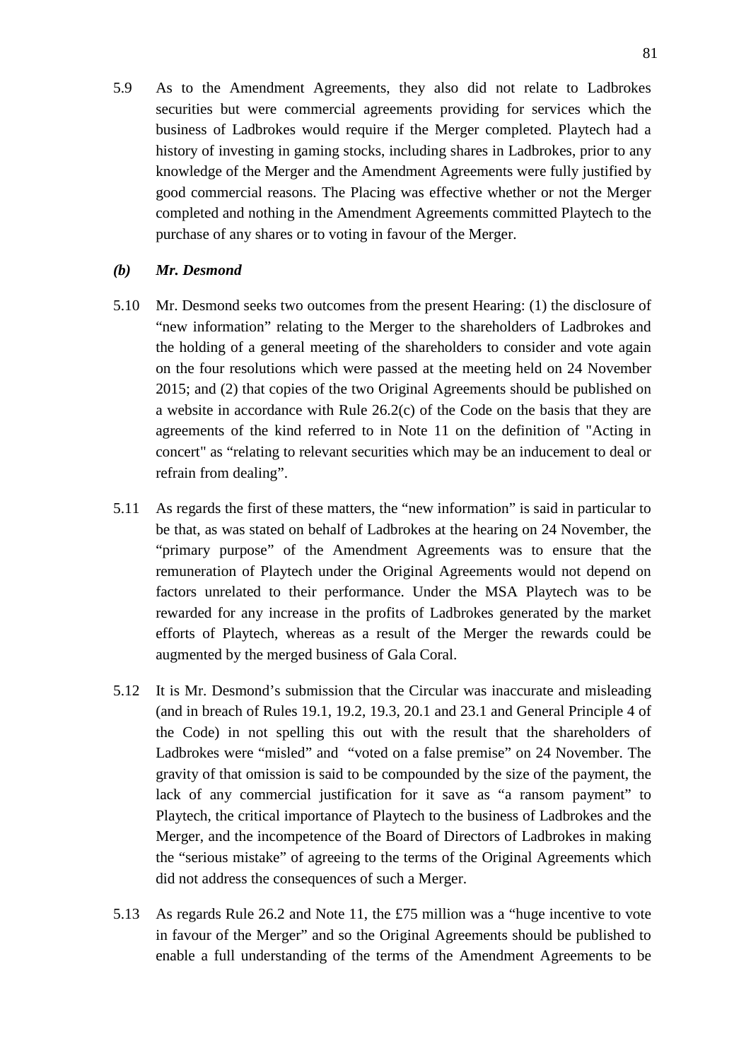5.9 As to the Amendment Agreements, they also did not relate to Ladbrokes securities but were commercial agreements providing for services which the business of Ladbrokes would require if the Merger completed. Playtech had a history of investing in gaming stocks, including shares in Ladbrokes, prior to any knowledge of the Merger and the Amendment Agreements were fully justified by good commercial reasons. The Placing was effective whether or not the Merger completed and nothing in the Amendment Agreements committed Playtech to the purchase of any shares or to voting in favour of the Merger.

***(b) Mr. Desmond***

5.10 Mr. Desmond seeks two outcomes from the present Hearing: (1) the disclosure of "new information" relating to the Merger to the shareholders of Ladbrokes and the holding of a general meeting of the shareholders to consider and vote again on the four resolutions which were passed at the meeting held on 24 November 2015; and (2) that copies of the two Original Agreements should be published on a website in accordance with Rule 26.2(c) of the Code on the basis that they are agreements of the kind referred to in Note 11 on the definition of "Acting in concert" as "relating to relevant securities which may be an inducement to deal or refrain from dealing".

5.11 As regards the first of these matters, the "new information" is said in particular to be that, as was stated on behalf of Ladbrokes at the hearing on 24 November, the "primary purpose" of the Amendment Agreements was to ensure that the remuneration of Playtech under the Original Agreements would not depend on factors unrelated to their performance. Under the MSA Playtech was to be rewarded for any increase in the profits of Ladbrokes generated by the market efforts of Playtech, whereas as a result of the Merger the rewards could be augmented by the merged business of Gala Coral.

5.12 It is Mr. Desmond's submission that the Circular was inaccurate and misleading (and in breach of Rules 19.1, 19.2, 19.3, 20.1 and 23.1 and General Principle 4 of the Code) in not spelling this out with the result that the shareholders of Ladbrokes were "misled" and "voted on a false premise" on 24 November. The gravity of that omission is said to be compounded by the size of the payment, the lack of any commercial justification for it save as "a ransom payment" to Playtech, the critical importance of Playtech to the business of Ladbrokes and the Merger, and the incompetence of the Board of Directors of Ladbrokes in making the "serious mistake" of agreeing to the terms of the Original Agreements which did not address the consequences of such a Merger.

5.13 As regards Rule 26.2 and Note 11, the £75 million was a "huge incentive to vote in favour of the Merger" and so the Original Agreements should be published to enable a full understanding of the terms of the Amendment Agreements to be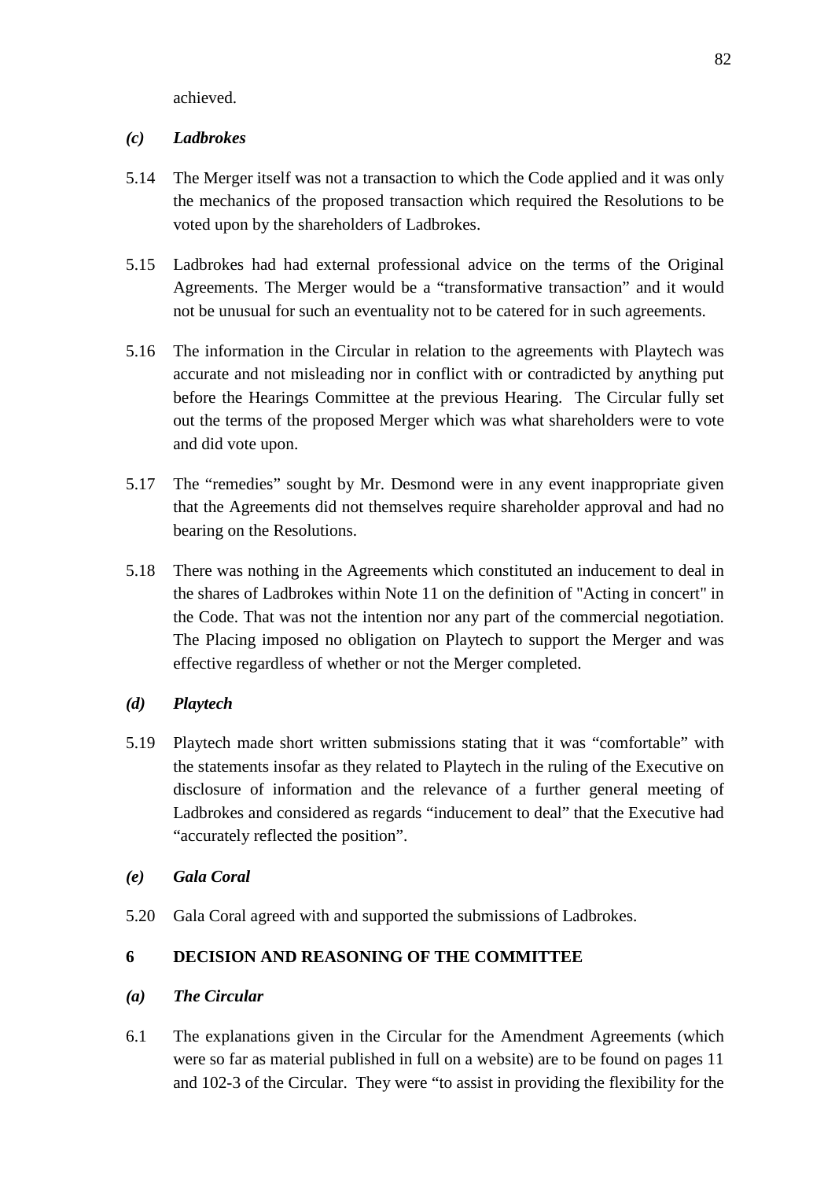achieved.

*(c)* ***Ladbrokes***

5.14 The Merger itself was not a transaction to which the Code applied and it was only the mechanics of the proposed transaction which required the Resolutions to be voted upon by the shareholders of Ladbrokes.

5.15 Ladbrokes had had external professional advice on the terms of the Original Agreements. The Merger would be a "transformative transaction" and it would not be unusual for such an eventuality not to be catered for in such agreements.

5.16 The information in the Circular in relation to the agreements with Playtech was accurate and not misleading nor in conflict with or contradicted by anything put before the Hearings Committee at the previous Hearing. The Circular fully set out the terms of the proposed Merger which was what shareholders were to vote and did vote upon.

5.17 The "remedies" sought by Mr. Desmond were in any event inappropriate given that the Agreements did not themselves require shareholder approval and had no bearing on the Resolutions.

5.18 There was nothing in the Agreements which constituted an inducement to deal in the shares of Ladbrokes within Note 11 on the definition of "Acting in concert" in the Code. That was not the intention nor any part of the commercial negotiation. The Placing imposed no obligation on Playtech to support the Merger and was effective regardless of whether or not the Merger completed.

*(d)* ***Playtech***

5.19 Playtech made short written submissions stating that it was "comfortable" with the statements insofar as they related to Playtech in the ruling of the Executive on disclosure of information and the relevance of a further general meeting of Ladbrokes and considered as regards "inducement to deal" that the Executive had "accurately reflected the position".

*(e)* ***Gala Coral***

5.20 Gala Coral agreed with and supported the submissions of Ladbrokes.

## 6 DECISION AND REASONING OF THE COMMITTEE

*(a)* ***The Circular***

6.1 The explanations given in the Circular for the Amendment Agreements (which were so far as material published in full on a website) are to be found on pages 11 and 102-3 of the Circular. They were "to assist in providing the flexibility for the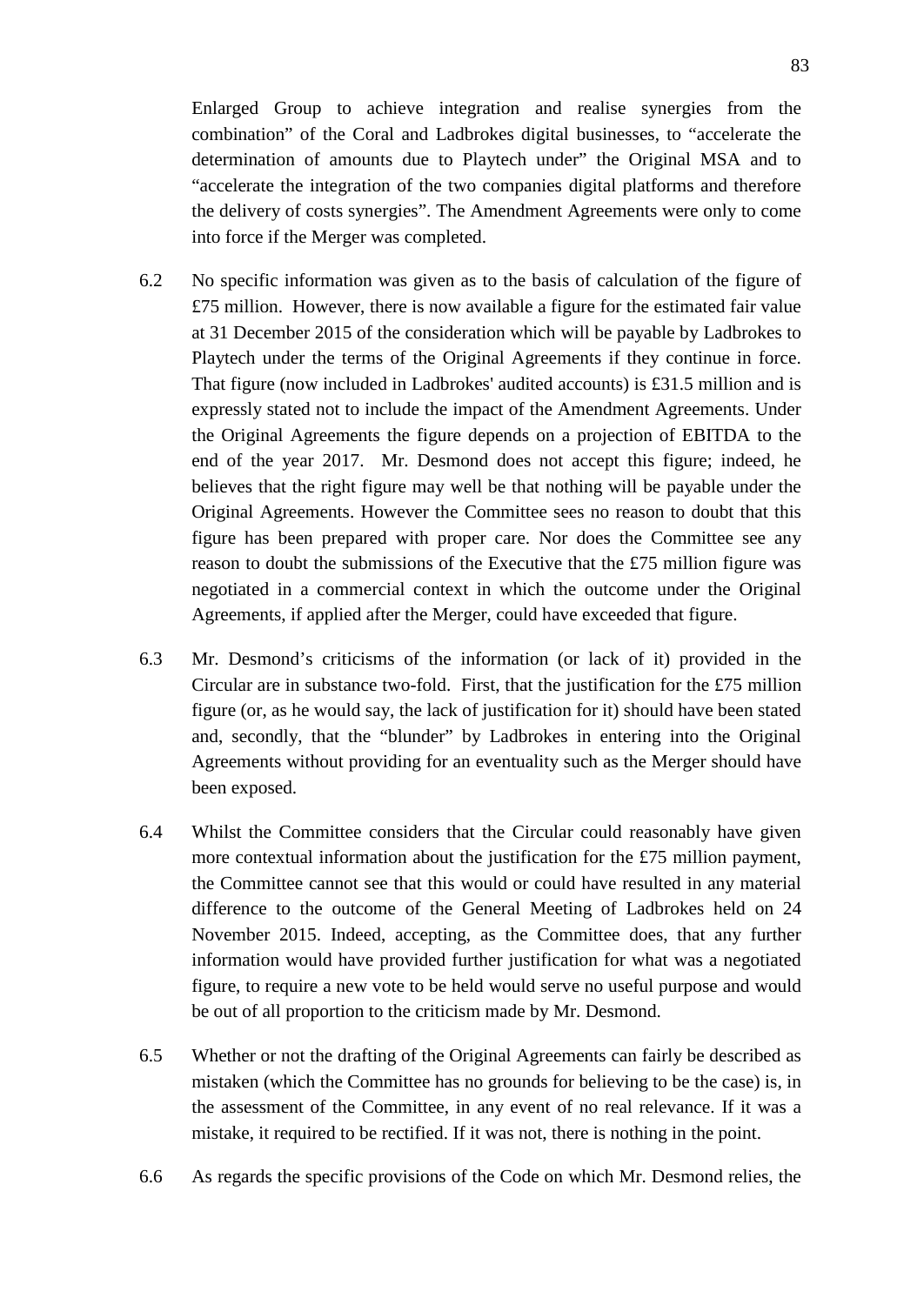Enlarged Group to achieve integration and realise synergies from the combination" of the Coral and Ladbrokes digital businesses, to "accelerate the determination of amounts due to Playtech under" the Original MSA and to "accelerate the integration of the two companies digital platforms and therefore the delivery of costs synergies". The Amendment Agreements were only to come into force if the Merger was completed.

6.2 No specific information was given as to the basis of calculation of the figure of £75 million. However, there is now available a figure for the estimated fair value at 31 December 2015 of the consideration which will be payable by Ladbrokes to Playtech under the terms of the Original Agreements if they continue in force. That figure (now included in Ladbrokes' audited accounts) is £31.5 million and is expressly stated not to include the impact of the Amendment Agreements. Under the Original Agreements the figure depends on a projection of EBITDA to the end of the year 2017. Mr. Desmond does not accept this figure; indeed, he believes that the right figure may well be that nothing will be payable under the Original Agreements. However the Committee sees no reason to doubt that this figure has been prepared with proper care. Nor does the Committee see any reason to doubt the submissions of the Executive that the £75 million figure was negotiated in a commercial context in which the outcome under the Original Agreements, if applied after the Merger, could have exceeded that figure.

6.3 Mr. Desmond's criticisms of the information (or lack of it) provided in the Circular are in substance two-fold. First, that the justification for the £75 million figure (or, as he would say, the lack of justification for it) should have been stated and, secondly, that the "blunder" by Ladbrokes in entering into the Original Agreements without providing for an eventuality such as the Merger should have been exposed.

6.4 Whilst the Committee considers that the Circular could reasonably have given more contextual information about the justification for the £75 million payment, the Committee cannot see that this would or could have resulted in any material difference to the outcome of the General Meeting of Ladbrokes held on 24 November 2015. Indeed, accepting, as the Committee does, that any further information would have provided further justification for what was a negotiated figure, to require a new vote to be held would serve no useful purpose and would be out of all proportion to the criticism made by Mr. Desmond.

6.5 Whether or not the drafting of the Original Agreements can fairly be described as mistaken (which the Committee has no grounds for believing to be the case) is, in the assessment of the Committee, in any event of no real relevance. If it was a mistake, it required to be rectified. If it was not, there is nothing in the point.

6.6 As regards the specific provisions of the Code on which Mr. Desmond relies, the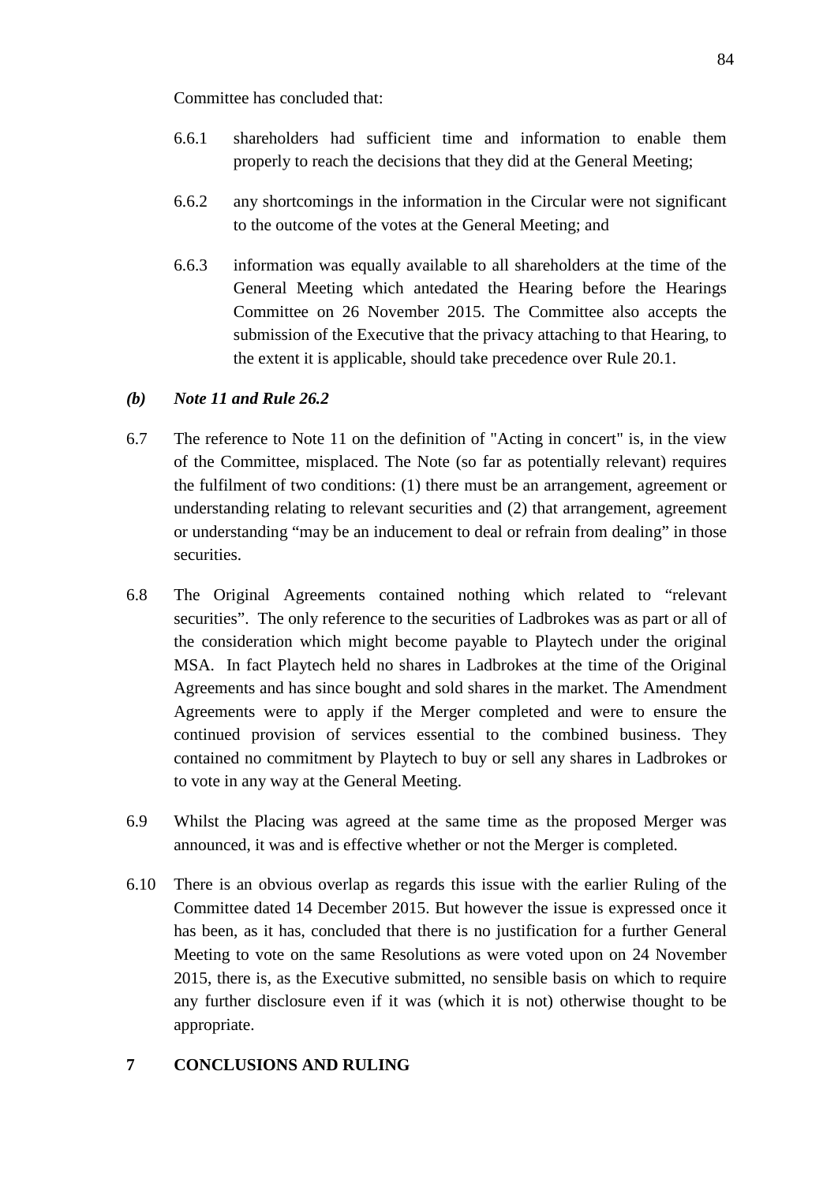Committee has concluded that:

6.6.1 shareholders had sufficient time and information to enable them properly to reach the decisions that they did at the General Meeting;

6.6.2 any shortcomings in the information in the Circular were not significant to the outcome of the votes at the General Meeting; and

6.6.3 information was equally available to all shareholders at the time of the General Meeting which antedated the Hearing before the Hearings Committee on 26 November 2015. The Committee also accepts the submission of the Executive that the privacy attaching to that Hearing, to the extent it is applicable, should take precedence over Rule 20.1.

***(b) Note 11 and Rule 26.2***

6.7 The reference to Note 11 on the definition of "Acting in concert" is, in the view of the Committee, misplaced. The Note (so far as potentially relevant) requires the fulfilment of two conditions: (1) there must be an arrangement, agreement or understanding relating to relevant securities and (2) that arrangement, agreement or understanding "may be an inducement to deal or refrain from dealing" in those securities.

6.8 The Original Agreements contained nothing which related to "relevant securities". The only reference to the securities of Ladbrokes was as part or all of the consideration which might become payable to Playtech under the original MSA. In fact Playtech held no shares in Ladbrokes at the time of the Original Agreements and has since bought and sold shares in the market. The Amendment Agreements were to apply if the Merger completed and were to ensure the continued provision of services essential to the combined business. They contained no commitment by Playtech to buy or sell any shares in Ladbrokes or to vote in any way at the General Meeting.

6.9 Whilst the Placing was agreed at the same time as the proposed Merger was announced, it was and is effective whether or not the Merger is completed.

6.10 There is an obvious overlap as regards this issue with the earlier Ruling of the Committee dated 14 December 2015. But however the issue is expressed once it has been, as it has, concluded that there is no justification for a further General Meeting to vote on the same Resolutions as were voted upon on 24 November 2015, there is, as the Executive submitted, no sensible basis on which to require any further disclosure even if it was (which it is not) otherwise thought to be appropriate.

## 7 CONCLUSIONS AND RULING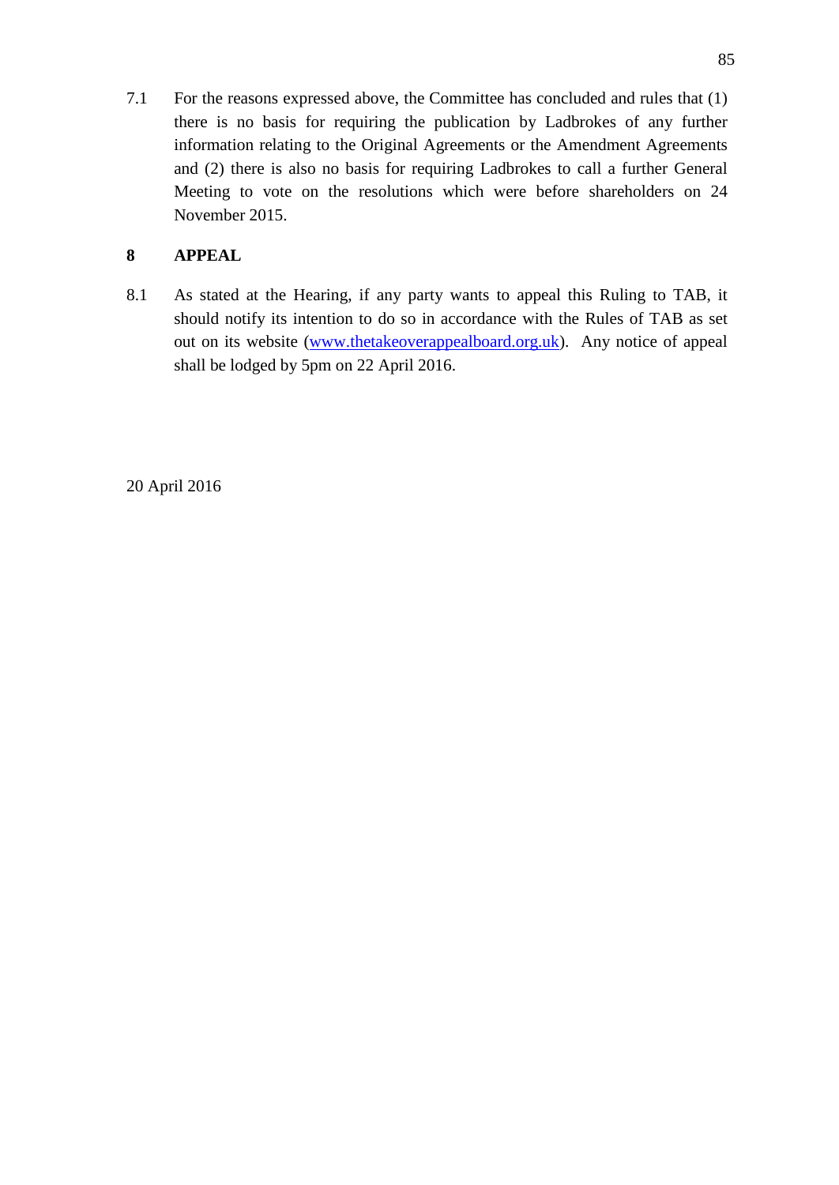7.1 For the reasons expressed above, the Committee has concluded and rules that (1) there is no basis for requiring the publication by Ladbrokes of any further information relating to the Original Agreements or the Amendment Agreements and (2) there is also no basis for requiring Ladbrokes to call a further General Meeting to vote on the resolutions which were before shareholders on 24 November 2015.

## 8 APPEAL

8.1 As stated at the Hearing, if any party wants to appeal this Ruling to TAB, it should notify its intention to do so in accordance with the Rules of TAB as set out on its website ([www.thetakeoverappealboard.org.uk](http://www.thetakeoverappealboard.org.uk)). Any notice of appeal shall be lodged by 5pm on 22 April 2016.

20 April 2016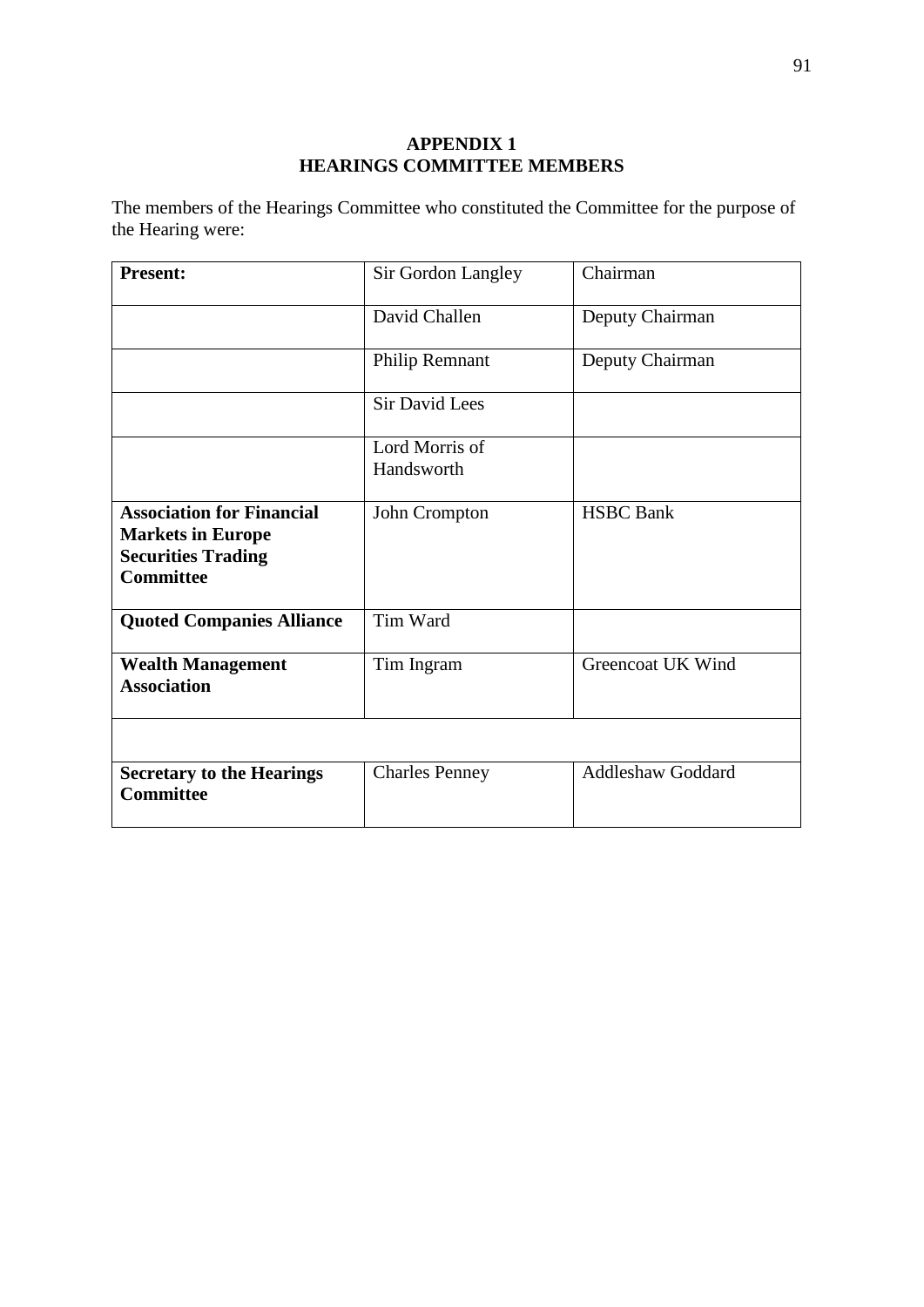## APPENDIX 1
## HEARINGS COMMITTEE MEMBERS

The members of the Hearings Committee who constituted the Committee for the purpose of the Hearing were:

| | | |
|---|---|---|
| **Present:** | Sir Gordon Langley | Chairman |
| | David Challen | Deputy Chairman |
| | Philip Remnant | Deputy Chairman |
| | Sir David Lees | |
| | Lord Morris of Handsworth | |
| **Association for Financial Markets in Europe Securities Trading Committee** | John Crompton | HSBC Bank |
| **Quoted Companies Alliance** | Tim Ward | |
| **Wealth Management Association** | Tim Ingram | Greencoat UK Wind |
| | | |
| **Secretary to the Hearings Committee** | Charles Penney | Addleshaw Goddard |